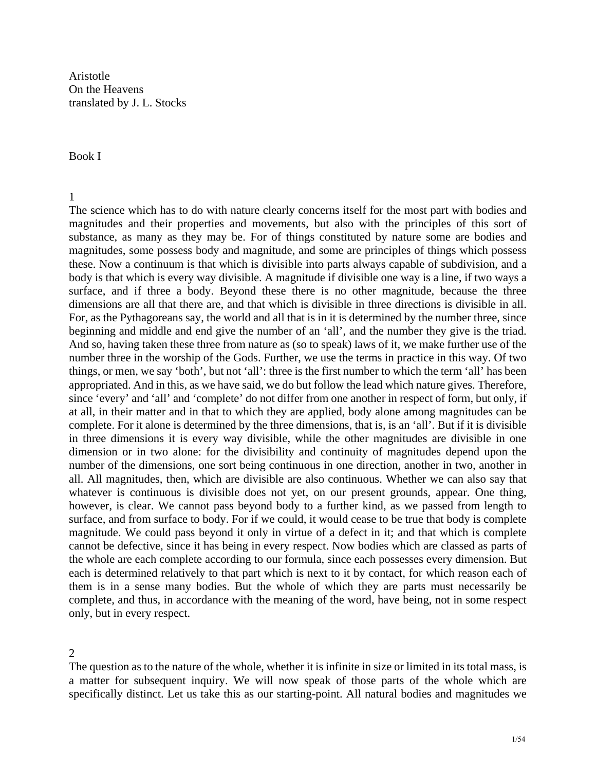Aristotle
On the Heavens
translated by J. L. Stocks

# Book I

## 1

The science which has to do with nature clearly concerns itself for the most part with bodies and magnitudes and their properties and movements, but also with the principles of this sort of substance, as many as they may be. For of things constituted by nature some are bodies and magnitudes, some possess body and magnitude, and some are principles of things which possess these. Now a continuum is that which is divisible into parts always capable of subdivision, and a body is that which is every way divisible. A magnitude if divisible one way is a line, if two ways a surface, and if three a body. Beyond these there is no other magnitude, because the three dimensions are all that there are, and that which is divisible in three directions is divisible in all. For, as the Pythagoreans say, the world and all that is in it is determined by the number three, since beginning and middle and end give the number of an 'all', and the number they give is the triad. And so, having taken these three from nature as (so to speak) laws of it, we make further use of the number three in the worship of the Gods. Further, we use the terms in practice in this way. Of two things, or men, we say 'both', but not 'all': three is the first number to which the term 'all' has been appropriated. And in this, as we have said, we do but follow the lead which nature gives. Therefore, since 'every' and 'all' and 'complete' do not differ from one another in respect of form, but only, if at all, in their matter and in that to which they are applied, body alone among magnitudes can be complete. For it alone is determined by the three dimensions, that is, is an 'all'. But if it is divisible in three dimensions it is every way divisible, while the other magnitudes are divisible in one dimension or in two alone: for the divisibility and continuity of magnitudes depend upon the number of the dimensions, one sort being continuous in one direction, another in two, another in all. All magnitudes, then, which are divisible are also continuous. Whether we can also say that whatever is continuous is divisible does not yet, on our present grounds, appear. One thing, however, is clear. We cannot pass beyond body to a further kind, as we passed from length to surface, and from surface to body. For if we could, it would cease to be true that body is complete magnitude. We could pass beyond it only in virtue of a defect in it; and that which is complete cannot be defective, since it has being in every respect. Now bodies which are classed as parts of the whole are each complete according to our formula, since each possesses every dimension. But each is determined relatively to that part which is next to it by contact, for which reason each of them is in a sense many bodies. But the whole of which they are parts must necessarily be complete, and thus, in accordance with the meaning of the word, have being, not in some respect only, but in every respect.

## 2

The question as to the nature of the whole, whether it is infinite in size or limited in its total mass, is a matter for subsequent inquiry. We will now speak of those parts of the whole which are specifically distinct. Let us take this as our starting-point. All natural bodies and magnitudes we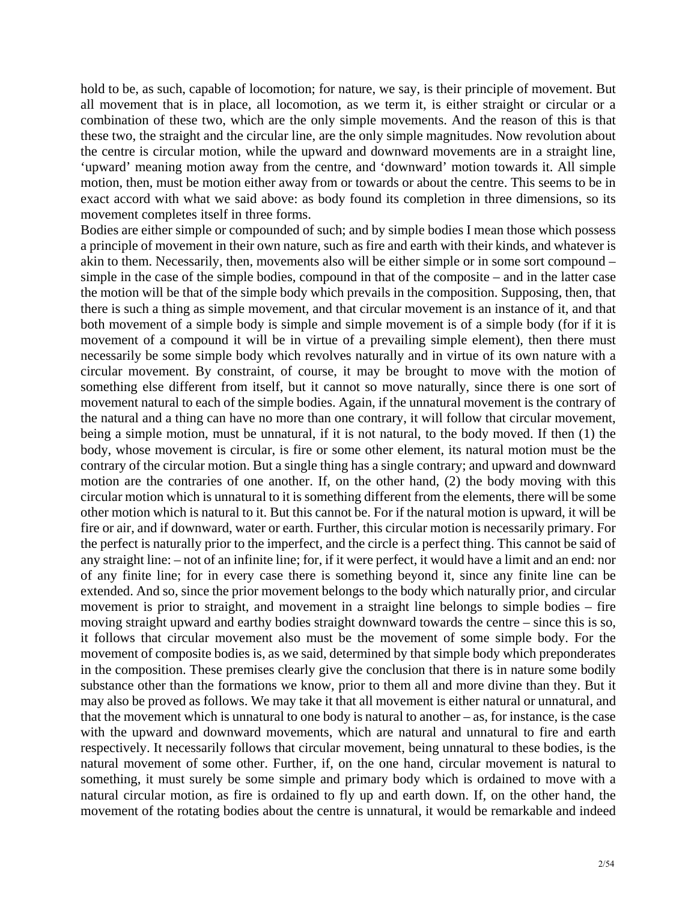hold to be, as such, capable of locomotion; for nature, we say, is their principle of movement. But all movement that is in place, all locomotion, as we term it, is either straight or circular or a combination of these two, which are the only simple movements. And the reason of this is that these two, the straight and the circular line, are the only simple magnitudes. Now revolution about the centre is circular motion, while the upward and downward movements are in a straight line, 'upward' meaning motion away from the centre, and 'downward' motion towards it. All simple motion, then, must be motion either away from or towards or about the centre. This seems to be in exact accord with what we said above: as body found its completion in three dimensions, so its movement completes itself in three forms.

Bodies are either simple or compounded of such; and by simple bodies I mean those which possess a principle of movement in their own nature, such as fire and earth with their kinds, and whatever is akin to them. Necessarily, then, movements also will be either simple or in some sort compound – simple in the case of the simple bodies, compound in that of the composite – and in the latter case the motion will be that of the simple body which prevails in the composition. Supposing, then, that there is such a thing as simple movement, and that circular movement is an instance of it, and that both movement of a simple body is simple and simple movement is of a simple body (for if it is movement of a compound it will be in virtue of a prevailing simple element), then there must necessarily be some simple body which revolves naturally and in virtue of its own nature with a circular movement. By constraint, of course, it may be brought to move with the motion of something else different from itself, but it cannot so move naturally, since there is one sort of movement natural to each of the simple bodies. Again, if the unnatural movement is the contrary of the natural and a thing can have no more than one contrary, it will follow that circular movement, being a simple motion, must be unnatural, if it is not natural, to the body moved. If then (1) the body, whose movement is circular, is fire or some other element, its natural motion must be the contrary of the circular motion. But a single thing has a single contrary; and upward and downward motion are the contraries of one another. If, on the other hand, (2) the body moving with this circular motion which is unnatural to it is something different from the elements, there will be some other motion which is natural to it. But this cannot be. For if the natural motion is upward, it will be fire or air, and if downward, water or earth. Further, this circular motion is necessarily primary. For the perfect is naturally prior to the imperfect, and the circle is a perfect thing. This cannot be said of any straight line: – not of an infinite line; for, if it were perfect, it would have a limit and an end: nor of any finite line; for in every case there is something beyond it, since any finite line can be extended. And so, since the prior movement belongs to the body which naturally prior, and circular movement is prior to straight, and movement in a straight line belongs to simple bodies – fire moving straight upward and earthy bodies straight downward towards the centre – since this is so, it follows that circular movement also must be the movement of some simple body. For the movement of composite bodies is, as we said, determined by that simple body which preponderates in the composition. These premises clearly give the conclusion that there is in nature some bodily substance other than the formations we know, prior to them all and more divine than they. But it may also be proved as follows. We may take it that all movement is either natural or unnatural, and that the movement which is unnatural to one body is natural to another – as, for instance, is the case with the upward and downward movements, which are natural and unnatural to fire and earth respectively. It necessarily follows that circular movement, being unnatural to these bodies, is the natural movement of some other. Further, if, on the one hand, circular movement is natural to something, it must surely be some simple and primary body which is ordained to move with a natural circular motion, as fire is ordained to fly up and earth down. If, on the other hand, the movement of the rotating bodies about the centre is unnatural, it would be remarkable and indeed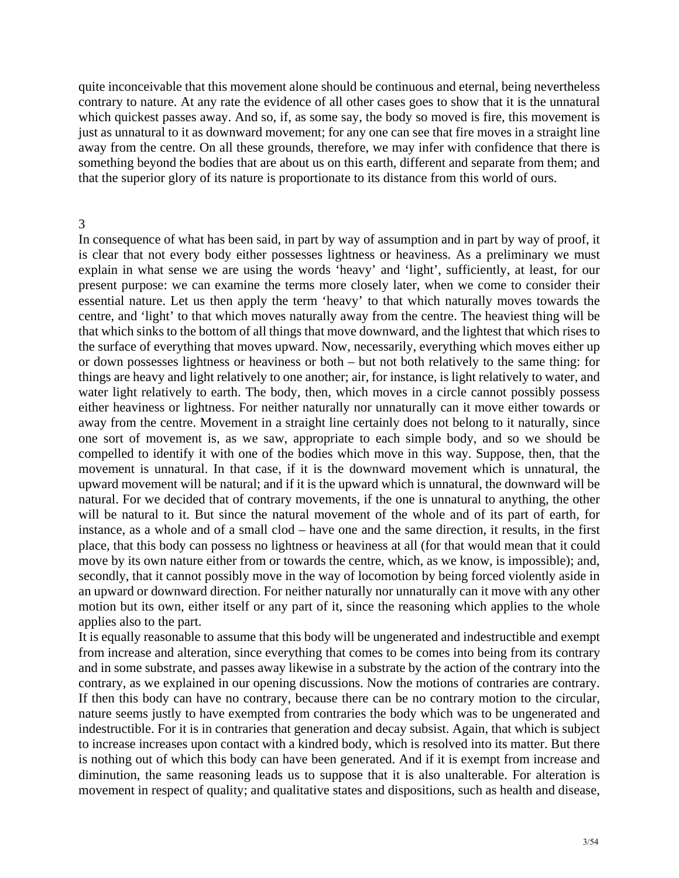quite inconceivable that this movement alone should be continuous and eternal, being nevertheless contrary to nature. At any rate the evidence of all other cases goes to show that it is the unnatural which quickest passes away. And so, if, as some say, the body so moved is fire, this movement is just as unnatural to it as downward movement; for any one can see that fire moves in a straight line away from the centre. On all these grounds, therefore, we may infer with confidence that there is something beyond the bodies that are about us on this earth, different and separate from them; and that the superior glory of its nature is proportionate to its distance from this world of ours.

## 3

In consequence of what has been said, in part by way of assumption and in part by way of proof, it is clear that not every body either possesses lightness or heaviness. As a preliminary we must explain in what sense we are using the words 'heavy' and 'light', sufficiently, at least, for our present purpose: we can examine the terms more closely later, when we come to consider their essential nature. Let us then apply the term 'heavy' to that which naturally moves towards the centre, and 'light' to that which moves naturally away from the centre. The heaviest thing will be that which sinks to the bottom of all things that move downward, and the lightest that which rises to the surface of everything that moves upward. Now, necessarily, everything which moves either up or down possesses lightness or heaviness or both – but not both relatively to the same thing: for things are heavy and light relatively to one another; air, for instance, is light relatively to water, and water light relatively to earth. The body, then, which moves in a circle cannot possibly possess either heaviness or lightness. For neither naturally nor unnaturally can it move either towards or away from the centre. Movement in a straight line certainly does not belong to it naturally, since one sort of movement is, as we saw, appropriate to each simple body, and so we should be compelled to identify it with one of the bodies which move in this way. Suppose, then, that the movement is unnatural. In that case, if it is the downward movement which is unnatural, the upward movement will be natural; and if it is the upward which is unnatural, the downward will be natural. For we decided that of contrary movements, if the one is unnatural to anything, the other will be natural to it. But since the natural movement of the whole and of its part of earth, for instance, as a whole and of a small clod – have one and the same direction, it results, in the first place, that this body can possess no lightness or heaviness at all (for that would mean that it could move by its own nature either from or towards the centre, which, as we know, is impossible); and, secondly, that it cannot possibly move in the way of locomotion by being forced violently aside in an upward or downward direction. For neither naturally nor unnaturally can it move with any other motion but its own, either itself or any part of it, since the reasoning which applies to the whole applies also to the part.

It is equally reasonable to assume that this body will be ungenerated and indestructible and exempt from increase and alteration, since everything that comes to be comes into being from its contrary and in some substrate, and passes away likewise in a substrate by the action of the contrary into the contrary, as we explained in our opening discussions. Now the motions of contraries are contrary. If then this body can have no contrary, because there can be no contrary motion to the circular, nature seems justly to have exempted from contraries the body which was to be ungenerated and indestructible. For it is in contraries that generation and decay subsist. Again, that which is subject to increase increases upon contact with a kindred body, which is resolved into its matter. But there is nothing out of which this body can have been generated. And if it is exempt from increase and diminution, the same reasoning leads us to suppose that it is also unalterable. For alteration is movement in respect of quality; and qualitative states and dispositions, such as health and disease,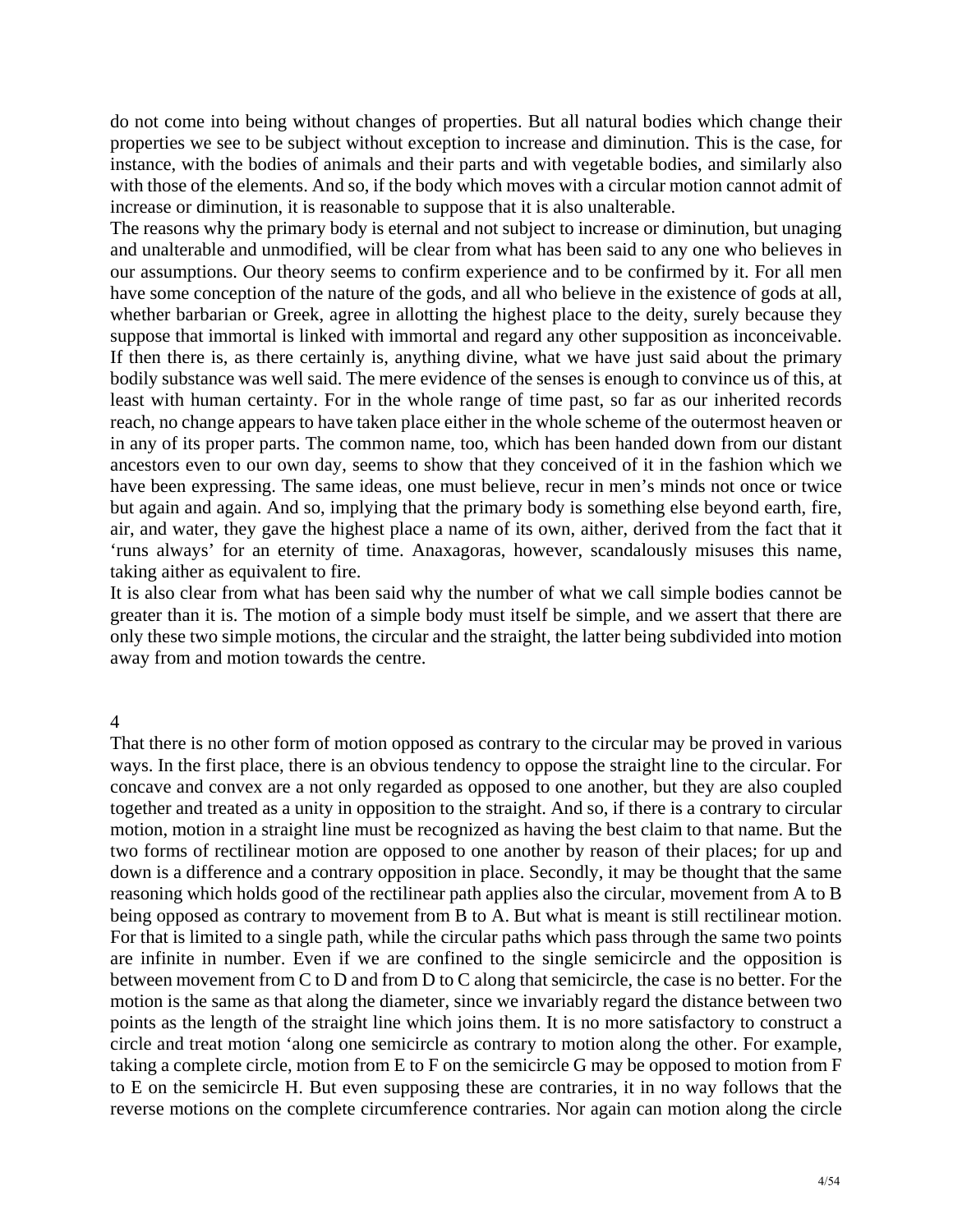do not come into being without changes of properties. But all natural bodies which change their properties we see to be subject without exception to increase and diminution. This is the case, for instance, with the bodies of animals and their parts and with vegetable bodies, and similarly also with those of the elements. And so, if the body which moves with a circular motion cannot admit of increase or diminution, it is reasonable to suppose that it is also unalterable.

The reasons why the primary body is eternal and not subject to increase or diminution, but unaging and unalterable and unmodified, will be clear from what has been said to any one who believes in our assumptions. Our theory seems to confirm experience and to be confirmed by it. For all men have some conception of the nature of the gods, and all who believe in the existence of gods at all, whether barbarian or Greek, agree in allotting the highest place to the deity, surely because they suppose that immortal is linked with immortal and regard any other supposition as inconceivable. If then there is, as there certainly is, anything divine, what we have just said about the primary bodily substance was well said. The mere evidence of the senses is enough to convince us of this, at least with human certainty. For in the whole range of time past, so far as our inherited records reach, no change appears to have taken place either in the whole scheme of the outermost heaven or in any of its proper parts. The common name, too, which has been handed down from our distant ancestors even to our own day, seems to show that they conceived of it in the fashion which we have been expressing. The same ideas, one must believe, recur in men's minds not once or twice but again and again. And so, implying that the primary body is something else beyond earth, fire, air, and water, they gave the highest place a name of its own, aither, derived from the fact that it 'runs always' for an eternity of time. Anaxagoras, however, scandalously misuses this name, taking aither as equivalent to fire.

It is also clear from what has been said why the number of what we call simple bodies cannot be greater than it is. The motion of a simple body must itself be simple, and we assert that there are only these two simple motions, the circular and the straight, the latter being subdivided into motion away from and motion towards the centre.

## 4

That there is no other form of motion opposed as contrary to the circular may be proved in various ways. In the first place, there is an obvious tendency to oppose the straight line to the circular. For concave and convex are a not only regarded as opposed to one another, but they are also coupled together and treated as a unity in opposition to the straight. And so, if there is a contrary to circular motion, motion in a straight line must be recognized as having the best claim to that name. But the two forms of rectilinear motion are opposed to one another by reason of their places; for up and down is a difference and a contrary opposition in place. Secondly, it may be thought that the same reasoning which holds good of the rectilinear path applies also the circular, movement from A to B being opposed as contrary to movement from B to A. But what is meant is still rectilinear motion. For that is limited to a single path, while the circular paths which pass through the same two points are infinite in number. Even if we are confined to the single semicircle and the opposition is between movement from C to D and from D to C along that semicircle, the case is no better. For the motion is the same as that along the diameter, since we invariably regard the distance between two points as the length of the straight line which joins them. It is no more satisfactory to construct a circle and treat motion 'along one semicircle as contrary to motion along the other. For example, taking a complete circle, motion from E to F on the semicircle G may be opposed to motion from F to E on the semicircle H. But even supposing these are contraries, it in no way follows that the reverse motions on the complete circumference contraries. Nor again can motion along the circle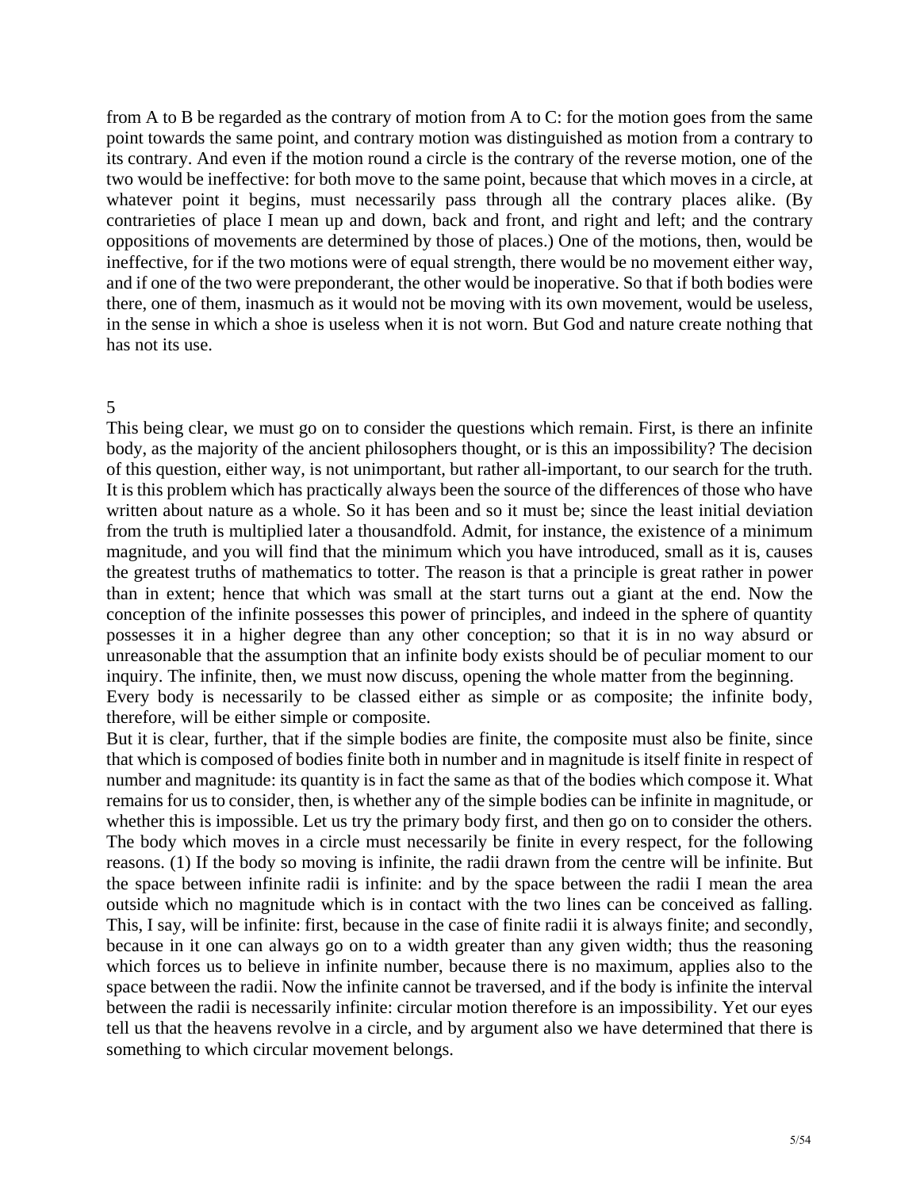from A to B be regarded as the contrary of motion from A to C: for the motion goes from the same point towards the same point, and contrary motion was distinguished as motion from a contrary to its contrary. And even if the motion round a circle is the contrary of the reverse motion, one of the two would be ineffective: for both move to the same point, because that which moves in a circle, at whatever point it begins, must necessarily pass through all the contrary places alike. (By contrarieties of place I mean up and down, back and front, and right and left; and the contrary oppositions of movements are determined by those of places.) One of the motions, then, would be ineffective, for if the two motions were of equal strength, there would be no movement either way, and if one of the two were preponderant, the other would be inoperative. So that if both bodies were there, one of them, inasmuch as it would not be moving with its own movement, would be useless, in the sense in which a shoe is useless when it is not worn. But God and nature create nothing that has not its use.

## 5

This being clear, we must go on to consider the questions which remain. First, is there an infinite body, as the majority of the ancient philosophers thought, or is this an impossibility? The decision of this question, either way, is not unimportant, but rather all-important, to our search for the truth. It is this problem which has practically always been the source of the differences of those who have written about nature as a whole. So it has been and so it must be; since the least initial deviation from the truth is multiplied later a thousandfold. Admit, for instance, the existence of a minimum magnitude, and you will find that the minimum which you have introduced, small as it is, causes the greatest truths of mathematics to totter. The reason is that a principle is great rather in power than in extent; hence that which was small at the start turns out a giant at the end. Now the conception of the infinite possesses this power of principles, and indeed in the sphere of quantity possesses it in a higher degree than any other conception; so that it is in no way absurd or unreasonable that the assumption that an infinite body exists should be of peculiar moment to our inquiry. The infinite, then, we must now discuss, opening the whole matter from the beginning.

Every body is necessarily to be classed either as simple or as composite; the infinite body, therefore, will be either simple or composite.

But it is clear, further, that if the simple bodies are finite, the composite must also be finite, since that which is composed of bodies finite both in number and in magnitude is itself finite in respect of number and magnitude: its quantity is in fact the same as that of the bodies which compose it. What remains for us to consider, then, is whether any of the simple bodies can be infinite in magnitude, or whether this is impossible. Let us try the primary body first, and then go on to consider the others. The body which moves in a circle must necessarily be finite in every respect, for the following reasons. (1) If the body so moving is infinite, the radii drawn from the centre will be infinite. But the space between infinite radii is infinite: and by the space between the radii I mean the area outside which no magnitude which is in contact with the two lines can be conceived as falling. This, I say, will be infinite: first, because in the case of finite radii it is always finite; and secondly, because in it one can always go on to a width greater than any given width; thus the reasoning which forces us to believe in infinite number, because there is no maximum, applies also to the space between the radii. Now the infinite cannot be traversed, and if the body is infinite the interval between the radii is necessarily infinite: circular motion therefore is an impossibility. Yet our eyes tell us that the heavens revolve in a circle, and by argument also we have determined that there is something to which circular movement belongs.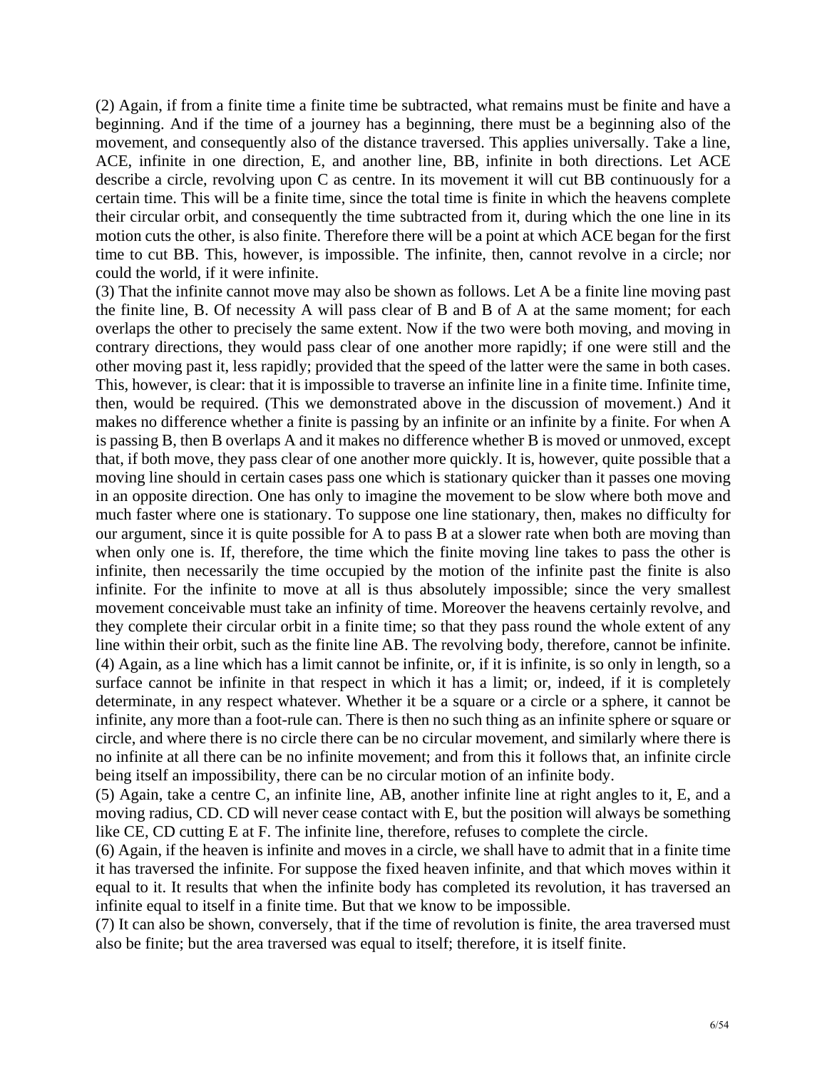(2) Again, if from a finite time a finite time be subtracted, what remains must be finite and have a beginning. And if the time of a journey has a beginning, there must be a beginning also of the movement, and consequently also of the distance traversed. This applies universally. Take a line, ACE, infinite in one direction, E, and another line, BB, infinite in both directions. Let ACE describe a circle, revolving upon C as centre. In its movement it will cut BB continuously for a certain time. This will be a finite time, since the total time is finite in which the heavens complete their circular orbit, and consequently the time subtracted from it, during which the one line in its motion cuts the other, is also finite. Therefore there will be a point at which ACE began for the first time to cut BB. This, however, is impossible. The infinite, then, cannot revolve in a circle; nor could the world, if it were infinite.

(3) That the infinite cannot move may also be shown as follows. Let A be a finite line moving past the finite line, B. Of necessity A will pass clear of B and B of A at the same moment; for each overlaps the other to precisely the same extent. Now if the two were both moving, and moving in contrary directions, they would pass clear of one another more rapidly; if one were still and the other moving past it, less rapidly; provided that the speed of the latter were the same in both cases. This, however, is clear: that it is impossible to traverse an infinite line in a finite time. Infinite time, then, would be required. (This we demonstrated above in the discussion of movement.) And it makes no difference whether a finite is passing by an infinite or an infinite by a finite. For when A is passing B, then B overlaps A and it makes no difference whether B is moved or unmoved, except that, if both move, they pass clear of one another more quickly. It is, however, quite possible that a moving line should in certain cases pass one which is stationary quicker than it passes one moving in an opposite direction. One has only to imagine the movement to be slow where both move and much faster where one is stationary. To suppose one line stationary, then, makes no difficulty for our argument, since it is quite possible for A to pass B at a slower rate when both are moving than when only one is. If, therefore, the time which the finite moving line takes to pass the other is infinite, then necessarily the time occupied by the motion of the infinite past the finite is also infinite. For the infinite to move at all is thus absolutely impossible; since the very smallest movement conceivable must take an infinity of time. Moreover the heavens certainly revolve, and they complete their circular orbit in a finite time; so that they pass round the whole extent of any line within their orbit, such as the finite line AB. The revolving body, therefore, cannot be infinite.

(4) Again, as a line which has a limit cannot be infinite, or, if it is infinite, is so only in length, so a surface cannot be infinite in that respect in which it has a limit; or, indeed, if it is completely determinate, in any respect whatever. Whether it be a square or a circle or a sphere, it cannot be infinite, any more than a foot-rule can. There is then no such thing as an infinite sphere or square or circle, and where there is no circle there can be no circular movement, and similarly where there is no infinite at all there can be no infinite movement; and from this it follows that, an infinite circle being itself an impossibility, there can be no circular motion of an infinite body.

(5) Again, take a centre C, an infinite line, AB, another infinite line at right angles to it, E, and a moving radius, CD. CD will never cease contact with E, but the position will always be something like CE, CD cutting E at F. The infinite line, therefore, refuses to complete the circle.

(6) Again, if the heaven is infinite and moves in a circle, we shall have to admit that in a finite time it has traversed the infinite. For suppose the fixed heaven infinite, and that which moves within it equal to it. It results that when the infinite body has completed its revolution, it has traversed an infinite equal to itself in a finite time. But that we know to be impossible.

(7) It can also be shown, conversely, that if the time of revolution is finite, the area traversed must also be finite; but the area traversed was equal to itself; therefore, it is itself finite.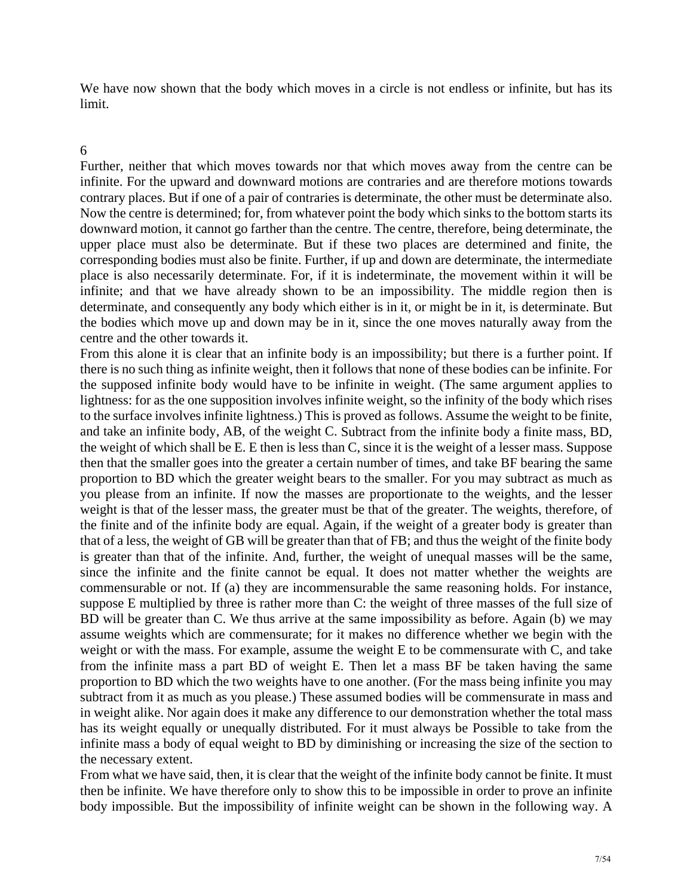We have now shown that the body which moves in a circle is not endless or infinite, but has its limit.

## 6

Further, neither that which moves towards nor that which moves away from the centre can be infinite. For the upward and downward motions are contraries and are therefore motions towards contrary places. But if one of a pair of contraries is determinate, the other must be determinate also. Now the centre is determined; for, from whatever point the body which sinks to the bottom starts its downward motion, it cannot go farther than the centre. The centre, therefore, being determinate, the upper place must also be determinate. But if these two places are determined and finite, the corresponding bodies must also be finite. Further, if up and down are determinate, the intermediate place is also necessarily determinate. For, if it is indeterminate, the movement within it will be infinite; and that we have already shown to be an impossibility. The middle region then is determinate, and consequently any body which either is in it, or might be in it, is determinate. But the bodies which move up and down may be in it, since the one moves naturally away from the centre and the other towards it.

From this alone it is clear that an infinite body is an impossibility; but there is a further point. If there is no such thing as infinite weight, then it follows that none of these bodies can be infinite. For the supposed infinite body would have to be infinite in weight. (The same argument applies to lightness: for as the one supposition involves infinite weight, so the infinity of the body which rises to the surface involves infinite lightness.) This is proved as follows. Assume the weight to be finite, and take an infinite body, AB, of the weight C. Subtract from the infinite body a finite mass, BD, the weight of which shall be E. E then is less than C, since it is the weight of a lesser mass. Suppose then that the smaller goes into the greater a certain number of times, and take BF bearing the same proportion to BD which the greater weight bears to the smaller. For you may subtract as much as you please from an infinite. If now the masses are proportionate to the weights, and the lesser weight is that of the lesser mass, the greater must be that of the greater. The weights, therefore, of the finite and of the infinite body are equal. Again, if the weight of a greater body is greater than that of a less, the weight of GB will be greater than that of FB; and thus the weight of the finite body is greater than that of the infinite. And, further, the weight of unequal masses will be the same, since the infinite and the finite cannot be equal. It does not matter whether the weights are commensurable or not. If (a) they are incommensurable the same reasoning holds. For instance, suppose E multiplied by three is rather more than C: the weight of three masses of the full size of BD will be greater than C. We thus arrive at the same impossibility as before. Again (b) we may assume weights which are commensurate; for it makes no difference whether we begin with the weight or with the mass. For example, assume the weight E to be commensurate with C, and take from the infinite mass a part BD of weight E. Then let a mass BF be taken having the same proportion to BD which the two weights have to one another. (For the mass being infinite you may subtract from it as much as you please.) These assumed bodies will be commensurate in mass and in weight alike. Nor again does it make any difference to our demonstration whether the total mass has its weight equally or unequally distributed. For it must always be Possible to take from the infinite mass a body of equal weight to BD by diminishing or increasing the size of the section to the necessary extent.

From what we have said, then, it is clear that the weight of the infinite body cannot be finite. It must then be infinite. We have therefore only to show this to be impossible in order to prove an infinite body impossible. But the impossibility of infinite weight can be shown in the following way. A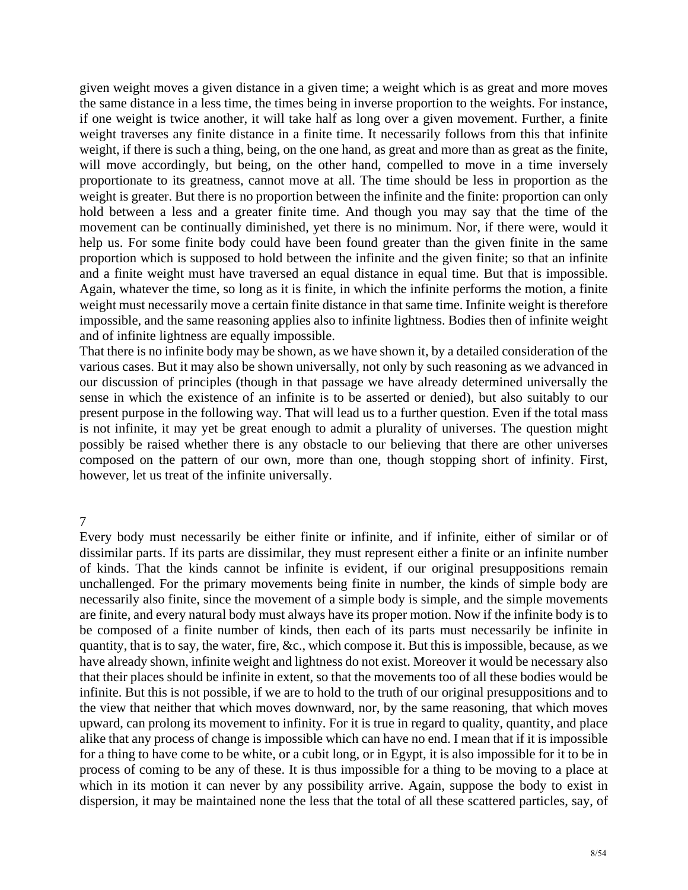given weight moves a given distance in a given time; a weight which is as great and more moves the same distance in a less time, the times being in inverse proportion to the weights. For instance, if one weight is twice another, it will take half as long over a given movement. Further, a finite weight traverses any finite distance in a finite time. It necessarily follows from this that infinite weight, if there is such a thing, being, on the one hand, as great and more than as great as the finite, will move accordingly, but being, on the other hand, compelled to move in a time inversely proportionate to its greatness, cannot move at all. The time should be less in proportion as the weight is greater. But there is no proportion between the infinite and the finite: proportion can only hold between a less and a greater finite time. And though you may say that the time of the movement can be continually diminished, yet there is no minimum. Nor, if there were, would it help us. For some finite body could have been found greater than the given finite in the same proportion which is supposed to hold between the infinite and the given finite; so that an infinite and a finite weight must have traversed an equal distance in equal time. But that is impossible. Again, whatever the time, so long as it is finite, in which the infinite performs the motion, a finite weight must necessarily move a certain finite distance in that same time. Infinite weight is therefore impossible, and the same reasoning applies also to infinite lightness. Bodies then of infinite weight and of infinite lightness are equally impossible.

That there is no infinite body may be shown, as we have shown it, by a detailed consideration of the various cases. But it may also be shown universally, not only by such reasoning as we advanced in our discussion of principles (though in that passage we have already determined universally the sense in which the existence of an infinite is to be asserted or denied), but also suitably to our present purpose in the following way. That will lead us to a further question. Even if the total mass is not infinite, it may yet be great enough to admit a plurality of universes. The question might possibly be raised whether there is any obstacle to our believing that there are other universes composed on the pattern of our own, more than one, though stopping short of infinity. First, however, let us treat of the infinite universally.

## 7

Every body must necessarily be either finite or infinite, and if infinite, either of similar or of dissimilar parts. If its parts are dissimilar, they must represent either a finite or an infinite number of kinds. That the kinds cannot be infinite is evident, if our original presuppositions remain unchallenged. For the primary movements being finite in number, the kinds of simple body are necessarily also finite, since the movement of a simple body is simple, and the simple movements are finite, and every natural body must always have its proper motion. Now if the infinite body is to be composed of a finite number of kinds, then each of its parts must necessarily be infinite in quantity, that is to say, the water, fire, &c., which compose it. But this is impossible, because, as we have already shown, infinite weight and lightness do not exist. Moreover it would be necessary also that their places should be infinite in extent, so that the movements too of all these bodies would be infinite. But this is not possible, if we are to hold to the truth of our original presuppositions and to the view that neither that which moves downward, nor, by the same reasoning, that which moves upward, can prolong its movement to infinity. For it is true in regard to quality, quantity, and place alike that any process of change is impossible which can have no end. I mean that if it is impossible for a thing to have come to be white, or a cubit long, or in Egypt, it is also impossible for it to be in process of coming to be any of these. It is thus impossible for a thing to be moving to a place at which in its motion it can never by any possibility arrive. Again, suppose the body to exist in dispersion, it may be maintained none the less that the total of all these scattered particles, say, of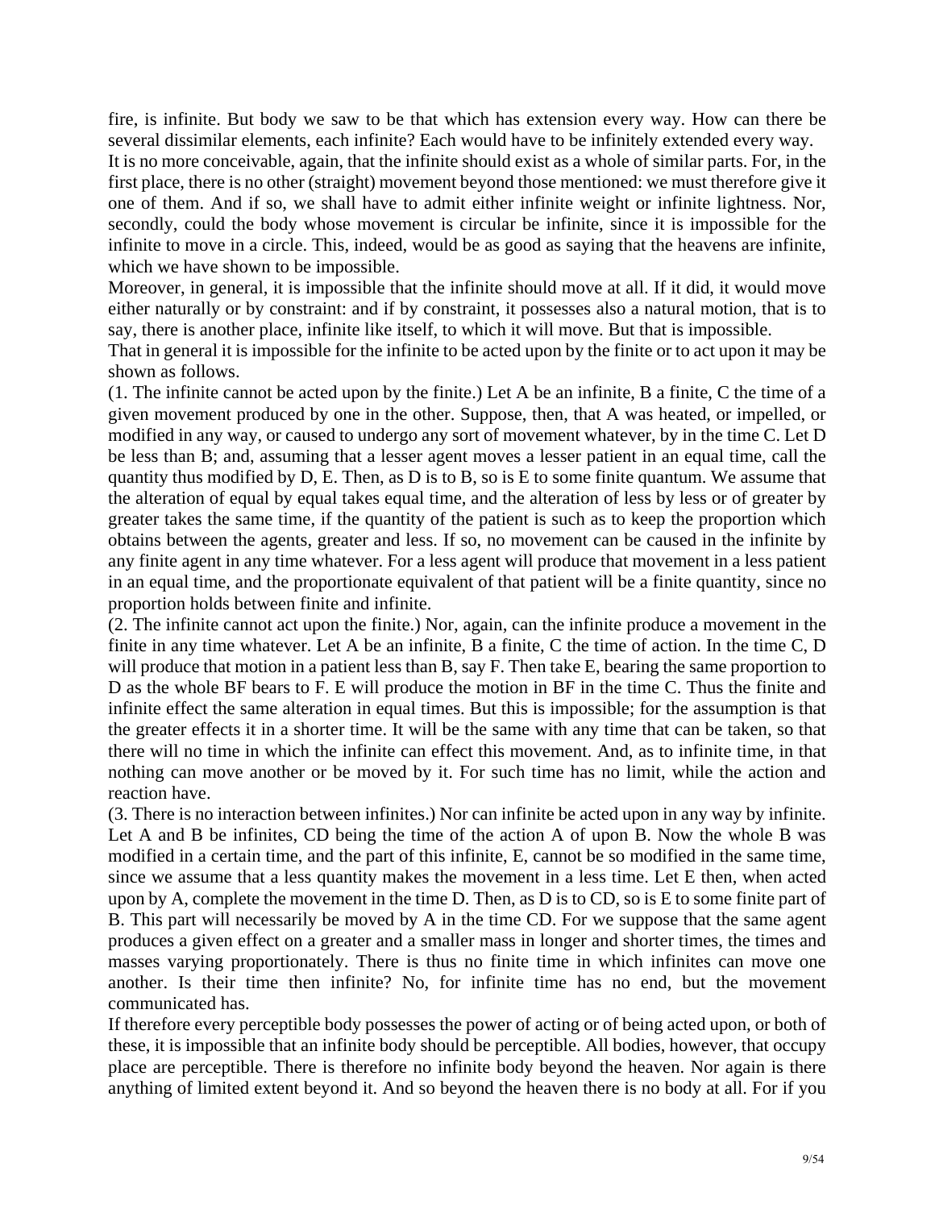fire, is infinite. But body we saw to be that which has extension every way. How can there be several dissimilar elements, each infinite? Each would have to be infinitely extended every way.

It is no more conceivable, again, that the infinite should exist as a whole of similar parts. For, in the first place, there is no other (straight) movement beyond those mentioned: we must therefore give it one of them. And if so, we shall have to admit either infinite weight or infinite lightness. Nor, secondly, could the body whose movement is circular be infinite, since it is impossible for the infinite to move in a circle. This, indeed, would be as good as saying that the heavens are infinite, which we have shown to be impossible.

Moreover, in general, it is impossible that the infinite should move at all. If it did, it would move either naturally or by constraint: and if by constraint, it possesses also a natural motion, that is to say, there is another place, infinite like itself, to which it will move. But that is impossible.

That in general it is impossible for the infinite to be acted upon by the finite or to act upon it may be shown as follows.

(1. The infinite cannot be acted upon by the finite.) Let A be an infinite, B a finite, C the time of a given movement produced by one in the other. Suppose, then, that A was heated, or impelled, or modified in any way, or caused to undergo any sort of movement whatever, by in the time C. Let D be less than B; and, assuming that a lesser agent moves a lesser patient in an equal time, call the quantity thus modified by D, E. Then, as D is to B, so is E to some finite quantum. We assume that the alteration of equal by equal takes equal time, and the alteration of less by less or of greater by greater takes the same time, if the quantity of the patient is such as to keep the proportion which obtains between the agents, greater and less. If so, no movement can be caused in the infinite by any finite agent in any time whatever. For a less agent will produce that movement in a less patient in an equal time, and the proportionate equivalent of that patient will be a finite quantity, since no proportion holds between finite and infinite.

(2. The infinite cannot act upon the finite.) Nor, again, can the infinite produce a movement in the finite in any time whatever. Let A be an infinite, B a finite, C the time of action. In the time C, D will produce that motion in a patient less than B, say F. Then take E, bearing the same proportion to D as the whole BF bears to F. E will produce the motion in BF in the time C. Thus the finite and infinite effect the same alteration in equal times. But this is impossible; for the assumption is that the greater effects it in a shorter time. It will be the same with any time that can be taken, so that there will no time in which the infinite can effect this movement. And, as to infinite time, in that nothing can move another or be moved by it. For such time has no limit, while the action and reaction have.

(3. There is no interaction between infinites.) Nor can infinite be acted upon in any way by infinite. Let A and B be infinites, CD being the time of the action A of upon B. Now the whole B was modified in a certain time, and the part of this infinite, E, cannot be so modified in the same time, since we assume that a less quantity makes the movement in a less time. Let E then, when acted upon by A, complete the movement in the time D. Then, as D is to CD, so is E to some finite part of B. This part will necessarily be moved by A in the time CD. For we suppose that the same agent produces a given effect on a greater and a smaller mass in longer and shorter times, the times and masses varying proportionately. There is thus no finite time in which infinites can move one another. Is their time then infinite? No, for infinite time has no end, but the movement communicated has.

If therefore every perceptible body possesses the power of acting or of being acted upon, or both of these, it is impossible that an infinite body should be perceptible. All bodies, however, that occupy place are perceptible. There is therefore no infinite body beyond the heaven. Nor again is there anything of limited extent beyond it. And so beyond the heaven there is no body at all. For if you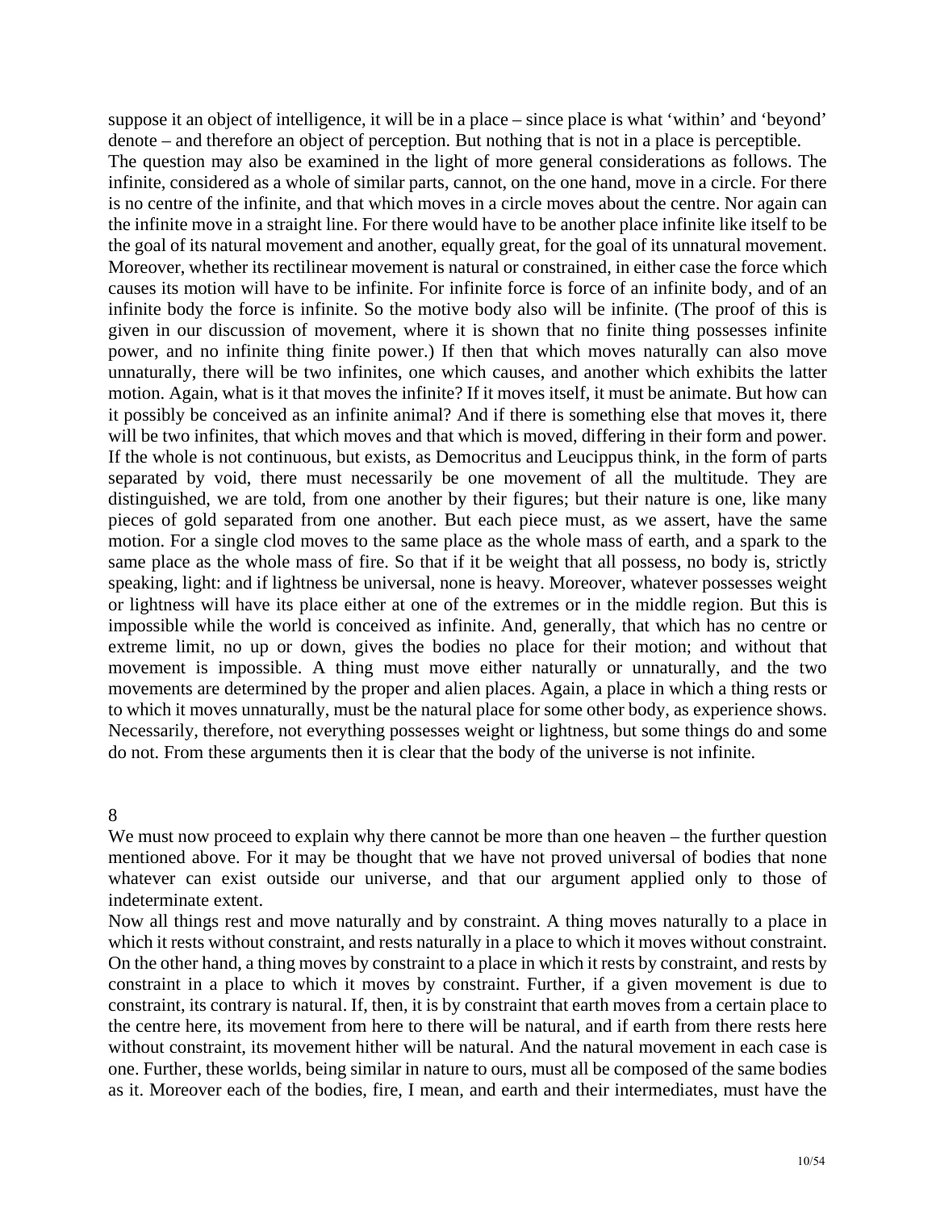suppose it an object of intelligence, it will be in a place – since place is what 'within' and 'beyond' denote – and therefore an object of perception. But nothing that is not in a place is perceptible.

The question may also be examined in the light of more general considerations as follows. The infinite, considered as a whole of similar parts, cannot, on the one hand, move in a circle. For there is no centre of the infinite, and that which moves in a circle moves about the centre. Nor again can the infinite move in a straight line. For there would have to be another place infinite like itself to be the goal of its natural movement and another, equally great, for the goal of its unnatural movement. Moreover, whether its rectilinear movement is natural or constrained, in either case the force which causes its motion will have to be infinite. For infinite force is force of an infinite body, and of an infinite body the force is infinite. So the motive body also will be infinite. (The proof of this is given in our discussion of movement, where it is shown that no finite thing possesses infinite power, and no infinite thing finite power.) If then that which moves naturally can also move unnaturally, there will be two infinites, one which causes, and another which exhibits the latter motion. Again, what is it that moves the infinite? If it moves itself, it must be animate. But how can it possibly be conceived as an infinite animal? And if there is something else that moves it, there will be two infinites, that which moves and that which is moved, differing in their form and power. If the whole is not continuous, but exists, as Democritus and Leucippus think, in the form of parts separated by void, there must necessarily be one movement of all the multitude. They are distinguished, we are told, from one another by their figures; but their nature is one, like many pieces of gold separated from one another. But each piece must, as we assert, have the same motion. For a single clod moves to the same place as the whole mass of earth, and a spark to the same place as the whole mass of fire. So that if it be weight that all possess, no body is, strictly speaking, light: and if lightness be universal, none is heavy. Moreover, whatever possesses weight or lightness will have its place either at one of the extremes or in the middle region. But this is impossible while the world is conceived as infinite. And, generally, that which has no centre or extreme limit, no up or down, gives the bodies no place for their motion; and without that movement is impossible. A thing must move either naturally or unnaturally, and the two movements are determined by the proper and alien places. Again, a place in which a thing rests or to which it moves unnaturally, must be the natural place for some other body, as experience shows. Necessarily, therefore, not everything possesses weight or lightness, but some things do and some do not. From these arguments then it is clear that the body of the universe is not infinite.

## 8

We must now proceed to explain why there cannot be more than one heaven – the further question mentioned above. For it may be thought that we have not proved universal of bodies that none whatever can exist outside our universe, and that our argument applied only to those of indeterminate extent.

Now all things rest and move naturally and by constraint. A thing moves naturally to a place in which it rests without constraint, and rests naturally in a place to which it moves without constraint. On the other hand, a thing moves by constraint to a place in which it rests by constraint, and rests by constraint in a place to which it moves by constraint. Further, if a given movement is due to constraint, its contrary is natural. If, then, it is by constraint that earth moves from a certain place to the centre here, its movement from here to there will be natural, and if earth from there rests here without constraint, its movement hither will be natural. And the natural movement in each case is one. Further, these worlds, being similar in nature to ours, must all be composed of the same bodies as it. Moreover each of the bodies, fire, I mean, and earth and their intermediates, must have the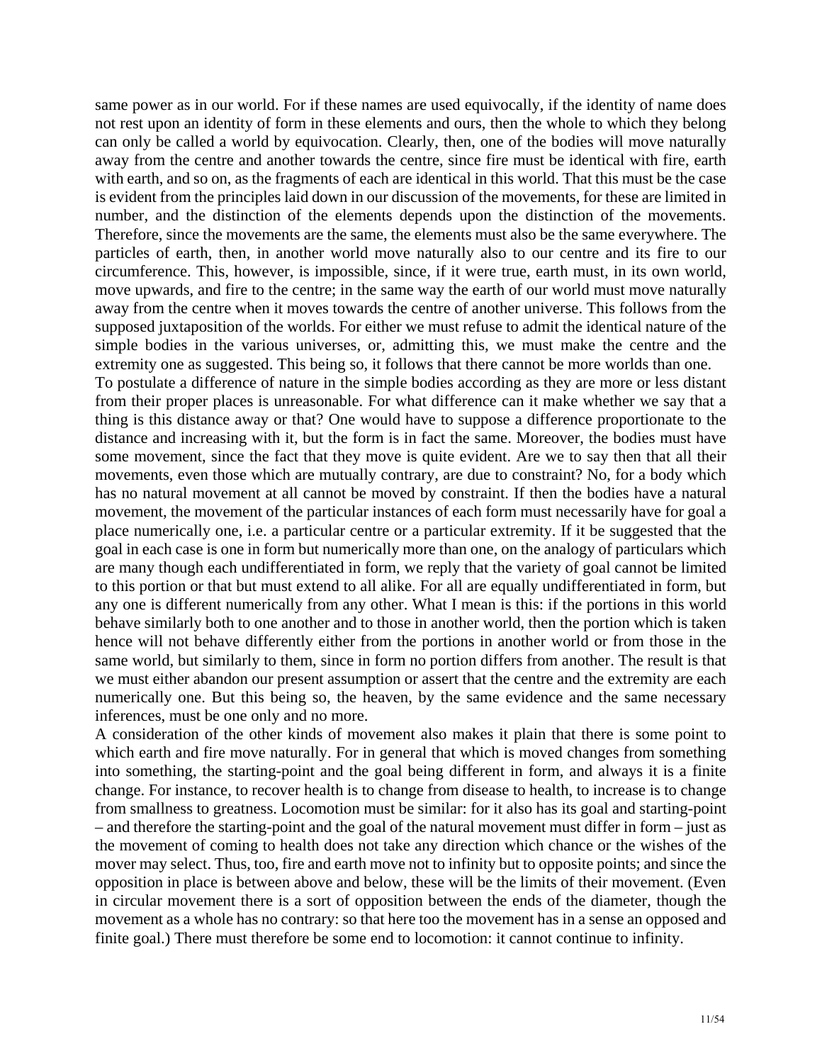same power as in our world. For if these names are used equivocally, if the identity of name does not rest upon an identity of form in these elements and ours, then the whole to which they belong can only be called a world by equivocation. Clearly, then, one of the bodies will move naturally away from the centre and another towards the centre, since fire must be identical with fire, earth with earth, and so on, as the fragments of each are identical in this world. That this must be the case is evident from the principles laid down in our discussion of the movements, for these are limited in number, and the distinction of the elements depends upon the distinction of the movements. Therefore, since the movements are the same, the elements must also be the same everywhere. The particles of earth, then, in another world move naturally also to our centre and its fire to our circumference. This, however, is impossible, since, if it were true, earth must, in its own world, move upwards, and fire to the centre; in the same way the earth of our world must move naturally away from the centre when it moves towards the centre of another universe. This follows from the supposed juxtaposition of the worlds. For either we must refuse to admit the identical nature of the simple bodies in the various universes, or, admitting this, we must make the centre and the extremity one as suggested. This being so, it follows that there cannot be more worlds than one.

To postulate a difference of nature in the simple bodies according as they are more or less distant from their proper places is unreasonable. For what difference can it make whether we say that a thing is this distance away or that? One would have to suppose a difference proportionate to the distance and increasing with it, but the form is in fact the same. Moreover, the bodies must have some movement, since the fact that they move is quite evident. Are we to say then that all their movements, even those which are mutually contrary, are due to constraint? No, for a body which has no natural movement at all cannot be moved by constraint. If then the bodies have a natural movement, the movement of the particular instances of each form must necessarily have for goal a place numerically one, i.e. a particular centre or a particular extremity. If it be suggested that the goal in each case is one in form but numerically more than one, on the analogy of particulars which are many though each undifferentiated in form, we reply that the variety of goal cannot be limited to this portion or that but must extend to all alike. For all are equally undifferentiated in form, but any one is different numerically from any other. What I mean is this: if the portions in this world behave similarly both to one another and to those in another world, then the portion which is taken hence will not behave differently either from the portions in another world or from those in the same world, but similarly to them, since in form no portion differs from another. The result is that we must either abandon our present assumption or assert that the centre and the extremity are each numerically one. But this being so, the heaven, by the same evidence and the same necessary inferences, must be one only and no more.

A consideration of the other kinds of movement also makes it plain that there is some point to which earth and fire move naturally. For in general that which is moved changes from something into something, the starting-point and the goal being different in form, and always it is a finite change. For instance, to recover health is to change from disease to health, to increase is to change from smallness to greatness. Locomotion must be similar: for it also has its goal and starting-point – and therefore the starting-point and the goal of the natural movement must differ in form – just as the movement of coming to health does not take any direction which chance or the wishes of the mover may select. Thus, too, fire and earth move not to infinity but to opposite points; and since the opposition in place is between above and below, these will be the limits of their movement. (Even in circular movement there is a sort of opposition between the ends of the diameter, though the movement as a whole has no contrary: so that here too the movement has in a sense an opposed and finite goal.) There must therefore be some end to locomotion: it cannot continue to infinity.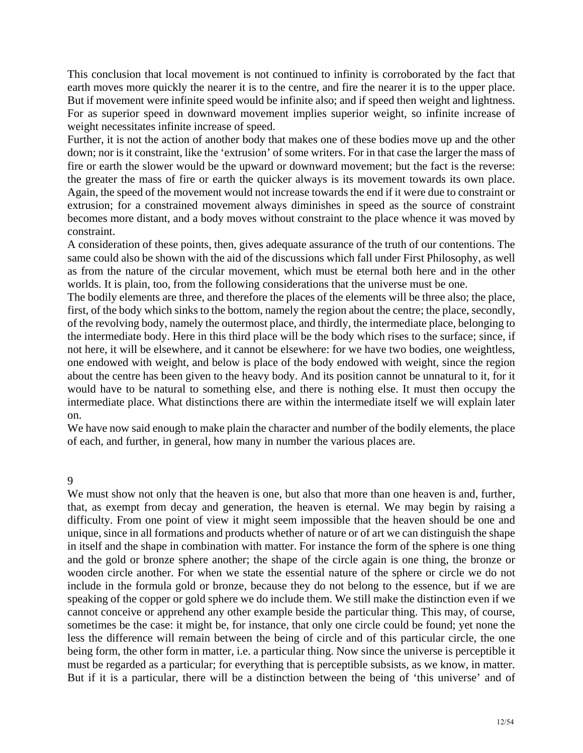This conclusion that local movement is not continued to infinity is corroborated by the fact that earth moves more quickly the nearer it is to the centre, and fire the nearer it is to the upper place. But if movement were infinite speed would be infinite also; and if speed then weight and lightness. For as superior speed in downward movement implies superior weight, so infinite increase of weight necessitates infinite increase of speed.

Further, it is not the action of another body that makes one of these bodies move up and the other down; nor is it constraint, like the 'extrusion' of some writers. For in that case the larger the mass of fire or earth the slower would be the upward or downward movement; but the fact is the reverse: the greater the mass of fire or earth the quicker always is its movement towards its own place. Again, the speed of the movement would not increase towards the end if it were due to constraint or extrusion; for a constrained movement always diminishes in speed as the source of constraint becomes more distant, and a body moves without constraint to the place whence it was moved by constraint.

A consideration of these points, then, gives adequate assurance of the truth of our contentions. The same could also be shown with the aid of the discussions which fall under First Philosophy, as well as from the nature of the circular movement, which must be eternal both here and in the other worlds. It is plain, too, from the following considerations that the universe must be one.

The bodily elements are three, and therefore the places of the elements will be three also; the place, first, of the body which sinks to the bottom, namely the region about the centre; the place, secondly, of the revolving body, namely the outermost place, and thirdly, the intermediate place, belonging to the intermediate body. Here in this third place will be the body which rises to the surface; since, if not here, it will be elsewhere, and it cannot be elsewhere: for we have two bodies, one weightless, one endowed with weight, and below is place of the body endowed with weight, since the region about the centre has been given to the heavy body. And its position cannot be unnatural to it, for it would have to be natural to something else, and there is nothing else. It must then occupy the intermediate place. What distinctions there are within the intermediate itself we will explain later on.

We have now said enough to make plain the character and number of the bodily elements, the place of each, and further, in general, how many in number the various places are.

## 9

We must show not only that the heaven is one, but also that more than one heaven is and, further, that, as exempt from decay and generation, the heaven is eternal. We may begin by raising a difficulty. From one point of view it might seem impossible that the heaven should be one and unique, since in all formations and products whether of nature or of art we can distinguish the shape in itself and the shape in combination with matter. For instance the form of the sphere is one thing and the gold or bronze sphere another; the shape of the circle again is one thing, the bronze or wooden circle another. For when we state the essential nature of the sphere or circle we do not include in the formula gold or bronze, because they do not belong to the essence, but if we are speaking of the copper or gold sphere we do include them. We still make the distinction even if we cannot conceive or apprehend any other example beside the particular thing. This may, of course, sometimes be the case: it might be, for instance, that only one circle could be found; yet none the less the difference will remain between the being of circle and of this particular circle, the one being form, the other form in matter, i.e. a particular thing. Now since the universe is perceptible it must be regarded as a particular; for everything that is perceptible subsists, as we know, in matter. But if it is a particular, there will be a distinction between the being of 'this universe' and of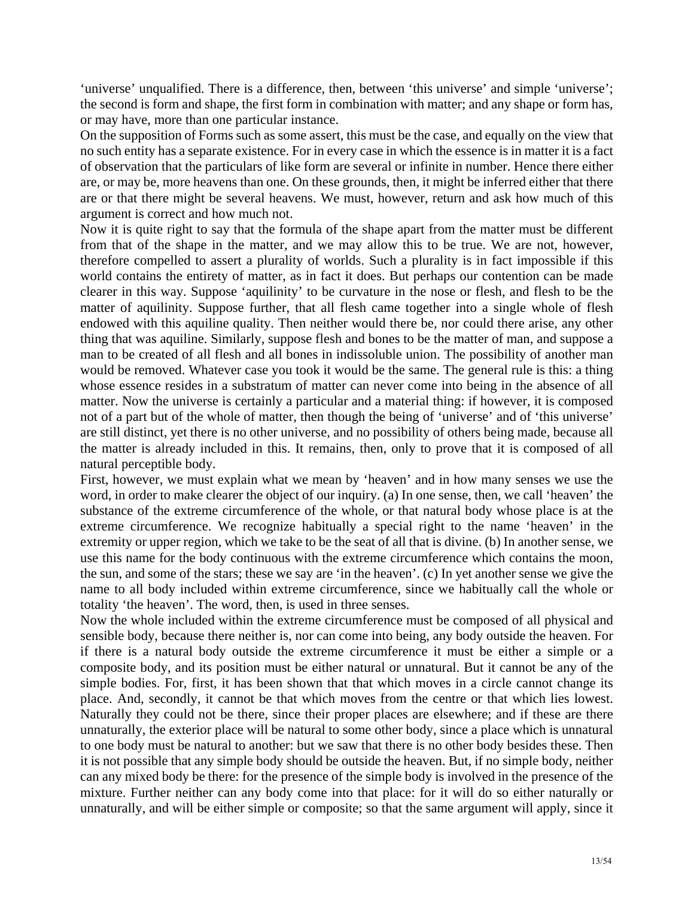'universe' unqualified. There is a difference, then, between 'this universe' and simple 'universe'; the second is form and shape, the first form in combination with matter; and any shape or form has, or may have, more than one particular instance.

On the supposition of Forms such as some assert, this must be the case, and equally on the view that no such entity has a separate existence. For in every case in which the essence is in matter it is a fact of observation that the particulars of like form are several or infinite in number. Hence there either are, or may be, more heavens than one. On these grounds, then, it might be inferred either that there are or that there might be several heavens. We must, however, return and ask how much of this argument is correct and how much not.

Now it is quite right to say that the formula of the shape apart from the matter must be different from that of the shape in the matter, and we may allow this to be true. We are not, however, therefore compelled to assert a plurality of worlds. Such a plurality is in fact impossible if this world contains the entirety of matter, as in fact it does. But perhaps our contention can be made clearer in this way. Suppose 'aquilinity' to be curvature in the nose or flesh, and flesh to be the matter of aquilinity. Suppose further, that all flesh came together into a single whole of flesh endowed with this aquiline quality. Then neither would there be, nor could there arise, any other thing that was aquiline. Similarly, suppose flesh and bones to be the matter of man, and suppose a man to be created of all flesh and all bones in indissoluble union. The possibility of another man would be removed. Whatever case you took it would be the same. The general rule is this: a thing whose essence resides in a substratum of matter can never come into being in the absence of all matter. Now the universe is certainly a particular and a material thing: if however, it is composed not of a part but of the whole of matter, then though the being of 'universe' and of 'this universe' are still distinct, yet there is no other universe, and no possibility of others being made, because all the matter is already included in this. It remains, then, only to prove that it is composed of all natural perceptible body.

First, however, we must explain what we mean by 'heaven' and in how many senses we use the word, in order to make clearer the object of our inquiry. (a) In one sense, then, we call 'heaven' the substance of the extreme circumference of the whole, or that natural body whose place is at the extreme circumference. We recognize habitually a special right to the name 'heaven' in the extremity or upper region, which we take to be the seat of all that is divine. (b) In another sense, we use this name for the body continuous with the extreme circumference which contains the moon, the sun, and some of the stars; these we say are 'in the heaven'. (c) In yet another sense we give the name to all body included within extreme circumference, since we habitually call the whole or totality 'the heaven'. The word, then, is used in three senses.

Now the whole included within the extreme circumference must be composed of all physical and sensible body, because there neither is, nor can come into being, any body outside the heaven. For if there is a natural body outside the extreme circumference it must be either a simple or a composite body, and its position must be either natural or unnatural. But it cannot be any of the simple bodies. For, first, it has been shown that that which moves in a circle cannot change its place. And, secondly, it cannot be that which moves from the centre or that which lies lowest. Naturally they could not be there, since their proper places are elsewhere; and if these are there unnaturally, the exterior place will be natural to some other body, since a place which is unnatural to one body must be natural to another: but we saw that there is no other body besides these. Then it is not possible that any simple body should be outside the heaven. But, if no simple body, neither can any mixed body be there: for the presence of the simple body is involved in the presence of the mixture. Further neither can any body come into that place: for it will do so either naturally or unnaturally, and will be either simple or composite; so that the same argument will apply, since it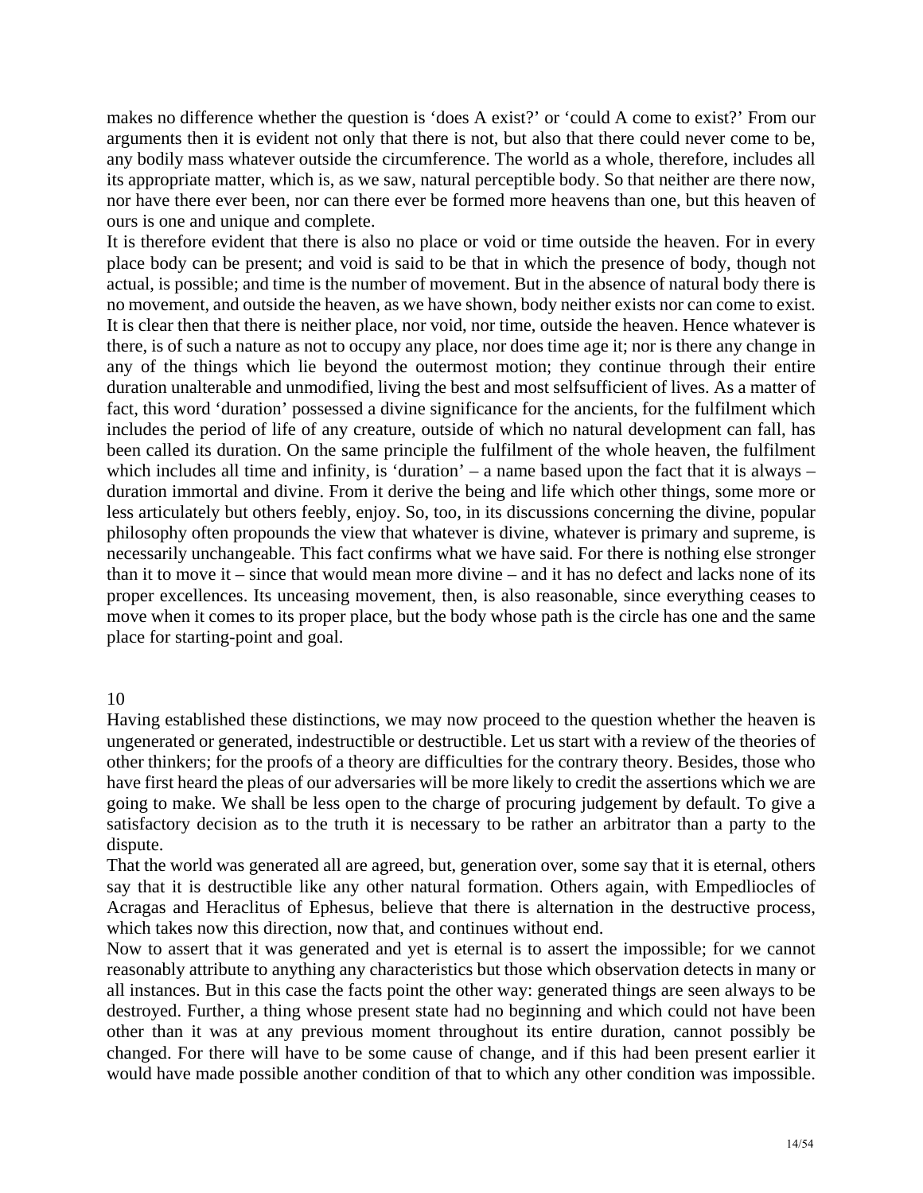makes no difference whether the question is 'does A exist?' or 'could A come to exist?' From our arguments then it is evident not only that there is not, but also that there could never come to be, any bodily mass whatever outside the circumference. The world as a whole, therefore, includes all its appropriate matter, which is, as we saw, natural perceptible body. So that neither are there now, nor have there ever been, nor can there ever be formed more heavens than one, but this heaven of ours is one and unique and complete.

It is therefore evident that there is also no place or void or time outside the heaven. For in every place body can be present; and void is said to be that in which the presence of body, though not actual, is possible; and time is the number of movement. But in the absence of natural body there is no movement, and outside the heaven, as we have shown, body neither exists nor can come to exist. It is clear then that there is neither place, nor void, nor time, outside the heaven. Hence whatever is there, is of such a nature as not to occupy any place, nor does time age it; nor is there any change in any of the things which lie beyond the outermost motion; they continue through their entire duration unalterable and unmodified, living the best and most selfsufficient of lives. As a matter of fact, this word 'duration' possessed a divine significance for the ancients, for the fulfilment which includes the period of life of any creature, outside of which no natural development can fall, has been called its duration. On the same principle the fulfilment of the whole heaven, the fulfilment which includes all time and infinity, is 'duration' – a name based upon the fact that it is always – duration immortal and divine. From it derive the being and life which other things, some more or less articulately but others feebly, enjoy. So, too, in its discussions concerning the divine, popular philosophy often propounds the view that whatever is divine, whatever is primary and supreme, is necessarily unchangeable. This fact confirms what we have said. For there is nothing else stronger than it to move it – since that would mean more divine – and it has no defect and lacks none of its proper excellences. Its unceasing movement, then, is also reasonable, since everything ceases to move when it comes to its proper place, but the body whose path is the circle has one and the same place for starting-point and goal.

## 10

Having established these distinctions, we may now proceed to the question whether the heaven is ungenerated or generated, indestructible or destructible. Let us start with a review of the theories of other thinkers; for the proofs of a theory are difficulties for the contrary theory. Besides, those who have first heard the pleas of our adversaries will be more likely to credit the assertions which we are going to make. We shall be less open to the charge of procuring judgement by default. To give a satisfactory decision as to the truth it is necessary to be rather an arbitrator than a party to the dispute.

That the world was generated all are agreed, but, generation over, some say that it is eternal, others say that it is destructible like any other natural formation. Others again, with Empedliocles of Acragas and Heraclitus of Ephesus, believe that there is alternation in the destructive process, which takes now this direction, now that, and continues without end.

Now to assert that it was generated and yet is eternal is to assert the impossible; for we cannot reasonably attribute to anything any characteristics but those which observation detects in many or all instances. But in this case the facts point the other way: generated things are seen always to be destroyed. Further, a thing whose present state had no beginning and which could not have been other than it was at any previous moment throughout its entire duration, cannot possibly be changed. For there will have to be some cause of change, and if this had been present earlier it would have made possible another condition of that to which any other condition was impossible.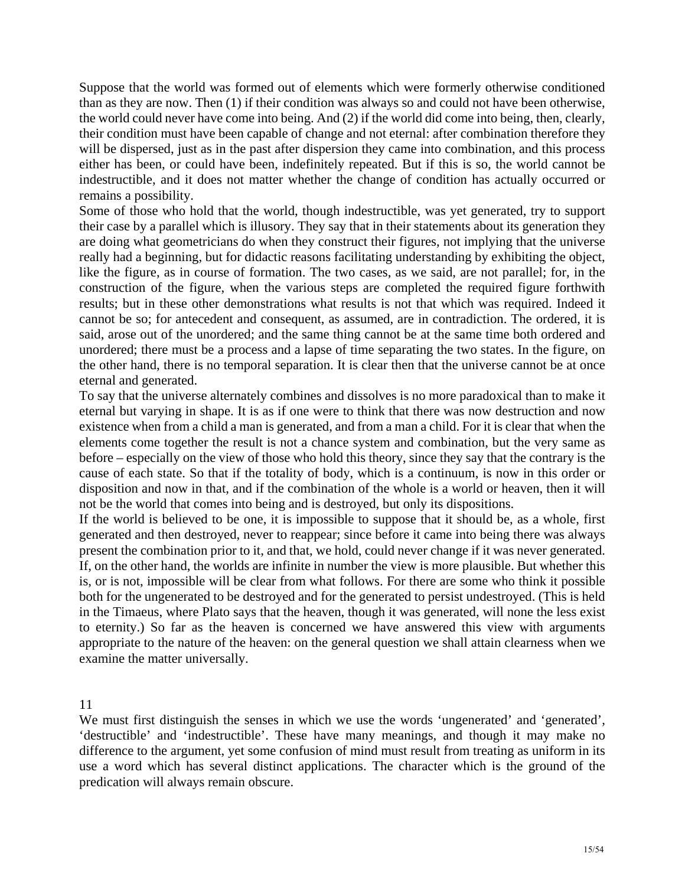Suppose that the world was formed out of elements which were formerly otherwise conditioned than as they are now. Then (1) if their condition was always so and could not have been otherwise, the world could never have come into being. And (2) if the world did come into being, then, clearly, their condition must have been capable of change and not eternal: after combination therefore they will be dispersed, just as in the past after dispersion they came into combination, and this process either has been, or could have been, indefinitely repeated. But if this is so, the world cannot be indestructible, and it does not matter whether the change of condition has actually occurred or remains a possibility.

Some of those who hold that the world, though indestructible, was yet generated, try to support their case by a parallel which is illusory. They say that in their statements about its generation they are doing what geometricians do when they construct their figures, not implying that the universe really had a beginning, but for didactic reasons facilitating understanding by exhibiting the object, like the figure, as in course of formation. The two cases, as we said, are not parallel; for, in the construction of the figure, when the various steps are completed the required figure forthwith results; but in these other demonstrations what results is not that which was required. Indeed it cannot be so; for antecedent and consequent, as assumed, are in contradiction. The ordered, it is said, arose out of the unordered; and the same thing cannot be at the same time both ordered and unordered; there must be a process and a lapse of time separating the two states. In the figure, on the other hand, there is no temporal separation. It is clear then that the universe cannot be at once eternal and generated.

To say that the universe alternately combines and dissolves is no more paradoxical than to make it eternal but varying in shape. It is as if one were to think that there was now destruction and now existence when from a child a man is generated, and from a man a child. For it is clear that when the elements come together the result is not a chance system and combination, but the very same as before – especially on the view of those who hold this theory, since they say that the contrary is the cause of each state. So that if the totality of body, which is a continuum, is now in this order or disposition and now in that, and if the combination of the whole is a world or heaven, then it will not be the world that comes into being and is destroyed, but only its dispositions.

If the world is believed to be one, it is impossible to suppose that it should be, as a whole, first generated and then destroyed, never to reappear; since before it came into being there was always present the combination prior to it, and that, we hold, could never change if it was never generated. If, on the other hand, the worlds are infinite in number the view is more plausible. But whether this is, or is not, impossible will be clear from what follows. For there are some who think it possible both for the ungenerated to be destroyed and for the generated to persist undestroyed. (This is held in the Timaeus, where Plato says that the heaven, though it was generated, will none the less exist to eternity.) So far as the heaven is concerned we have answered this view with arguments appropriate to the nature of the heaven: on the general question we shall attain clearness when we examine the matter universally.

## 11

We must first distinguish the senses in which we use the words 'ungenerated' and 'generated', 'destructible' and 'indestructible'. These have many meanings, and though it may make no difference to the argument, yet some confusion of mind must result from treating as uniform in its use a word which has several distinct applications. The character which is the ground of the predication will always remain obscure.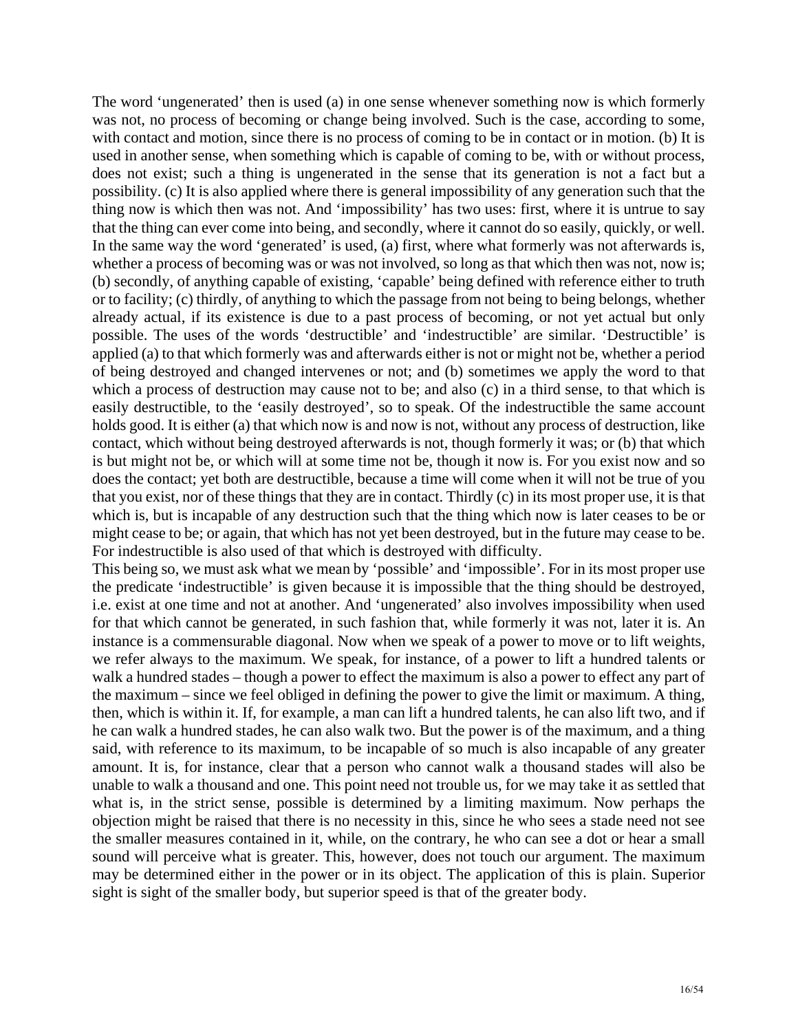The word 'ungenerated' then is used (a) in one sense whenever something now is which formerly was not, no process of becoming or change being involved. Such is the case, according to some, with contact and motion, since there is no process of coming to be in contact or in motion. (b) It is used in another sense, when something which is capable of coming to be, with or without process, does not exist; such a thing is ungenerated in the sense that its generation is not a fact but a possibility. (c) It is also applied where there is general impossibility of any generation such that the thing now is which then was not. And 'impossibility' has two uses: first, where it is untrue to say that the thing can ever come into being, and secondly, where it cannot do so easily, quickly, or well. In the same way the word 'generated' is used, (a) first, where what formerly was not afterwards is, whether a process of becoming was or was not involved, so long as that which then was not, now is; (b) secondly, of anything capable of existing, 'capable' being defined with reference either to truth or to facility; (c) thirdly, of anything to which the passage from not being to being belongs, whether already actual, if its existence is due to a past process of becoming, or not yet actual but only possible. The uses of the words 'destructible' and 'indestructible' are similar. 'Destructible' is applied (a) to that which formerly was and afterwards either is not or might not be, whether a period of being destroyed and changed intervenes or not; and (b) sometimes we apply the word to that which a process of destruction may cause not to be; and also (c) in a third sense, to that which is easily destructible, to the 'easily destroyed', so to speak. Of the indestructible the same account holds good. It is either (a) that which now is and now is not, without any process of destruction, like contact, which without being destroyed afterwards is not, though formerly it was; or (b) that which is but might not be, or which will at some time not be, though it now is. For you exist now and so does the contact; yet both are destructible, because a time will come when it will not be true of you that you exist, nor of these things that they are in contact. Thirdly (c) in its most proper use, it is that which is, but is incapable of any destruction such that the thing which now is later ceases to be or might cease to be; or again, that which has not yet been destroyed, but in the future may cease to be. For indestructible is also used of that which is destroyed with difficulty.

This being so, we must ask what we mean by 'possible' and 'impossible'. For in its most proper use the predicate 'indestructible' is given because it is impossible that the thing should be destroyed, i.e. exist at one time and not at another. And 'ungenerated' also involves impossibility when used for that which cannot be generated, in such fashion that, while formerly it was not, later it is. An instance is a commensurable diagonal. Now when we speak of a power to move or to lift weights, we refer always to the maximum. We speak, for instance, of a power to lift a hundred talents or walk a hundred stades – though a power to effect the maximum is also a power to effect any part of the maximum – since we feel obliged in defining the power to give the limit or maximum. A thing, then, which is within it. If, for example, a man can lift a hundred talents, he can also lift two, and if he can walk a hundred stades, he can also walk two. But the power is of the maximum, and a thing said, with reference to its maximum, to be incapable of so much is also incapable of any greater amount. It is, for instance, clear that a person who cannot walk a thousand stades will also be unable to walk a thousand and one. This point need not trouble us, for we may take it as settled that what is, in the strict sense, possible is determined by a limiting maximum. Now perhaps the objection might be raised that there is no necessity in this, since he who sees a stade need not see the smaller measures contained in it, while, on the contrary, he who can see a dot or hear a small sound will perceive what is greater. This, however, does not touch our argument. The maximum may be determined either in the power or in its object. The application of this is plain. Superior sight is sight of the smaller body, but superior speed is that of the greater body.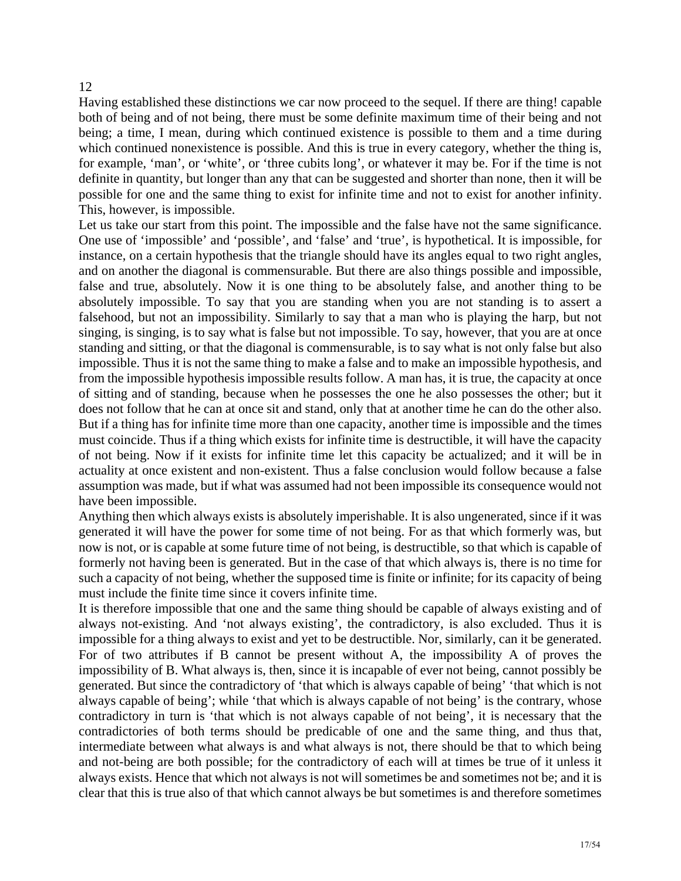## 12

Having established these distinctions we car now proceed to the sequel. If there are thing! capable both of being and of not being, there must be some definite maximum time of their being and not being; a time, I mean, during which continued existence is possible to them and a time during which continued nonexistence is possible. And this is true in every category, whether the thing is, for example, 'man', or 'white', or 'three cubits long', or whatever it may be. For if the time is not definite in quantity, but longer than any that can be suggested and shorter than none, then it will be possible for one and the same thing to exist for infinite time and not to exist for another infinity. This, however, is impossible.

Let us take our start from this point. The impossible and the false have not the same significance. One use of 'impossible' and 'possible', and 'false' and 'true', is hypothetical. It is impossible, for instance, on a certain hypothesis that the triangle should have its angles equal to two right angles, and on another the diagonal is commensurable. But there are also things possible and impossible, false and true, absolutely. Now it is one thing to be absolutely false, and another thing to be absolutely impossible. To say that you are standing when you are not standing is to assert a falsehood, but not an impossibility. Similarly to say that a man who is playing the harp, but not singing, is singing, is to say what is false but not impossible. To say, however, that you are at once standing and sitting, or that the diagonal is commensurable, is to say what is not only false but also impossible. Thus it is not the same thing to make a false and to make an impossible hypothesis, and from the impossible hypothesis impossible results follow. A man has, it is true, the capacity at once of sitting and of standing, because when he possesses the one he also possesses the other; but it does not follow that he can at once sit and stand, only that at another time he can do the other also. But if a thing has for infinite time more than one capacity, another time is impossible and the times must coincide. Thus if a thing which exists for infinite time is destructible, it will have the capacity of not being. Now if it exists for infinite time let this capacity be actualized; and it will be in actuality at once existent and non-existent. Thus a false conclusion would follow because a false assumption was made, but if what was assumed had not been impossible its consequence would not have been impossible.

Anything then which always exists is absolutely imperishable. It is also ungenerated, since if it was generated it will have the power for some time of not being. For as that which formerly was, but now is not, or is capable at some future time of not being, is destructible, so that which is capable of formerly not having been is generated. But in the case of that which always is, there is no time for such a capacity of not being, whether the supposed time is finite or infinite; for its capacity of being must include the finite time since it covers infinite time.

It is therefore impossible that one and the same thing should be capable of always existing and of always not-existing. And 'not always existing', the contradictory, is also excluded. Thus it is impossible for a thing always to exist and yet to be destructible. Nor, similarly, can it be generated. For of two attributes if B cannot be present without A, the impossibility A of proves the impossibility of B. What always is, then, since it is incapable of ever not being, cannot possibly be generated. But since the contradictory of 'that which is always capable of being' 'that which is not always capable of being'; while 'that which is always capable of not being' is the contrary, whose contradictory in turn is 'that which is not always capable of not being', it is necessary that the contradictories of both terms should be predicable of one and the same thing, and thus that, intermediate between what always is and what always is not, there should be that to which being and not-being are both possible; for the contradictory of each will at times be true of it unless it always exists. Hence that which not always is not will sometimes be and sometimes not be; and it is clear that this is true also of that which cannot always be but sometimes is and therefore sometimes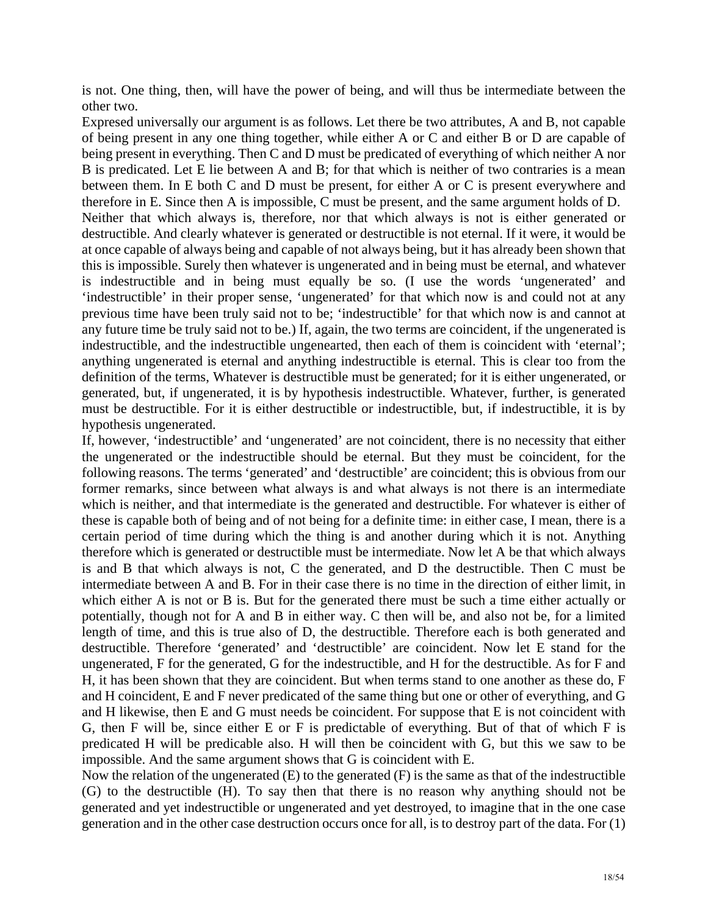is not. One thing, then, will have the power of being, and will thus be intermediate between the other two.

Expresed universally our argument is as follows. Let there be two attributes, A and B, not capable of being present in any one thing together, while either A or C and either B or D are capable of being present in everything. Then C and D must be predicated of everything of which neither A nor B is predicated. Let E lie between A and B; for that which is neither of two contraries is a mean between them. In E both C and D must be present, for either A or C is present everywhere and therefore in E. Since then A is impossible, C must be present, and the same argument holds of D.

Neither that which always is, therefore, nor that which always is not is either generated or destructible. And clearly whatever is generated or destructible is not eternal. If it were, it would be at once capable of always being and capable of not always being, but it has already been shown that this is impossible. Surely then whatever is ungenerated and in being must be eternal, and whatever is indestructible and in being must equally be so. (I use the words 'ungenerated' and 'indestructible' in their proper sense, 'ungenerated' for that which now is and could not at any previous time have been truly said not to be; 'indestructible' for that which now is and cannot at any future time be truly said not to be.) If, again, the two terms are coincident, if the ungenerated is indestructible, and the indestructible ungenearted, then each of them is coincident with 'eternal'; anything ungenerated is eternal and anything indestructible is eternal. This is clear too from the definition of the terms, Whatever is destructible must be generated; for it is either ungenerated, or generated, but, if ungenerated, it is by hypothesis indestructible. Whatever, further, is generated must be destructible. For it is either destructible or indestructible, but, if indestructible, it is by hypothesis ungenerated.

If, however, 'indestructible' and 'ungenerated' are not coincident, there is no necessity that either the ungenerated or the indestructible should be eternal. But they must be coincident, for the following reasons. The terms 'generated' and 'destructible' are coincident; this is obvious from our former remarks, since between what always is and what always is not there is an intermediate which is neither, and that intermediate is the generated and destructible. For whatever is either of these is capable both of being and of not being for a definite time: in either case, I mean, there is a certain period of time during which the thing is and another during which it is not. Anything therefore which is generated or destructible must be intermediate. Now let A be that which always is and B that which always is not, C the generated, and D the destructible. Then C must be intermediate between A and B. For in their case there is no time in the direction of either limit, in which either A is not or B is. But for the generated there must be such a time either actually or potentially, though not for A and B in either way. C then will be, and also not be, for a limited length of time, and this is true also of D, the destructible. Therefore each is both generated and destructible. Therefore 'generated' and 'destructible' are coincident. Now let E stand for the ungenerated, F for the generated, G for the indestructible, and H for the destructible. As for F and H, it has been shown that they are coincident. But when terms stand to one another as these do, F and H coincident, E and F never predicated of the same thing but one or other of everything, and G and H likewise, then E and G must needs be coincident. For suppose that E is not coincident with G, then F will be, since either E or F is predictable of everything. But of that of which F is predicated H will be predicable also. H will then be coincident with G, but this we saw to be impossible. And the same argument shows that G is coincident with E.

Now the relation of the ungenerated (E) to the generated (F) is the same as that of the indestructible (G) to the destructible (H). To say then that there is no reason why anything should not be generated and yet indestructible or ungenerated and yet destroyed, to imagine that in the one case generation and in the other case destruction occurs once for all, is to destroy part of the data. For (1)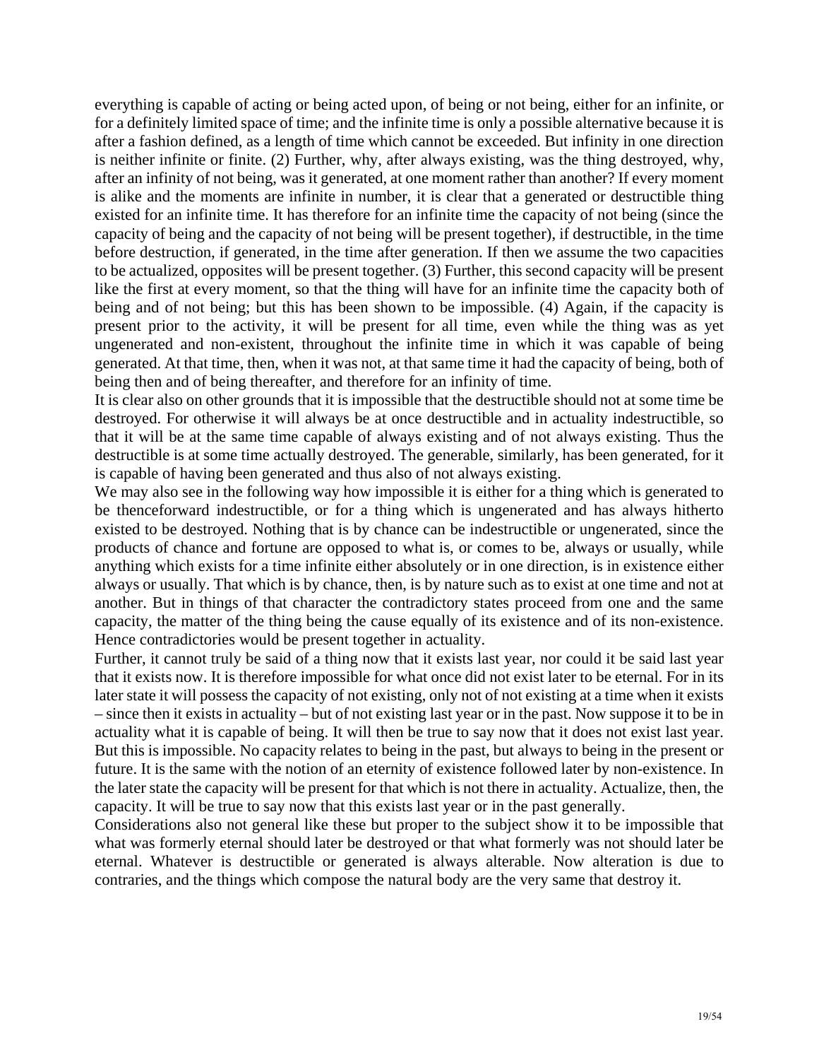everything is capable of acting or being acted upon, of being or not being, either for an infinite, or for a definitely limited space of time; and the infinite time is only a possible alternative because it is after a fashion defined, as a length of time which cannot be exceeded. But infinity in one direction is neither infinite or finite. (2) Further, why, after always existing, was the thing destroyed, why, after an infinity of not being, was it generated, at one moment rather than another? If every moment is alike and the moments are infinite in number, it is clear that a generated or destructible thing existed for an infinite time. It has therefore for an infinite time the capacity of not being (since the capacity of being and the capacity of not being will be present together), if destructible, in the time before destruction, if generated, in the time after generation. If then we assume the two capacities to be actualized, opposites will be present together. (3) Further, this second capacity will be present like the first at every moment, so that the thing will have for an infinite time the capacity both of being and of not being; but this has been shown to be impossible. (4) Again, if the capacity is present prior to the activity, it will be present for all time, even while the thing was as yet ungenerated and non-existent, throughout the infinite time in which it was capable of being generated. At that time, then, when it was not, at that same time it had the capacity of being, both of being then and of being thereafter, and therefore for an infinity of time.

It is clear also on other grounds that it is impossible that the destructible should not at some time be destroyed. For otherwise it will always be at once destructible and in actuality indestructible, so that it will be at the same time capable of always existing and of not always existing. Thus the destructible is at some time actually destroyed. The generable, similarly, has been generated, for it is capable of having been generated and thus also of not always existing.

We may also see in the following way how impossible it is either for a thing which is generated to be thenceforward indestructible, or for a thing which is ungenerated and has always hitherto existed to be destroyed. Nothing that is by chance can be indestructible or ungenerated, since the products of chance and fortune are opposed to what is, or comes to be, always or usually, while anything which exists for a time infinite either absolutely or in one direction, is in existence either always or usually. That which is by chance, then, is by nature such as to exist at one time and not at another. But in things of that character the contradictory states proceed from one and the same capacity, the matter of the thing being the cause equally of its existence and of its non-existence. Hence contradictories would be present together in actuality.

Further, it cannot truly be said of a thing now that it exists last year, nor could it be said last year that it exists now. It is therefore impossible for what once did not exist later to be eternal. For in its later state it will possess the capacity of not existing, only not of not existing at a time when it exists – since then it exists in actuality – but of not existing last year or in the past. Now suppose it to be in actuality what it is capable of being. It will then be true to say now that it does not exist last year. But this is impossible. No capacity relates to being in the past, but always to being in the present or future. It is the same with the notion of an eternity of existence followed later by non-existence. In the later state the capacity will be present for that which is not there in actuality. Actualize, then, the capacity. It will be true to say now that this exists last year or in the past generally.

Considerations also not general like these but proper to the subject show it to be impossible that what was formerly eternal should later be destroyed or that what formerly was not should later be eternal. Whatever is destructible or generated is always alterable. Now alteration is due to contraries, and the things which compose the natural body are the very same that destroy it.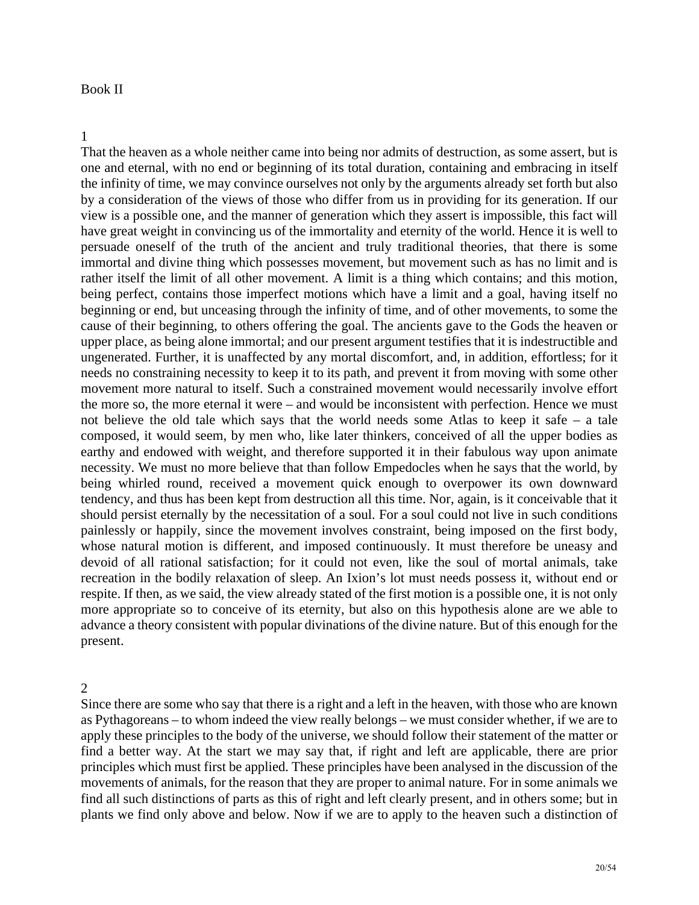## Book II

### 1

That the heaven as a whole neither came into being nor admits of destruction, as some assert, but is one and eternal, with no end or beginning of its total duration, containing and embracing in itself the infinity of time, we may convince ourselves not only by the arguments already set forth but also by a consideration of the views of those who differ from us in providing for its generation. If our view is a possible one, and the manner of generation which they assert is impossible, this fact will have great weight in convincing us of the immortality and eternity of the world. Hence it is well to persuade oneself of the truth of the ancient and truly traditional theories, that there is some immortal and divine thing which possesses movement, but movement such as has no limit and is rather itself the limit of all other movement. A limit is a thing which contains; and this motion, being perfect, contains those imperfect motions which have a limit and a goal, having itself no beginning or end, but unceasing through the infinity of time, and of other movements, to some the cause of their beginning, to others offering the goal. The ancients gave to the Gods the heaven or upper place, as being alone immortal; and our present argument testifies that it is indestructible and ungenerated. Further, it is unaffected by any mortal discomfort, and, in addition, effortless; for it needs no constraining necessity to keep it to its path, and prevent it from moving with some other movement more natural to itself. Such a constrained movement would necessarily involve effort the more so, the more eternal it were – and would be inconsistent with perfection. Hence we must not believe the old tale which says that the world needs some Atlas to keep it safe – a tale composed, it would seem, by men who, like later thinkers, conceived of all the upper bodies as earthy and endowed with weight, and therefore supported it in their fabulous way upon animate necessity. We must no more believe that than follow Empedocles when he says that the world, by being whirled round, received a movement quick enough to overpower its own downward tendency, and thus has been kept from destruction all this time. Nor, again, is it conceivable that it should persist eternally by the necessitation of a soul. For a soul could not live in such conditions painlessly or happily, since the movement involves constraint, being imposed on the first body, whose natural motion is different, and imposed continuously. It must therefore be uneasy and devoid of all rational satisfaction; for it could not even, like the soul of mortal animals, take recreation in the bodily relaxation of sleep. An Ixion's lot must needs possess it, without end or respite. If then, as we said, the view already stated of the first motion is a possible one, it is not only more appropriate so to conceive of its eternity, but also on this hypothesis alone are we able to advance a theory consistent with popular divinations of the divine nature. But of this enough for the present.

### 2

Since there are some who say that there is a right and a left in the heaven, with those who are known as Pythagoreans – to whom indeed the view really belongs – we must consider whether, if we are to apply these principles to the body of the universe, we should follow their statement of the matter or find a better way. At the start we may say that, if right and left are applicable, there are prior principles which must first be applied. These principles have been analysed in the discussion of the movements of animals, for the reason that they are proper to animal nature. For in some animals we find all such distinctions of parts as this of right and left clearly present, and in others some; but in plants we find only above and below. Now if we are to apply to the heaven such a distinction of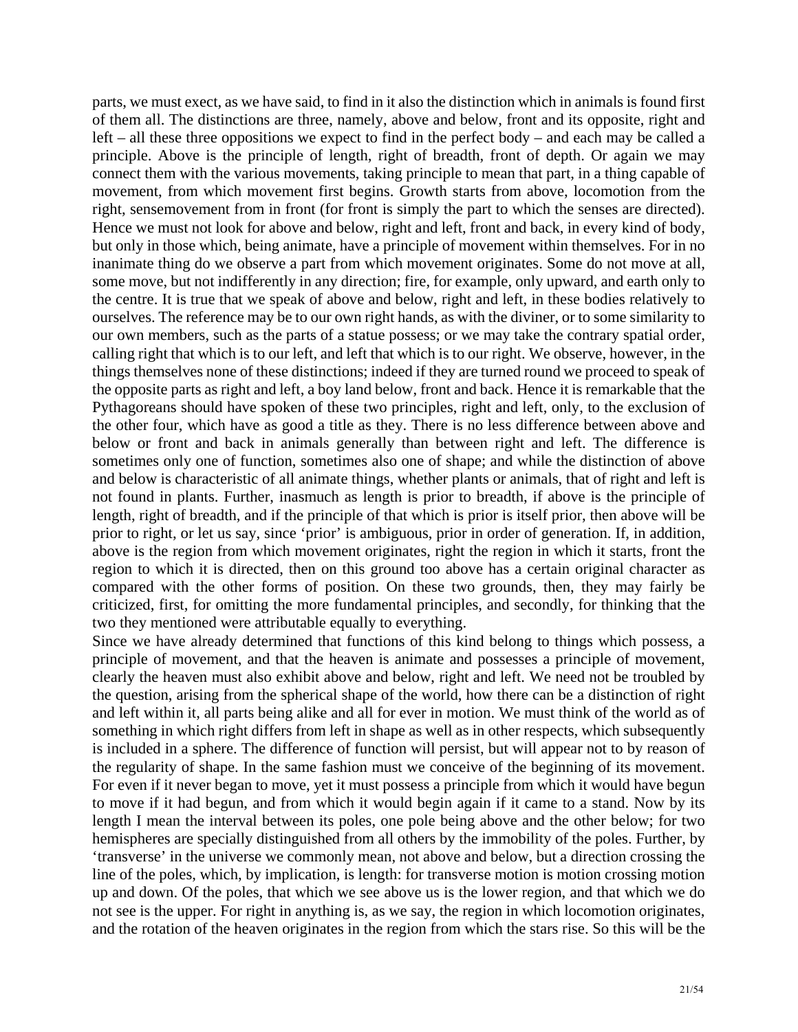parts, we must exect, as we have said, to find in it also the distinction which in animals is found first of them all. The distinctions are three, namely, above and below, front and its opposite, right and left – all these three oppositions we expect to find in the perfect body – and each may be called a principle. Above is the principle of length, right of breadth, front of depth. Or again we may connect them with the various movements, taking principle to mean that part, in a thing capable of movement, from which movement first begins. Growth starts from above, locomotion from the right, sensemovement from in front (for front is simply the part to which the senses are directed). Hence we must not look for above and below, right and left, front and back, in every kind of body, but only in those which, being animate, have a principle of movement within themselves. For in no inanimate thing do we observe a part from which movement originates. Some do not move at all, some move, but not indifferently in any direction; fire, for example, only upward, and earth only to the centre. It is true that we speak of above and below, right and left, in these bodies relatively to ourselves. The reference may be to our own right hands, as with the diviner, or to some similarity to our own members, such as the parts of a statue possess; or we may take the contrary spatial order, calling right that which is to our left, and left that which is to our right. We observe, however, in the things themselves none of these distinctions; indeed if they are turned round we proceed to speak of the opposite parts as right and left, a boy land below, front and back. Hence it is remarkable that the Pythagoreans should have spoken of these two principles, right and left, only, to the exclusion of the other four, which have as good a title as they. There is no less difference between above and below or front and back in animals generally than between right and left. The difference is sometimes only one of function, sometimes also one of shape; and while the distinction of above and below is characteristic of all animate things, whether plants or animals, that of right and left is not found in plants. Further, inasmuch as length is prior to breadth, if above is the principle of length, right of breadth, and if the principle of that which is prior is itself prior, then above will be prior to right, or let us say, since 'prior' is ambiguous, prior in order of generation. If, in addition, above is the region from which movement originates, right the region in which it starts, front the region to which it is directed, then on this ground too above has a certain original character as compared with the other forms of position. On these two grounds, then, they may fairly be criticized, first, for omitting the more fundamental principles, and secondly, for thinking that the two they mentioned were attributable equally to everything.

Since we have already determined that functions of this kind belong to things which possess, a principle of movement, and that the heaven is animate and possesses a principle of movement, clearly the heaven must also exhibit above and below, right and left. We need not be troubled by the question, arising from the spherical shape of the world, how there can be a distinction of right and left within it, all parts being alike and all for ever in motion. We must think of the world as of something in which right differs from left in shape as well as in other respects, which subsequently is included in a sphere. The difference of function will persist, but will appear not to by reason of the regularity of shape. In the same fashion must we conceive of the beginning of its movement. For even if it never began to move, yet it must possess a principle from which it would have begun to move if it had begun, and from which it would begin again if it came to a stand. Now by its length I mean the interval between its poles, one pole being above and the other below; for two hemispheres are specially distinguished from all others by the immobility of the poles. Further, by 'transverse' in the universe we commonly mean, not above and below, but a direction crossing the line of the poles, which, by implication, is length: for transverse motion is motion crossing motion up and down. Of the poles, that which we see above us is the lower region, and that which we do not see is the upper. For right in anything is, as we say, the region in which locomotion originates, and the rotation of the heaven originates in the region from which the stars rise. So this will be the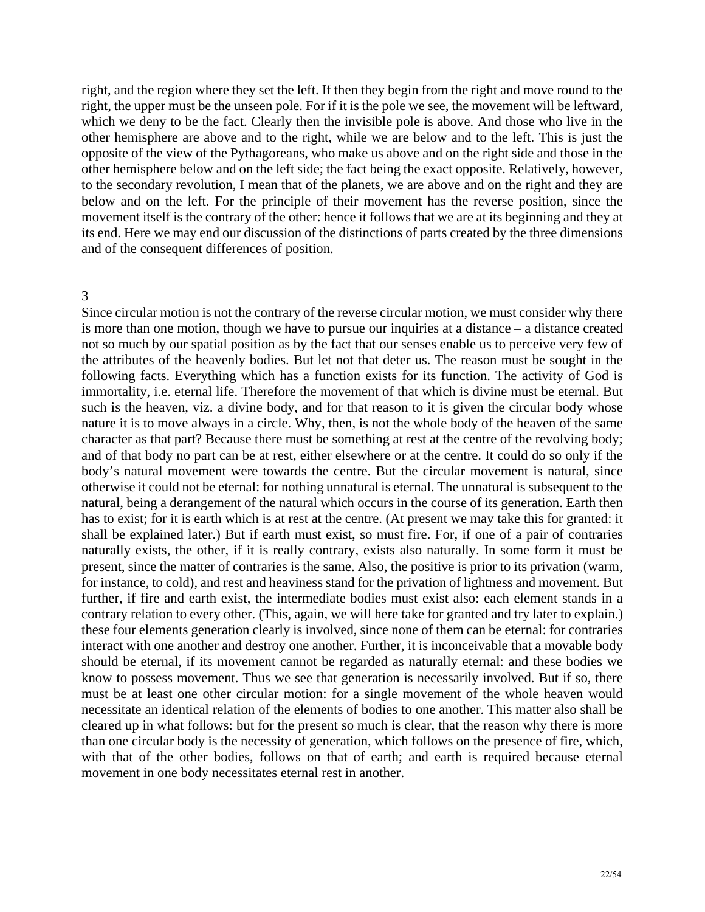right, and the region where they set the left. If then they begin from the right and move round to the right, the upper must be the unseen pole. For if it is the pole we see, the movement will be leftward, which we deny to be the fact. Clearly then the invisible pole is above. And those who live in the other hemisphere are above and to the right, while we are below and to the left. This is just the opposite of the view of the Pythagoreans, who make us above and on the right side and those in the other hemisphere below and on the left side; the fact being the exact opposite. Relatively, however, to the secondary revolution, I mean that of the planets, we are above and on the right and they are below and on the left. For the principle of their movement has the reverse position, since the movement itself is the contrary of the other: hence it follows that we are at its beginning and they at its end. Here we may end our discussion of the distinctions of parts created by the three dimensions and of the consequent differences of position.

## 3

Since circular motion is not the contrary of the reverse circular motion, we must consider why there is more than one motion, though we have to pursue our inquiries at a distance – a distance created not so much by our spatial position as by the fact that our senses enable us to perceive very few of the attributes of the heavenly bodies. But let not that deter us. The reason must be sought in the following facts. Everything which has a function exists for its function. The activity of God is immortality, i.e. eternal life. Therefore the movement of that which is divine must be eternal. But such is the heaven, viz. a divine body, and for that reason to it is given the circular body whose nature it is to move always in a circle. Why, then, is not the whole body of the heaven of the same character as that part? Because there must be something at rest at the centre of the revolving body; and of that body no part can be at rest, either elsewhere or at the centre. It could do so only if the body's natural movement were towards the centre. But the circular movement is natural, since otherwise it could not be eternal: for nothing unnatural is eternal. The unnatural is subsequent to the natural, being a derangement of the natural which occurs in the course of its generation. Earth then has to exist; for it is earth which is at rest at the centre. (At present we may take this for granted: it shall be explained later.) But if earth must exist, so must fire. For, if one of a pair of contraries naturally exists, the other, if it is really contrary, exists also naturally. In some form it must be present, since the matter of contraries is the same. Also, the positive is prior to its privation (warm, for instance, to cold), and rest and heaviness stand for the privation of lightness and movement. But further, if fire and earth exist, the intermediate bodies must exist also: each element stands in a contrary relation to every other. (This, again, we will here take for granted and try later to explain.) these four elements generation clearly is involved, since none of them can be eternal: for contraries interact with one another and destroy one another. Further, it is inconceivable that a movable body should be eternal, if its movement cannot be regarded as naturally eternal: and these bodies we know to possess movement. Thus we see that generation is necessarily involved. But if so, there must be at least one other circular motion: for a single movement of the whole heaven would necessitate an identical relation of the elements of bodies to one another. This matter also shall be cleared up in what follows: but for the present so much is clear, that the reason why there is more than one circular body is the necessity of generation, which follows on the presence of fire, which, with that of the other bodies, follows on that of earth; and earth is required because eternal movement in one body necessitates eternal rest in another.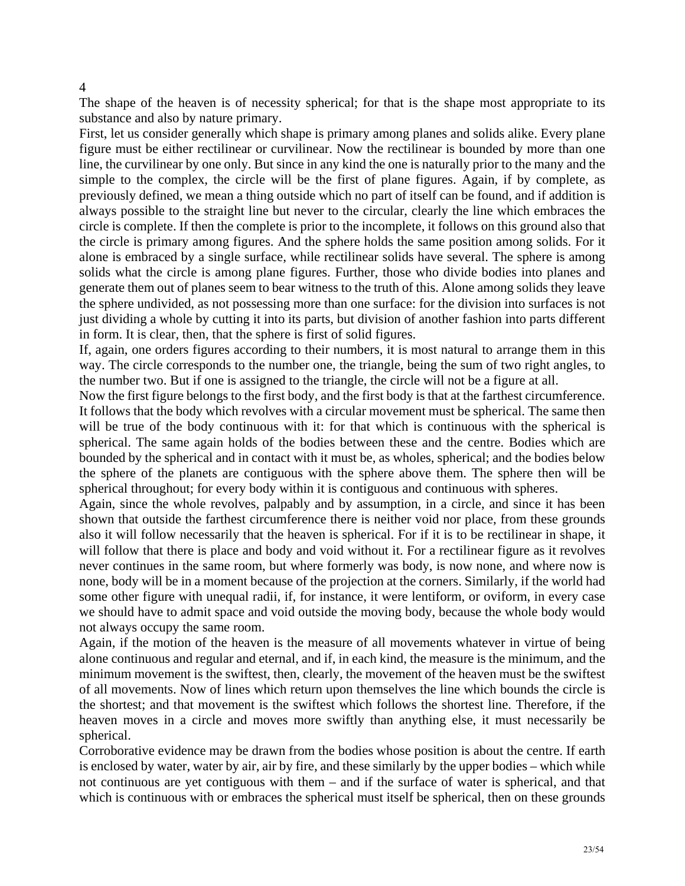4

The shape of the heaven is of necessity spherical; for that is the shape most appropriate to its substance and also by nature primary.

First, let us consider generally which shape is primary among planes and solids alike. Every plane figure must be either rectilinear or curvilinear. Now the rectilinear is bounded by more than one line, the curvilinear by one only. But since in any kind the one is naturally prior to the many and the simple to the complex, the circle will be the first of plane figures. Again, if by complete, as previously defined, we mean a thing outside which no part of itself can be found, and if addition is always possible to the straight line but never to the circular, clearly the line which embraces the circle is complete. If then the complete is prior to the incomplete, it follows on this ground also that the circle is primary among figures. And the sphere holds the same position among solids. For it alone is embraced by a single surface, while rectilinear solids have several. The sphere is among solids what the circle is among plane figures. Further, those who divide bodies into planes and generate them out of planes seem to bear witness to the truth of this. Alone among solids they leave the sphere undivided, as not possessing more than one surface: for the division into surfaces is not just dividing a whole by cutting it into its parts, but division of another fashion into parts different in form. It is clear, then, that the sphere is first of solid figures.

If, again, one orders figures according to their numbers, it is most natural to arrange them in this way. The circle corresponds to the number one, the triangle, being the sum of two right angles, to the number two. But if one is assigned to the triangle, the circle will not be a figure at all.

Now the first figure belongs to the first body, and the first body is that at the farthest circumference. It follows that the body which revolves with a circular movement must be spherical. The same then will be true of the body continuous with it: for that which is continuous with the spherical is spherical. The same again holds of the bodies between these and the centre. Bodies which are bounded by the spherical and in contact with it must be, as wholes, spherical; and the bodies below the sphere of the planets are contiguous with the sphere above them. The sphere then will be spherical throughout; for every body within it is contiguous and continuous with spheres.

Again, since the whole revolves, palpably and by assumption, in a circle, and since it has been shown that outside the farthest circumference there is neither void nor place, from these grounds also it will follow necessarily that the heaven is spherical. For if it is to be rectilinear in shape, it will follow that there is place and body and void without it. For a rectilinear figure as it revolves never continues in the same room, but where formerly was body, is now none, and where now is none, body will be in a moment because of the projection at the corners. Similarly, if the world had some other figure with unequal radii, if, for instance, it were lentiform, or oviform, in every case we should have to admit space and void outside the moving body, because the whole body would not always occupy the same room.

Again, if the motion of the heaven is the measure of all movements whatever in virtue of being alone continuous and regular and eternal, and if, in each kind, the measure is the minimum, and the minimum movement is the swiftest, then, clearly, the movement of the heaven must be the swiftest of all movements. Now of lines which return upon themselves the line which bounds the circle is the shortest; and that movement is the swiftest which follows the shortest line. Therefore, if the heaven moves in a circle and moves more swiftly than anything else, it must necessarily be spherical.

Corroborative evidence may be drawn from the bodies whose position is about the centre. If earth is enclosed by water, water by air, air by fire, and these similarly by the upper bodies – which while not continuous are yet contiguous with them – and if the surface of water is spherical, and that which is continuous with or embraces the spherical must itself be spherical, then on these grounds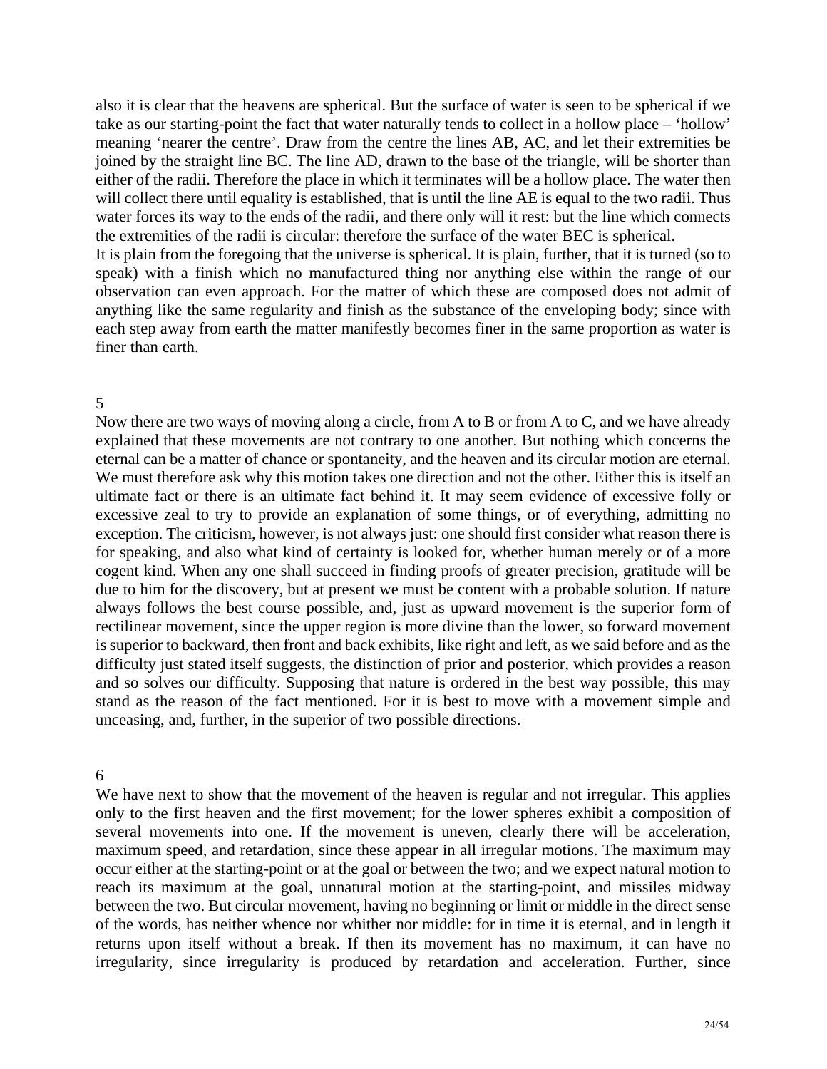also it is clear that the heavens are spherical. But the surface of water is seen to be spherical if we take as our starting-point the fact that water naturally tends to collect in a hollow place – 'hollow' meaning 'nearer the centre'. Draw from the centre the lines AB, AC, and let their extremities be joined by the straight line BC. The line AD, drawn to the base of the triangle, will be shorter than either of the radii. Therefore the place in which it terminates will be a hollow place. The water then will collect there until equality is established, that is until the line AE is equal to the two radii. Thus water forces its way to the ends of the radii, and there only will it rest: but the line which connects the extremities of the radii is circular: therefore the surface of the water BEC is spherical.

It is plain from the foregoing that the universe is spherical. It is plain, further, that it is turned (so to speak) with a finish which no manufactured thing nor anything else within the range of our observation can even approach. For the matter of which these are composed does not admit of anything like the same regularity and finish as the substance of the enveloping body; since with each step away from earth the matter manifestly becomes finer in the same proportion as water is finer than earth.

## 5

Now there are two ways of moving along a circle, from A to B or from A to C, and we have already explained that these movements are not contrary to one another. But nothing which concerns the eternal can be a matter of chance or spontaneity, and the heaven and its circular motion are eternal. We must therefore ask why this motion takes one direction and not the other. Either this is itself an ultimate fact or there is an ultimate fact behind it. It may seem evidence of excessive folly or excessive zeal to try to provide an explanation of some things, or of everything, admitting no exception. The criticism, however, is not always just: one should first consider what reason there is for speaking, and also what kind of certainty is looked for, whether human merely or of a more cogent kind. When any one shall succeed in finding proofs of greater precision, gratitude will be due to him for the discovery, but at present we must be content with a probable solution. If nature always follows the best course possible, and, just as upward movement is the superior form of rectilinear movement, since the upper region is more divine than the lower, so forward movement is superior to backward, then front and back exhibits, like right and left, as we said before and as the difficulty just stated itself suggests, the distinction of prior and posterior, which provides a reason and so solves our difficulty. Supposing that nature is ordered in the best way possible, this may stand as the reason of the fact mentioned. For it is best to move with a movement simple and unceasing, and, further, in the superior of two possible directions.

## 6

We have next to show that the movement of the heaven is regular and not irregular. This applies only to the first heaven and the first movement; for the lower spheres exhibit a composition of several movements into one. If the movement is uneven, clearly there will be acceleration, maximum speed, and retardation, since these appear in all irregular motions. The maximum may occur either at the starting-point or at the goal or between the two; and we expect natural motion to reach its maximum at the goal, unnatural motion at the starting-point, and missiles midway between the two. But circular movement, having no beginning or limit or middle in the direct sense of the words, has neither whence nor whither nor middle: for in time it is eternal, and in length it returns upon itself without a break. If then its movement has no maximum, it can have no irregularity, since irregularity is produced by retardation and acceleration. Further, since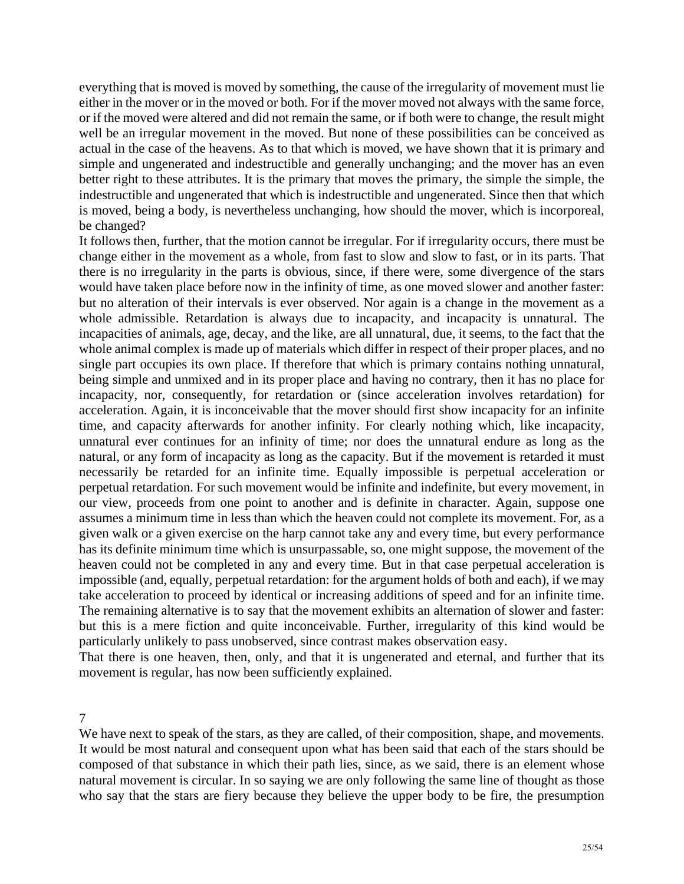everything that is moved is moved by something, the cause of the irregularity of movement must lie either in the mover or in the moved or both. For if the mover moved not always with the same force, or if the moved were altered and did not remain the same, or if both were to change, the result might well be an irregular movement in the moved. But none of these possibilities can be conceived as actual in the case of the heavens. As to that which is moved, we have shown that it is primary and simple and ungenerated and indestructible and generally unchanging; and the mover has an even better right to these attributes. It is the primary that moves the primary, the simple the simple, the indestructible and ungenerated that which is indestructible and ungenerated. Since then that which is moved, being a body, is nevertheless unchanging, how should the mover, which is incorporeal, be changed?

It follows then, further, that the motion cannot be irregular. For if irregularity occurs, there must be change either in the movement as a whole, from fast to slow and slow to fast, or in its parts. That there is no irregularity in the parts is obvious, since, if there were, some divergence of the stars would have taken place before now in the infinity of time, as one moved slower and another faster: but no alteration of their intervals is ever observed. Nor again is a change in the movement as a whole admissible. Retardation is always due to incapacity, and incapacity is unnatural. The incapacities of animals, age, decay, and the like, are all unnatural, due, it seems, to the fact that the whole animal complex is made up of materials which differ in respect of their proper places, and no single part occupies its own place. If therefore that which is primary contains nothing unnatural, being simple and unmixed and in its proper place and having no contrary, then it has no place for incapacity, nor, consequently, for retardation or (since acceleration involves retardation) for acceleration. Again, it is inconceivable that the mover should first show incapacity for an infinite time, and capacity afterwards for another infinity. For clearly nothing which, like incapacity, unnatural ever continues for an infinity of time; nor does the unnatural endure as long as the natural, or any form of incapacity as long as the capacity. But if the movement is retarded it must necessarily be retarded for an infinite time. Equally impossible is perpetual acceleration or perpetual retardation. For such movement would be infinite and indefinite, but every movement, in our view, proceeds from one point to another and is definite in character. Again, suppose one assumes a minimum time in less than which the heaven could not complete its movement. For, as a given walk or a given exercise on the harp cannot take any and every time, but every performance has its definite minimum time which is unsurpassable, so, one might suppose, the movement of the heaven could not be completed in any and every time. But in that case perpetual acceleration is impossible (and, equally, perpetual retardation: for the argument holds of both and each), if we may take acceleration to proceed by identical or increasing additions of speed and for an infinite time. The remaining alternative is to say that the movement exhibits an alternation of slower and faster: but this is a mere fiction and quite inconceivable. Further, irregularity of this kind would be particularly unlikely to pass unobserved, since contrast makes observation easy.

That there is one heaven, then, only, and that it is ungenerated and eternal, and further that its movement is regular, has now been sufficiently explained.

## 7

We have next to speak of the stars, as they are called, of their composition, shape, and movements. It would be most natural and consequent upon what has been said that each of the stars should be composed of that substance in which their path lies, since, as we said, there is an element whose natural movement is circular. In so saying we are only following the same line of thought as those who say that the stars are fiery because they believe the upper body to be fire, the presumption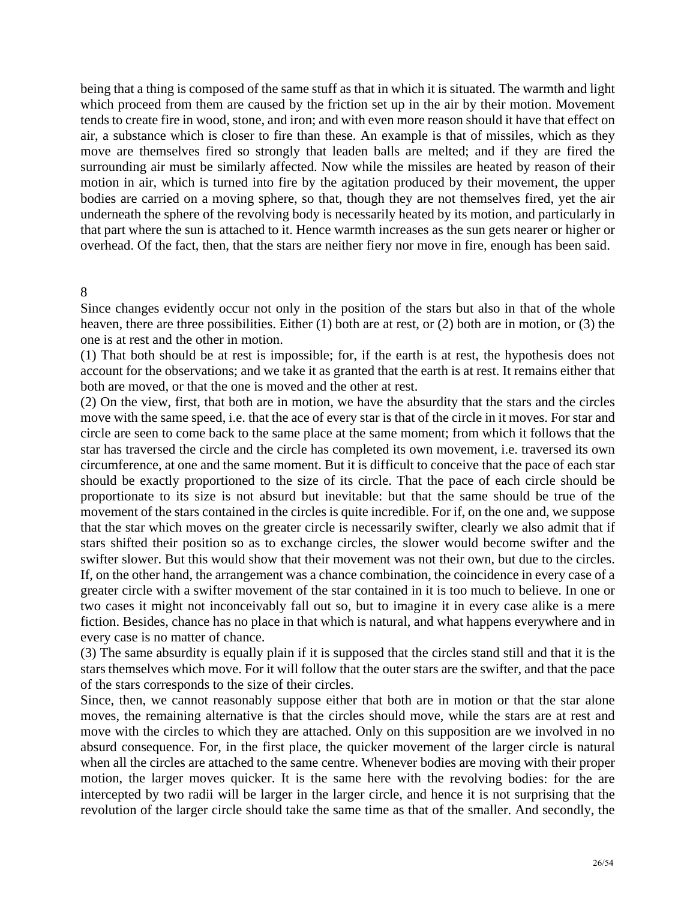being that a thing is composed of the same stuff as that in which it is situated. The warmth and light which proceed from them are caused by the friction set up in the air by their motion. Movement tends to create fire in wood, stone, and iron; and with even more reason should it have that effect on air, a substance which is closer to fire than these. An example is that of missiles, which as they move are themselves fired so strongly that leaden balls are melted; and if they are fired the surrounding air must be similarly affected. Now while the missiles are heated by reason of their motion in air, which is turned into fire by the agitation produced by their movement, the upper bodies are carried on a moving sphere, so that, though they are not themselves fired, yet the air underneath the sphere of the revolving body is necessarily heated by its motion, and particularly in that part where the sun is attached to it. Hence warmth increases as the sun gets nearer or higher or overhead. Of the fact, then, that the stars are neither fiery nor move in fire, enough has been said.

## 8

Since changes evidently occur not only in the position of the stars but also in that of the whole heaven, there are three possibilities. Either (1) both are at rest, or (2) both are in motion, or (3) the one is at rest and the other in motion.

(1) That both should be at rest is impossible; for, if the earth is at rest, the hypothesis does not account for the observations; and we take it as granted that the earth is at rest. It remains either that both are moved, or that the one is moved and the other at rest.

(2) On the view, first, that both are in motion, we have the absurdity that the stars and the circles move with the same speed, i.e. that the ace of every star is that of the circle in it moves. For star and circle are seen to come back to the same place at the same moment; from which it follows that the star has traversed the circle and the circle has completed its own movement, i.e. traversed its own circumference, at one and the same moment. But it is difficult to conceive that the pace of each star should be exactly proportioned to the size of its circle. That the pace of each circle should be proportionate to its size is not absurd but inevitable: but that the same should be true of the movement of the stars contained in the circles is quite incredible. For if, on the one and, we suppose that the star which moves on the greater circle is necessarily swifter, clearly we also admit that if stars shifted their position so as to exchange circles, the slower would become swifter and the swifter slower. But this would show that their movement was not their own, but due to the circles. If, on the other hand, the arrangement was a chance combination, the coincidence in every case of a greater circle with a swifter movement of the star contained in it is too much to believe. In one or two cases it might not inconceivably fall out so, but to imagine it in every case alike is a mere fiction. Besides, chance has no place in that which is natural, and what happens everywhere and in every case is no matter of chance.

(3) The same absurdity is equally plain if it is supposed that the circles stand still and that it is the stars themselves which move. For it will follow that the outer stars are the swifter, and that the pace of the stars corresponds to the size of their circles.

Since, then, we cannot reasonably suppose either that both are in motion or that the star alone moves, the remaining alternative is that the circles should move, while the stars are at rest and move with the circles to which they are attached. Only on this supposition are we involved in no absurd consequence. For, in the first place, the quicker movement of the larger circle is natural when all the circles are attached to the same centre. Whenever bodies are moving with their proper motion, the larger moves quicker. It is the same here with the revolving bodies: for the are intercepted by two radii will be larger in the larger circle, and hence it is not surprising that the revolution of the larger circle should take the same time as that of the smaller. And secondly, the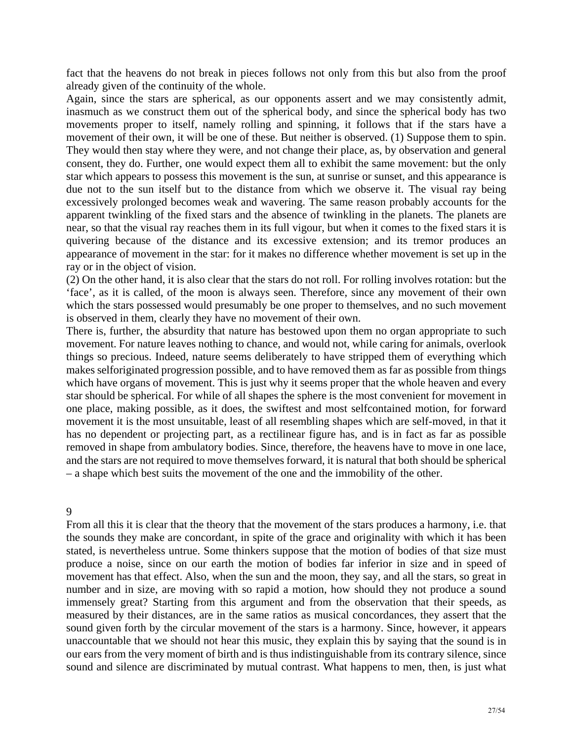fact that the heavens do not break in pieces follows not only from this but also from the proof already given of the continuity of the whole.

Again, since the stars are spherical, as our opponents assert and we may consistently admit, inasmuch as we construct them out of the spherical body, and since the spherical body has two movements proper to itself, namely rolling and spinning, it follows that if the stars have a movement of their own, it will be one of these. But neither is observed. (1) Suppose them to spin. They would then stay where they were, and not change their place, as, by observation and general consent, they do. Further, one would expect them all to exhibit the same movement: but the only star which appears to possess this movement is the sun, at sunrise or sunset, and this appearance is due not to the sun itself but to the distance from which we observe it. The visual ray being excessively prolonged becomes weak and wavering. The same reason probably accounts for the apparent twinkling of the fixed stars and the absence of twinkling in the planets. The planets are near, so that the visual ray reaches them in its full vigour, but when it comes to the fixed stars it is quivering because of the distance and its excessive extension; and its tremor produces an appearance of movement in the star: for it makes no difference whether movement is set up in the ray or in the object of vision.

(2) On the other hand, it is also clear that the stars do not roll. For rolling involves rotation: but the 'face', as it is called, of the moon is always seen. Therefore, since any movement of their own which the stars possessed would presumably be one proper to themselves, and no such movement is observed in them, clearly they have no movement of their own.

There is, further, the absurdity that nature has bestowed upon them no organ appropriate to such movement. For nature leaves nothing to chance, and would not, while caring for animals, overlook things so precious. Indeed, nature seems deliberately to have stripped them of everything which makes selforiginated progression possible, and to have removed them as far as possible from things which have organs of movement. This is just why it seems proper that the whole heaven and every star should be spherical. For while of all shapes the sphere is the most convenient for movement in one place, making possible, as it does, the swiftest and most selfcontained motion, for forward movement it is the most unsuitable, least of all resembling shapes which are self-moved, in that it has no dependent or projecting part, as a rectilinear figure has, and is in fact as far as possible removed in shape from ambulatory bodies. Since, therefore, the heavens have to move in one lace, and the stars are not required to move themselves forward, it is natural that both should be spherical – a shape which best suits the movement of the one and the immobility of the other.

## 9

From all this it is clear that the theory that the movement of the stars produces a harmony, i.e. that the sounds they make are concordant, in spite of the grace and originality with which it has been stated, is nevertheless untrue. Some thinkers suppose that the motion of bodies of that size must produce a noise, since on our earth the motion of bodies far inferior in size and in speed of movement has that effect. Also, when the sun and the moon, they say, and all the stars, so great in number and in size, are moving with so rapid a motion, how should they not produce a sound immensely great? Starting from this argument and from the observation that their speeds, as measured by their distances, are in the same ratios as musical concordances, they assert that the sound given forth by the circular movement of the stars is a harmony. Since, however, it appears unaccountable that we should not hear this music, they explain this by saying that the sound is in our ears from the very moment of birth and is thus indistinguishable from its contrary silence, since sound and silence are discriminated by mutual contrast. What happens to men, then, is just what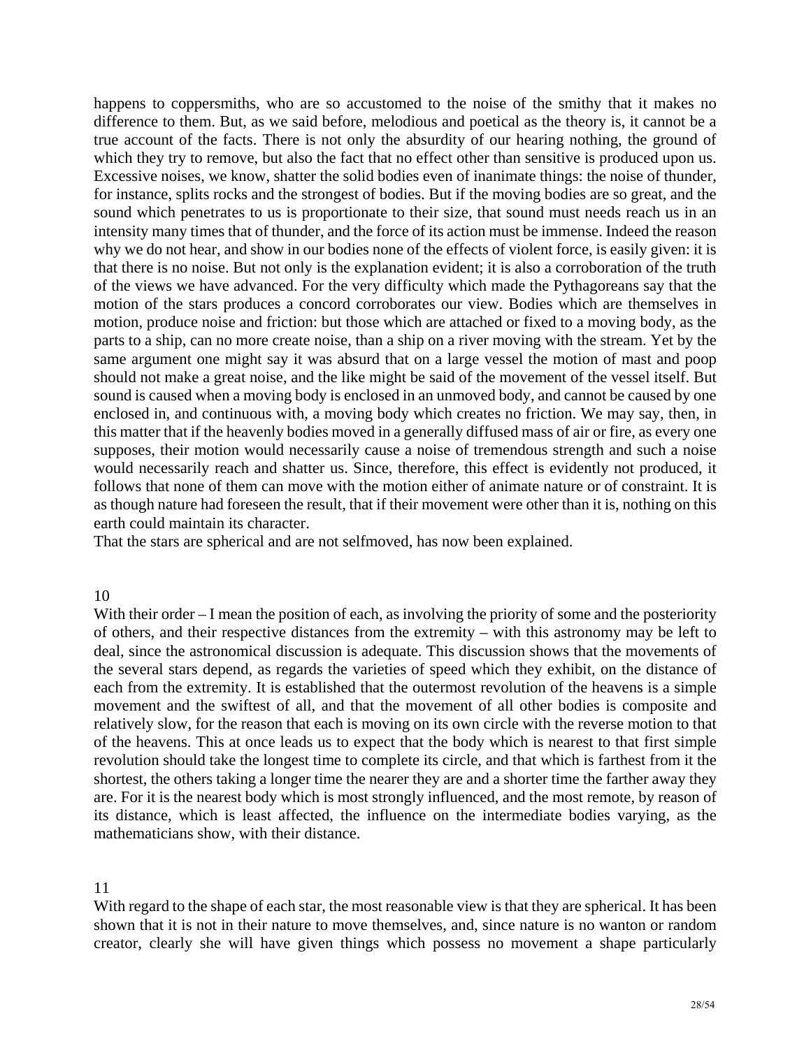happens to coppersmiths, who are so accustomed to the noise of the smithy that it makes no difference to them. But, as we said before, melodious and poetical as the theory is, it cannot be a true account of the facts. There is not only the absurdity of our hearing nothing, the ground of which they try to remove, but also the fact that no effect other than sensitive is produced upon us. Excessive noises, we know, shatter the solid bodies even of inanimate things: the noise of thunder, for instance, splits rocks and the strongest of bodies. But if the moving bodies are so great, and the sound which penetrates to us is proportionate to their size, that sound must needs reach us in an intensity many times that of thunder, and the force of its action must be immense. Indeed the reason why we do not hear, and show in our bodies none of the effects of violent force, is easily given: it is that there is no noise. But not only is the explanation evident; it is also a corroboration of the truth of the views we have advanced. For the very difficulty which made the Pythagoreans say that the motion of the stars produces a concord corroborates our view. Bodies which are themselves in motion, produce noise and friction: but those which are attached or fixed to a moving body, as the parts to a ship, can no more create noise, than a ship on a river moving with the stream. Yet by the same argument one might say it was absurd that on a large vessel the motion of mast and poop should not make a great noise, and the like might be said of the movement of the vessel itself. But sound is caused when a moving body is enclosed in an unmoved body, and cannot be caused by one enclosed in, and continuous with, a moving body which creates no friction. We may say, then, in this matter that if the heavenly bodies moved in a generally diffused mass of air or fire, as every one supposes, their motion would necessarily cause a noise of tremendous strength and such a noise would necessarily reach and shatter us. Since, therefore, this effect is evidently not produced, it follows that none of them can move with the motion either of animate nature or of constraint. It is as though nature had foreseen the result, that if their movement were other than it is, nothing on this earth could maintain its character.

That the stars are spherical and are not selfmoved, has now been explained.

## 10

With their order – I mean the position of each, as involving the priority of some and the posteriority of others, and their respective distances from the extremity – with this astronomy may be left to deal, since the astronomical discussion is adequate. This discussion shows that the movements of the several stars depend, as regards the varieties of speed which they exhibit, on the distance of each from the extremity. It is established that the outermost revolution of the heavens is a simple movement and the swiftest of all, and that the movement of all other bodies is composite and relatively slow, for the reason that each is moving on its own circle with the reverse motion to that of the heavens. This at once leads us to expect that the body which is nearest to that first simple revolution should take the longest time to complete its circle, and that which is farthest from it the shortest, the others taking a longer time the nearer they are and a shorter time the farther away they are. For it is the nearest body which is most strongly influenced, and the most remote, by reason of its distance, which is least affected, the influence on the intermediate bodies varying, as the mathematicians show, with their distance.

## 11

With regard to the shape of each star, the most reasonable view is that they are spherical. It has been shown that it is not in their nature to move themselves, and, since nature is no wanton or random creator, clearly she will have given things which possess no movement a shape particularly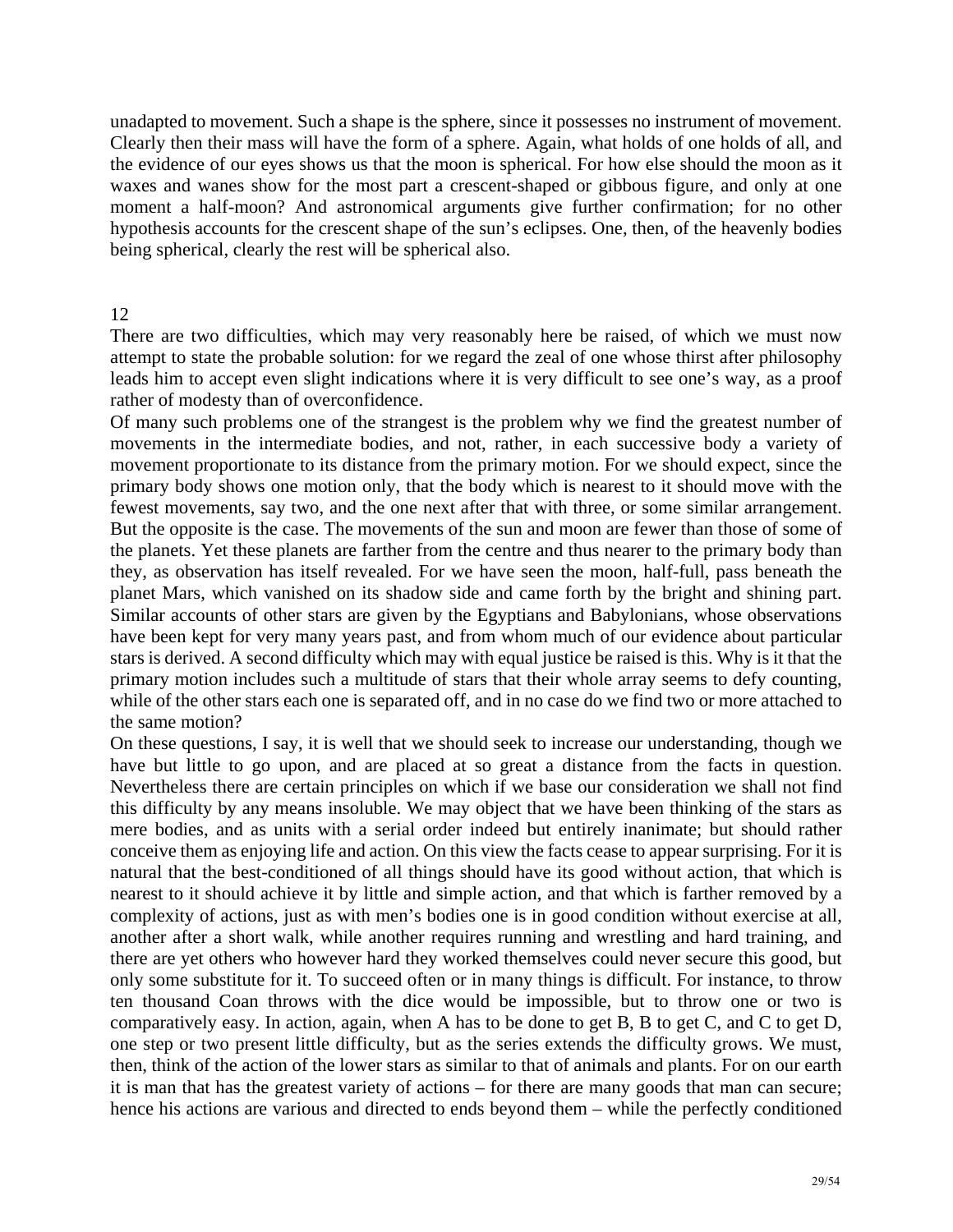unadapted to movement. Such a shape is the sphere, since it possesses no instrument of movement. Clearly then their mass will have the form of a sphere. Again, what holds of one holds of all, and the evidence of our eyes shows us that the moon is spherical. For how else should the moon as it waxes and wanes show for the most part a crescent-shaped or gibbous figure, and only at one moment a half-moon? And astronomical arguments give further confirmation; for no other hypothesis accounts for the crescent shape of the sun's eclipses. One, then, of the heavenly bodies being spherical, clearly the rest will be spherical also.

## 12

There are two difficulties, which may very reasonably here be raised, of which we must now attempt to state the probable solution: for we regard the zeal of one whose thirst after philosophy leads him to accept even slight indications where it is very difficult to see one's way, as a proof rather of modesty than of overconfidence.

Of many such problems one of the strangest is the problem why we find the greatest number of movements in the intermediate bodies, and not, rather, in each successive body a variety of movement proportionate to its distance from the primary motion. For we should expect, since the primary body shows one motion only, that the body which is nearest to it should move with the fewest movements, say two, and the one next after that with three, or some similar arrangement. But the opposite is the case. The movements of the sun and moon are fewer than those of some of the planets. Yet these planets are farther from the centre and thus nearer to the primary body than they, as observation has itself revealed. For we have seen the moon, half-full, pass beneath the planet Mars, which vanished on its shadow side and came forth by the bright and shining part. Similar accounts of other stars are given by the Egyptians and Babylonians, whose observations have been kept for very many years past, and from whom much of our evidence about particular stars is derived. A second difficulty which may with equal justice be raised is this. Why is it that the primary motion includes such a multitude of stars that their whole array seems to defy counting, while of the other stars each one is separated off, and in no case do we find two or more attached to the same motion?

On these questions, I say, it is well that we should seek to increase our understanding, though we have but little to go upon, and are placed at so great a distance from the facts in question. Nevertheless there are certain principles on which if we base our consideration we shall not find this difficulty by any means insoluble. We may object that we have been thinking of the stars as mere bodies, and as units with a serial order indeed but entirely inanimate; but should rather conceive them as enjoying life and action. On this view the facts cease to appear surprising. For it is natural that the best-conditioned of all things should have its good without action, that which is nearest to it should achieve it by little and simple action, and that which is farther removed by a complexity of actions, just as with men's bodies one is in good condition without exercise at all, another after a short walk, while another requires running and wrestling and hard training, and there are yet others who however hard they worked themselves could never secure this good, but only some substitute for it. To succeed often or in many things is difficult. For instance, to throw ten thousand Coan throws with the dice would be impossible, but to throw one or two is comparatively easy. In action, again, when A has to be done to get B, B to get C, and C to get D, one step or two present little difficulty, but as the series extends the difficulty grows. We must, then, think of the action of the lower stars as similar to that of animals and plants. For on our earth it is man that has the greatest variety of actions – for there are many goods that man can secure; hence his actions are various and directed to ends beyond them – while the perfectly conditioned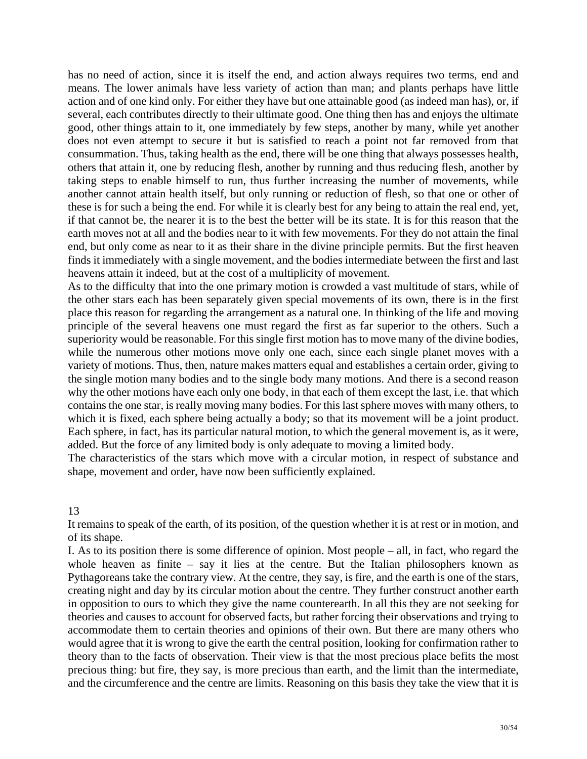has no need of action, since it is itself the end, and action always requires two terms, end and means. The lower animals have less variety of action than man; and plants perhaps have little action and of one kind only. For either they have but one attainable good (as indeed man has), or, if several, each contributes directly to their ultimate good. One thing then has and enjoys the ultimate good, other things attain to it, one immediately by few steps, another by many, while yet another does not even attempt to secure it but is satisfied to reach a point not far removed from that consummation. Thus, taking health as the end, there will be one thing that always possesses health, others that attain it, one by reducing flesh, another by running and thus reducing flesh, another by taking steps to enable himself to run, thus further increasing the number of movements, while another cannot attain health itself, but only running or reduction of flesh, so that one or other of these is for such a being the end. For while it is clearly best for any being to attain the real end, yet, if that cannot be, the nearer it is to the best the better will be its state. It is for this reason that the earth moves not at all and the bodies near to it with few movements. For they do not attain the final end, but only come as near to it as their share in the divine principle permits. But the first heaven finds it immediately with a single movement, and the bodies intermediate between the first and last heavens attain it indeed, but at the cost of a multiplicity of movement.

As to the difficulty that into the one primary motion is crowded a vast multitude of stars, while of the other stars each has been separately given special movements of its own, there is in the first place this reason for regarding the arrangement as a natural one. In thinking of the life and moving principle of the several heavens one must regard the first as far superior to the others. Such a superiority would be reasonable. For this single first motion has to move many of the divine bodies, while the numerous other motions move only one each, since each single planet moves with a variety of motions. Thus, then, nature makes matters equal and establishes a certain order, giving to the single motion many bodies and to the single body many motions. And there is a second reason why the other motions have each only one body, in that each of them except the last, i.e. that which contains the one star, is really moving many bodies. For this last sphere moves with many others, to which it is fixed, each sphere being actually a body; so that its movement will be a joint product. Each sphere, in fact, has its particular natural motion, to which the general movement is, as it were, added. But the force of any limited body is only adequate to moving a limited body.

The characteristics of the stars which move with a circular motion, in respect of substance and shape, movement and order, have now been sufficiently explained.

## 13

It remains to speak of the earth, of its position, of the question whether it is at rest or in motion, and of its shape.

I. As to its position there is some difference of opinion. Most people – all, in fact, who regard the whole heaven as finite – say it lies at the centre. But the Italian philosophers known as Pythagoreans take the contrary view. At the centre, they say, is fire, and the earth is one of the stars, creating night and day by its circular motion about the centre. They further construct another earth in opposition to ours to which they give the name counterearth. In all this they are not seeking for theories and causes to account for observed facts, but rather forcing their observations and trying to accommodate them to certain theories and opinions of their own. But there are many others who would agree that it is wrong to give the earth the central position, looking for confirmation rather to theory than to the facts of observation. Their view is that the most precious place befits the most precious thing: but fire, they say, is more precious than earth, and the limit than the intermediate, and the circumference and the centre are limits. Reasoning on this basis they take the view that it is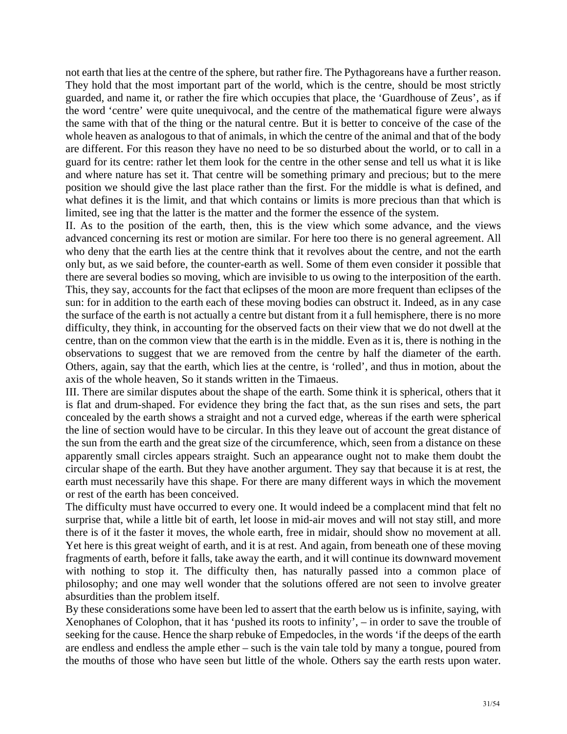not earth that lies at the centre of the sphere, but rather fire. The Pythagoreans have a further reason. They hold that the most important part of the world, which is the centre, should be most strictly guarded, and name it, or rather the fire which occupies that place, the 'Guardhouse of Zeus', as if the word 'centre' were quite unequivocal, and the centre of the mathematical figure were always the same with that of the thing or the natural centre. But it is better to conceive of the case of the whole heaven as analogous to that of animals, in which the centre of the animal and that of the body are different. For this reason they have no need to be so disturbed about the world, or to call in a guard for its centre: rather let them look for the centre in the other sense and tell us what it is like and where nature has set it. That centre will be something primary and precious; but to the mere position we should give the last place rather than the first. For the middle is what is defined, and what defines it is the limit, and that which contains or limits is more precious than that which is limited, see ing that the latter is the matter and the former the essence of the system.

II. As to the position of the earth, then, this is the view which some advance, and the views advanced concerning its rest or motion are similar. For here too there is no general agreement. All who deny that the earth lies at the centre think that it revolves about the centre, and not the earth only but, as we said before, the counter-earth as well. Some of them even consider it possible that there are several bodies so moving, which are invisible to us owing to the interposition of the earth. This, they say, accounts for the fact that eclipses of the moon are more frequent than eclipses of the sun: for in addition to the earth each of these moving bodies can obstruct it. Indeed, as in any case the surface of the earth is not actually a centre but distant from it a full hemisphere, there is no more difficulty, they think, in accounting for the observed facts on their view that we do not dwell at the centre, than on the common view that the earth is in the middle. Even as it is, there is nothing in the observations to suggest that we are removed from the centre by half the diameter of the earth. Others, again, say that the earth, which lies at the centre, is 'rolled', and thus in motion, about the axis of the whole heaven, So it stands written in the Timaeus.

III. There are similar disputes about the shape of the earth. Some think it is spherical, others that it is flat and drum-shaped. For evidence they bring the fact that, as the sun rises and sets, the part concealed by the earth shows a straight and not a curved edge, whereas if the earth were spherical the line of section would have to be circular. In this they leave out of account the great distance of the sun from the earth and the great size of the circumference, which, seen from a distance on these apparently small circles appears straight. Such an appearance ought not to make them doubt the circular shape of the earth. But they have another argument. They say that because it is at rest, the earth must necessarily have this shape. For there are many different ways in which the movement or rest of the earth has been conceived.

The difficulty must have occurred to every one. It would indeed be a complacent mind that felt no surprise that, while a little bit of earth, let loose in mid-air moves and will not stay still, and more there is of it the faster it moves, the whole earth, free in midair, should show no movement at all. Yet here is this great weight of earth, and it is at rest. And again, from beneath one of these moving fragments of earth, before it falls, take away the earth, and it will continue its downward movement with nothing to stop it. The difficulty then, has naturally passed into a common place of philosophy; and one may well wonder that the solutions offered are not seen to involve greater absurdities than the problem itself.

By these considerations some have been led to assert that the earth below us is infinite, saying, with Xenophanes of Colophon, that it has 'pushed its roots to infinity', – in order to save the trouble of seeking for the cause. Hence the sharp rebuke of Empedocles, in the words 'if the deeps of the earth are endless and endless the ample ether – such is the vain tale told by many a tongue, poured from the mouths of those who have seen but little of the whole. Others say the earth rests upon water.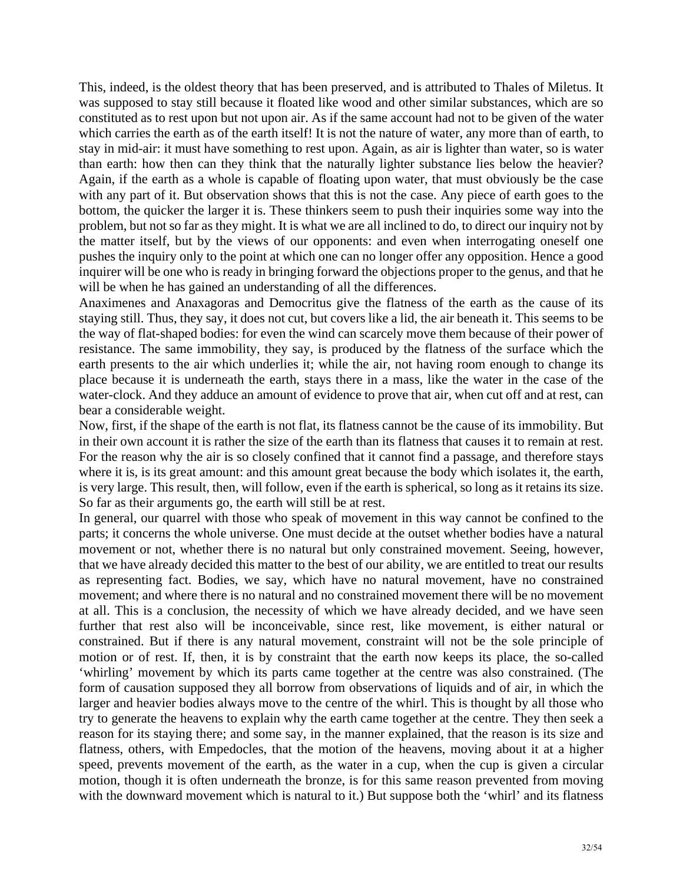This, indeed, is the oldest theory that has been preserved, and is attributed to Thales of Miletus. It was supposed to stay still because it floated like wood and other similar substances, which are so constituted as to rest upon but not upon air. As if the same account had not to be given of the water which carries the earth as of the earth itself! It is not the nature of water, any more than of earth, to stay in mid-air: it must have something to rest upon. Again, as air is lighter than water, so is water than earth: how then can they think that the naturally lighter substance lies below the heavier? Again, if the earth as a whole is capable of floating upon water, that must obviously be the case with any part of it. But observation shows that this is not the case. Any piece of earth goes to the bottom, the quicker the larger it is. These thinkers seem to push their inquiries some way into the problem, but not so far as they might. It is what we are all inclined to do, to direct our inquiry not by the matter itself, but by the views of our opponents: and even when interrogating oneself one pushes the inquiry only to the point at which one can no longer offer any opposition. Hence a good inquirer will be one who is ready in bringing forward the objections proper to the genus, and that he will be when he has gained an understanding of all the differences.

Anaximenes and Anaxagoras and Democritus give the flatness of the earth as the cause of its staying still. Thus, they say, it does not cut, but covers like a lid, the air beneath it. This seems to be the way of flat-shaped bodies: for even the wind can scarcely move them because of their power of resistance. The same immobility, they say, is produced by the flatness of the surface which the earth presents to the air which underlies it; while the air, not having room enough to change its place because it is underneath the earth, stays there in a mass, like the water in the case of the water-clock. And they adduce an amount of evidence to prove that air, when cut off and at rest, can bear a considerable weight.

Now, first, if the shape of the earth is not flat, its flatness cannot be the cause of its immobility. But in their own account it is rather the size of the earth than its flatness that causes it to remain at rest. For the reason why the air is so closely confined that it cannot find a passage, and therefore stays where it is, is its great amount: and this amount great because the body which isolates it, the earth, is very large. This result, then, will follow, even if the earth is spherical, so long as it retains its size. So far as their arguments go, the earth will still be at rest.

In general, our quarrel with those who speak of movement in this way cannot be confined to the parts; it concerns the whole universe. One must decide at the outset whether bodies have a natural movement or not, whether there is no natural but only constrained movement. Seeing, however, that we have already decided this matter to the best of our ability, we are entitled to treat our results as representing fact. Bodies, we say, which have no natural movement, have no constrained movement; and where there is no natural and no constrained movement there will be no movement at all. This is a conclusion, the necessity of which we have already decided, and we have seen further that rest also will be inconceivable, since rest, like movement, is either natural or constrained. But if there is any natural movement, constraint will not be the sole principle of motion or of rest. If, then, it is by constraint that the earth now keeps its place, the so-called 'whirling' movement by which its parts came together at the centre was also constrained. (The form of causation supposed they all borrow from observations of liquids and of air, in which the larger and heavier bodies always move to the centre of the whirl. This is thought by all those who try to generate the heavens to explain why the earth came together at the centre. They then seek a reason for its staying there; and some say, in the manner explained, that the reason is its size and flatness, others, with Empedocles, that the motion of the heavens, moving about it at a higher speed, prevents movement of the earth, as the water in a cup, when the cup is given a circular motion, though it is often underneath the bronze, is for this same reason prevented from moving with the downward movement which is natural to it.) But suppose both the 'whirl' and its flatness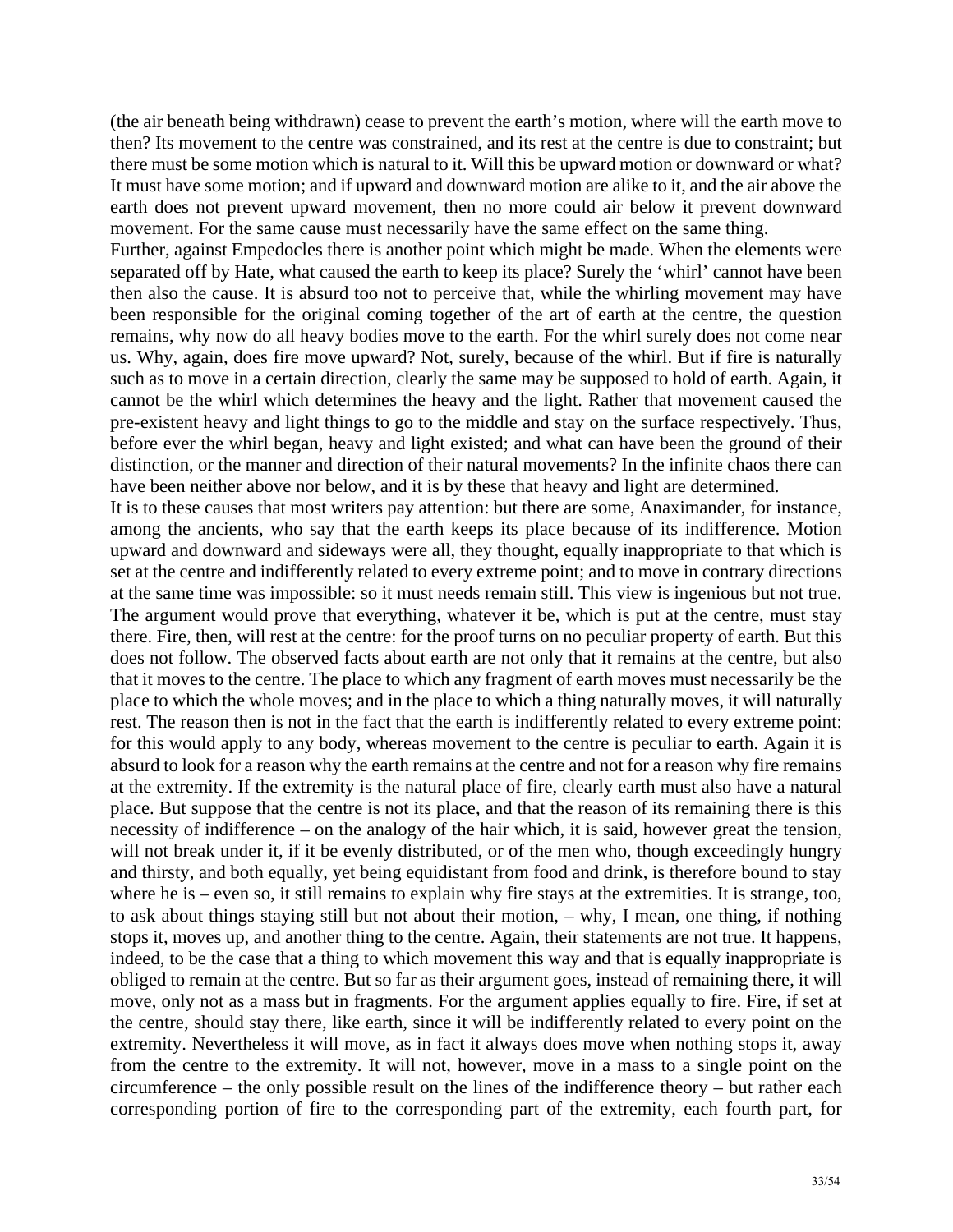(the air beneath being withdrawn) cease to prevent the earth's motion, where will the earth move to then? Its movement to the centre was constrained, and its rest at the centre is due to constraint; but there must be some motion which is natural to it. Will this be upward motion or downward or what? It must have some motion; and if upward and downward motion are alike to it, and the air above the earth does not prevent upward movement, then no more could air below it prevent downward movement. For the same cause must necessarily have the same effect on the same thing.

Further, against Empedocles there is another point which might be made. When the elements were separated off by Hate, what caused the earth to keep its place? Surely the 'whirl' cannot have been then also the cause. It is absurd too not to perceive that, while the whirling movement may have been responsible for the original coming together of the art of earth at the centre, the question remains, why now do all heavy bodies move to the earth. For the whirl surely does not come near us. Why, again, does fire move upward? Not, surely, because of the whirl. But if fire is naturally such as to move in a certain direction, clearly the same may be supposed to hold of earth. Again, it cannot be the whirl which determines the heavy and the light. Rather that movement caused the pre-existent heavy and light things to go to the middle and stay on the surface respectively. Thus, before ever the whirl began, heavy and light existed; and what can have been the ground of their distinction, or the manner and direction of their natural movements? In the infinite chaos there can have been neither above nor below, and it is by these that heavy and light are determined.

It is to these causes that most writers pay attention: but there are some, Anaximander, for instance, among the ancients, who say that the earth keeps its place because of its indifference. Motion upward and downward and sideways were all, they thought, equally inappropriate to that which is set at the centre and indifferently related to every extreme point; and to move in contrary directions at the same time was impossible: so it must needs remain still. This view is ingenious but not true. The argument would prove that everything, whatever it be, which is put at the centre, must stay there. Fire, then, will rest at the centre: for the proof turns on no peculiar property of earth. But this does not follow. The observed facts about earth are not only that it remains at the centre, but also that it moves to the centre. The place to which any fragment of earth moves must necessarily be the place to which the whole moves; and in the place to which a thing naturally moves, it will naturally rest. The reason then is not in the fact that the earth is indifferently related to every extreme point: for this would apply to any body, whereas movement to the centre is peculiar to earth. Again it is absurd to look for a reason why the earth remains at the centre and not for a reason why fire remains at the extremity. If the extremity is the natural place of fire, clearly earth must also have a natural place. But suppose that the centre is not its place, and that the reason of its remaining there is this necessity of indifference – on the analogy of the hair which, it is said, however great the tension, will not break under it, if it be evenly distributed, or of the men who, though exceedingly hungry and thirsty, and both equally, yet being equidistant from food and drink, is therefore bound to stay where he is – even so, it still remains to explain why fire stays at the extremities. It is strange, too, to ask about things staying still but not about their motion, – why, I mean, one thing, if nothing stops it, moves up, and another thing to the centre. Again, their statements are not true. It happens, indeed, to be the case that a thing to which movement this way and that is equally inappropriate is obliged to remain at the centre. But so far as their argument goes, instead of remaining there, it will move, only not as a mass but in fragments. For the argument applies equally to fire. Fire, if set at the centre, should stay there, like earth, since it will be indifferently related to every point on the extremity. Nevertheless it will move, as in fact it always does move when nothing stops it, away from the centre to the extremity. It will not, however, move in a mass to a single point on the circumference – the only possible result on the lines of the indifference theory – but rather each corresponding portion of fire to the corresponding part of the extremity, each fourth part, for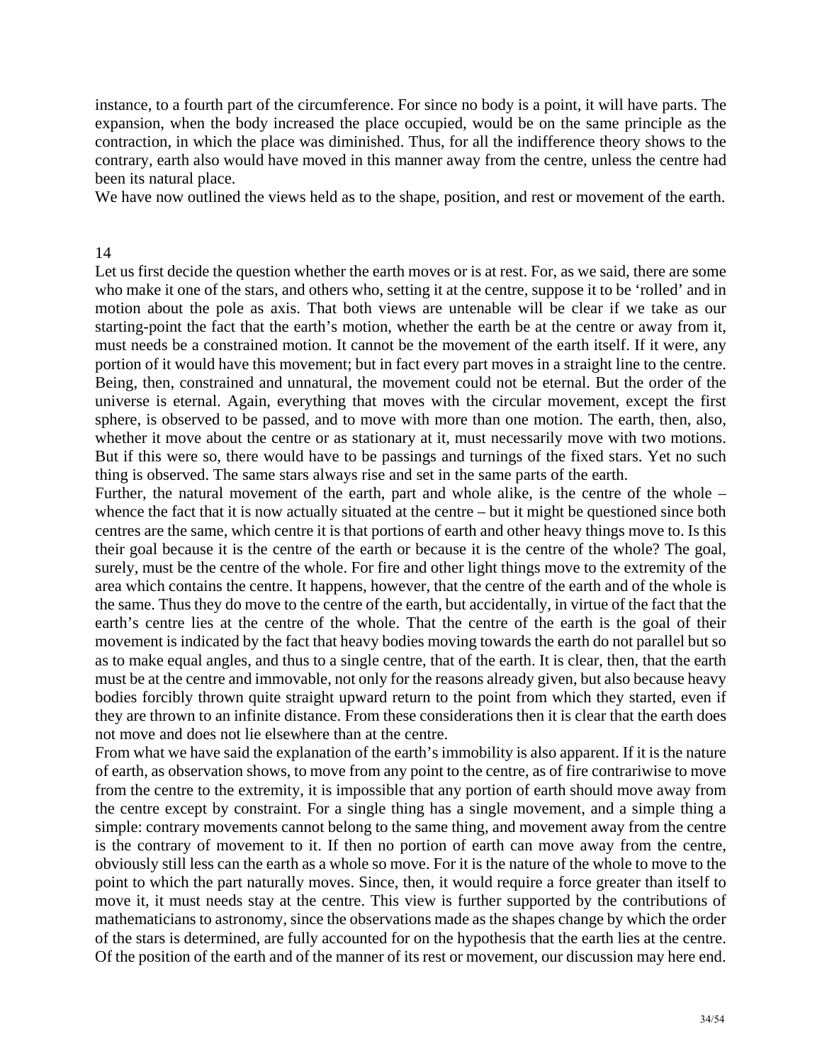instance, to a fourth part of the circumference. For since no body is a point, it will have parts. The expansion, when the body increased the place occupied, would be on the same principle as the contraction, in which the place was diminished. Thus, for all the indifference theory shows to the contrary, earth also would have moved in this manner away from the centre, unless the centre had been its natural place.

We have now outlined the views held as to the shape, position, and rest or movement of the earth.

## 14

Let us first decide the question whether the earth moves or is at rest. For, as we said, there are some who make it one of the stars, and others who, setting it at the centre, suppose it to be 'rolled' and in motion about the pole as axis. That both views are untenable will be clear if we take as our starting-point the fact that the earth's motion, whether the earth be at the centre or away from it, must needs be a constrained motion. It cannot be the movement of the earth itself. If it were, any portion of it would have this movement; but in fact every part moves in a straight line to the centre. Being, then, constrained and unnatural, the movement could not be eternal. But the order of the universe is eternal. Again, everything that moves with the circular movement, except the first sphere, is observed to be passed, and to move with more than one motion. The earth, then, also, whether it move about the centre or as stationary at it, must necessarily move with two motions. But if this were so, there would have to be passings and turnings of the fixed stars. Yet no such thing is observed. The same stars always rise and set in the same parts of the earth.

Further, the natural movement of the earth, part and whole alike, is the centre of the whole – whence the fact that it is now actually situated at the centre – but it might be questioned since both centres are the same, which centre it is that portions of earth and other heavy things move to. Is this their goal because it is the centre of the earth or because it is the centre of the whole? The goal, surely, must be the centre of the whole. For fire and other light things move to the extremity of the area which contains the centre. It happens, however, that the centre of the earth and of the whole is the same. Thus they do move to the centre of the earth, but accidentally, in virtue of the fact that the earth's centre lies at the centre of the whole. That the centre of the earth is the goal of their movement is indicated by the fact that heavy bodies moving towards the earth do not parallel but so as to make equal angles, and thus to a single centre, that of the earth. It is clear, then, that the earth must be at the centre and immovable, not only for the reasons already given, but also because heavy bodies forcibly thrown quite straight upward return to the point from which they started, even if they are thrown to an infinite distance. From these considerations then it is clear that the earth does not move and does not lie elsewhere than at the centre.

From what we have said the explanation of the earth's immobility is also apparent. If it is the nature of earth, as observation shows, to move from any point to the centre, as of fire contrariwise to move from the centre to the extremity, it is impossible that any portion of earth should move away from the centre except by constraint. For a single thing has a single movement, and a simple thing a simple: contrary movements cannot belong to the same thing, and movement away from the centre is the contrary of movement to it. If then no portion of earth can move away from the centre, obviously still less can the earth as a whole so move. For it is the nature of the whole to move to the point to which the part naturally moves. Since, then, it would require a force greater than itself to move it, it must needs stay at the centre. This view is further supported by the contributions of mathematicians to astronomy, since the observations made as the shapes change by which the order of the stars is determined, are fully accounted for on the hypothesis that the earth lies at the centre. Of the position of the earth and of the manner of its rest or movement, our discussion may here end.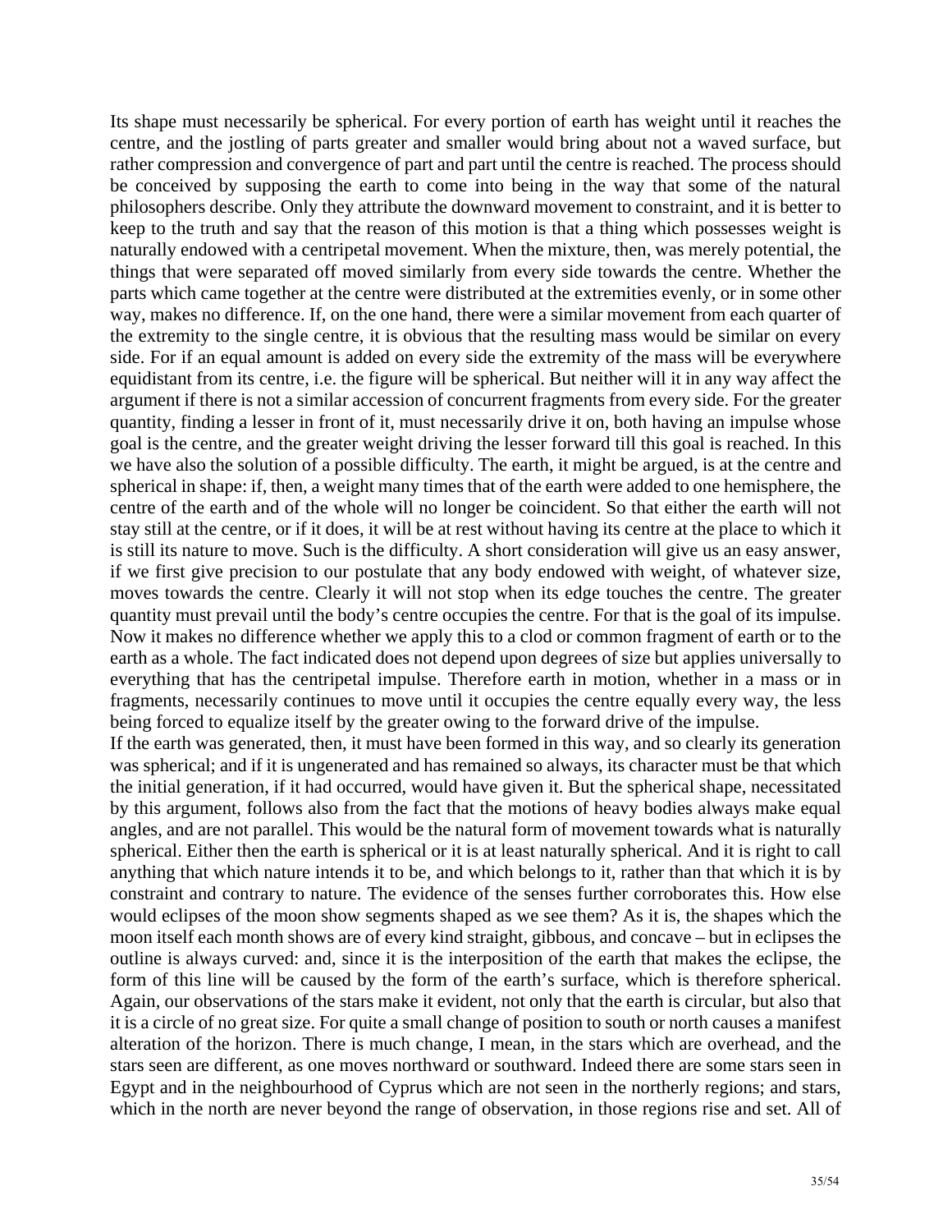Its shape must necessarily be spherical. For every portion of earth has weight until it reaches the centre, and the jostling of parts greater and smaller would bring about not a waved surface, but rather compression and convergence of part and part until the centre is reached. The process should be conceived by supposing the earth to come into being in the way that some of the natural philosophers describe. Only they attribute the downward movement to constraint, and it is better to keep to the truth and say that the reason of this motion is that a thing which possesses weight is naturally endowed with a centripetal movement. When the mixture, then, was merely potential, the things that were separated off moved similarly from every side towards the centre. Whether the parts which came together at the centre were distributed at the extremities evenly, or in some other way, makes no difference. If, on the one hand, there were a similar movement from each quarter of the extremity to the single centre, it is obvious that the resulting mass would be similar on every side. For if an equal amount is added on every side the extremity of the mass will be everywhere equidistant from its centre, i.e. the figure will be spherical. But neither will it in any way affect the argument if there is not a similar accession of concurrent fragments from every side. For the greater quantity, finding a lesser in front of it, must necessarily drive it on, both having an impulse whose goal is the centre, and the greater weight driving the lesser forward till this goal is reached. In this we have also the solution of a possible difficulty. The earth, it might be argued, is at the centre and spherical in shape: if, then, a weight many times that of the earth were added to one hemisphere, the centre of the earth and of the whole will no longer be coincident. So that either the earth will not stay still at the centre, or if it does, it will be at rest without having its centre at the place to which it is still its nature to move. Such is the difficulty. A short consideration will give us an easy answer, if we first give precision to our postulate that any body endowed with weight, of whatever size, moves towards the centre. Clearly it will not stop when its edge touches the centre. The greater quantity must prevail until the body's centre occupies the centre. For that is the goal of its impulse. Now it makes no difference whether we apply this to a clod or common fragment of earth or to the earth as a whole. The fact indicated does not depend upon degrees of size but applies universally to everything that has the centripetal impulse. Therefore earth in motion, whether in a mass or in fragments, necessarily continues to move until it occupies the centre equally every way, the less being forced to equalize itself by the greater owing to the forward drive of the impulse.

If the earth was generated, then, it must have been formed in this way, and so clearly its generation was spherical; and if it is ungenerated and has remained so always, its character must be that which the initial generation, if it had occurred, would have given it. But the spherical shape, necessitated by this argument, follows also from the fact that the motions of heavy bodies always make equal angles, and are not parallel. This would be the natural form of movement towards what is naturally spherical. Either then the earth is spherical or it is at least naturally spherical. And it is right to call anything that which nature intends it to be, and which belongs to it, rather than that which it is by constraint and contrary to nature. The evidence of the senses further corroborates this. How else would eclipses of the moon show segments shaped as we see them? As it is, the shapes which the moon itself each month shows are of every kind straight, gibbous, and concave – but in eclipses the outline is always curved: and, since it is the interposition of the earth that makes the eclipse, the form of this line will be caused by the form of the earth's surface, which is therefore spherical. Again, our observations of the stars make it evident, not only that the earth is circular, but also that it is a circle of no great size. For quite a small change of position to south or north causes a manifest alteration of the horizon. There is much change, I mean, in the stars which are overhead, and the stars seen are different, as one moves northward or southward. Indeed there are some stars seen in Egypt and in the neighbourhood of Cyprus which are not seen in the northerly regions; and stars, which in the north are never beyond the range of observation, in those regions rise and set. All of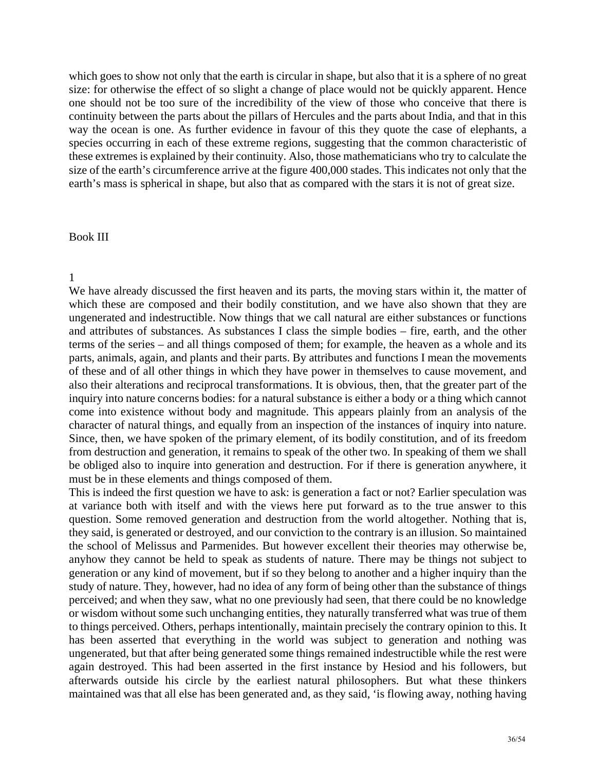which goes to show not only that the earth is circular in shape, but also that it is a sphere of no great size: for otherwise the effect of so slight a change of place would not be quickly apparent. Hence one should not be too sure of the incredibility of the view of those who conceive that there is continuity between the parts about the pillars of Hercules and the parts about India, and that in this way the ocean is one. As further evidence in favour of this they quote the case of elephants, a species occurring in each of these extreme regions, suggesting that the common characteristic of these extremes is explained by their continuity. Also, those mathematicians who try to calculate the size of the earth's circumference arrive at the figure 400,000 stades. This indicates not only that the earth's mass is spherical in shape, but also that as compared with the stars it is not of great size.

## Book III

### 1

We have already discussed the first heaven and its parts, the moving stars within it, the matter of which these are composed and their bodily constitution, and we have also shown that they are ungenerated and indestructible. Now things that we call natural are either substances or functions and attributes of substances. As substances I class the simple bodies – fire, earth, and the other terms of the series – and all things composed of them; for example, the heaven as a whole and its parts, animals, again, and plants and their parts. By attributes and functions I mean the movements of these and of all other things in which they have power in themselves to cause movement, and also their alterations and reciprocal transformations. It is obvious, then, that the greater part of the inquiry into nature concerns bodies: for a natural substance is either a body or a thing which cannot come into existence without body and magnitude. This appears plainly from an analysis of the character of natural things, and equally from an inspection of the instances of inquiry into nature. Since, then, we have spoken of the primary element, of its bodily constitution, and of its freedom from destruction and generation, it remains to speak of the other two. In speaking of them we shall be obliged also to inquire into generation and destruction. For if there is generation anywhere, it must be in these elements and things composed of them.

This is indeed the first question we have to ask: is generation a fact or not? Earlier speculation was at variance both with itself and with the views here put forward as to the true answer to this question. Some removed generation and destruction from the world altogether. Nothing that is, they said, is generated or destroyed, and our conviction to the contrary is an illusion. So maintained the school of Melissus and Parmenides. But however excellent their theories may otherwise be, anyhow they cannot be held to speak as students of nature. There may be things not subject to generation or any kind of movement, but if so they belong to another and a higher inquiry than the study of nature. They, however, had no idea of any form of being other than the substance of things perceived; and when they saw, what no one previously had seen, that there could be no knowledge or wisdom without some such unchanging entities, they naturally transferred what was true of them to things perceived. Others, perhaps intentionally, maintain precisely the contrary opinion to this. It has been asserted that everything in the world was subject to generation and nothing was ungenerated, but that after being generated some things remained indestructible while the rest were again destroyed. This had been asserted in the first instance by Hesiod and his followers, but afterwards outside his circle by the earliest natural philosophers. But what these thinkers maintained was that all else has been generated and, as they said, 'is flowing away, nothing having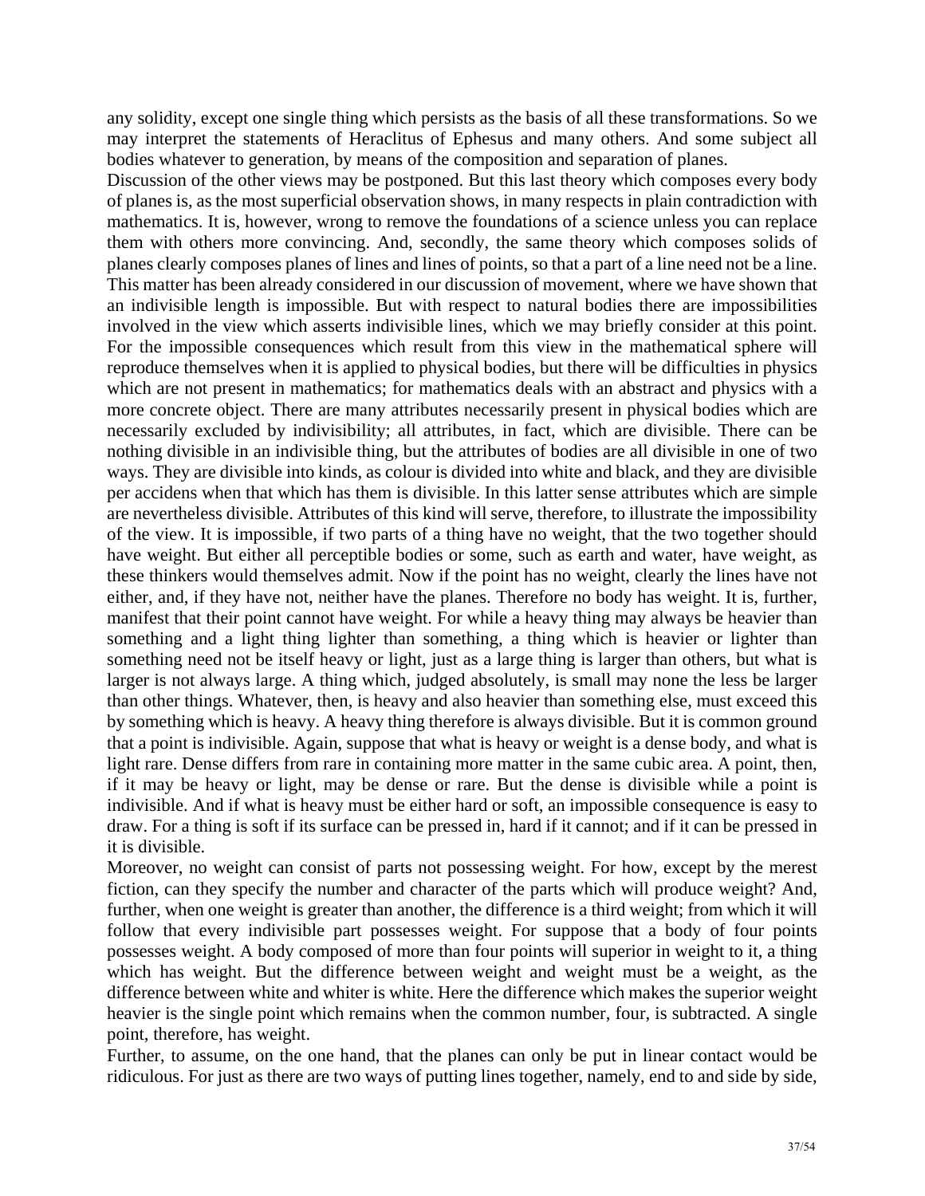any solidity, except one single thing which persists as the basis of all these transformations. So we may interpret the statements of Heraclitus of Ephesus and many others. And some subject all bodies whatever to generation, by means of the composition and separation of planes.

Discussion of the other views may be postponed. But this last theory which composes every body of planes is, as the most superficial observation shows, in many respects in plain contradiction with mathematics. It is, however, wrong to remove the foundations of a science unless you can replace them with others more convincing. And, secondly, the same theory which composes solids of planes clearly composes planes of lines and lines of points, so that a part of a line need not be a line. This matter has been already considered in our discussion of movement, where we have shown that an indivisible length is impossible. But with respect to natural bodies there are impossibilities involved in the view which asserts indivisible lines, which we may briefly consider at this point. For the impossible consequences which result from this view in the mathematical sphere will reproduce themselves when it is applied to physical bodies, but there will be difficulties in physics which are not present in mathematics; for mathematics deals with an abstract and physics with a more concrete object. There are many attributes necessarily present in physical bodies which are necessarily excluded by indivisibility; all attributes, in fact, which are divisible. There can be nothing divisible in an indivisible thing, but the attributes of bodies are all divisible in one of two ways. They are divisible into kinds, as colour is divided into white and black, and they are divisible per accidens when that which has them is divisible. In this latter sense attributes which are simple are nevertheless divisible. Attributes of this kind will serve, therefore, to illustrate the impossibility of the view. It is impossible, if two parts of a thing have no weight, that the two together should have weight. But either all perceptible bodies or some, such as earth and water, have weight, as these thinkers would themselves admit. Now if the point has no weight, clearly the lines have not either, and, if they have not, neither have the planes. Therefore no body has weight. It is, further, manifest that their point cannot have weight. For while a heavy thing may always be heavier than something and a light thing lighter than something, a thing which is heavier or lighter than something need not be itself heavy or light, just as a large thing is larger than others, but what is larger is not always large. A thing which, judged absolutely, is small may none the less be larger than other things. Whatever, then, is heavy and also heavier than something else, must exceed this by something which is heavy. A heavy thing therefore is always divisible. But it is common ground that a point is indivisible. Again, suppose that what is heavy or weight is a dense body, and what is light rare. Dense differs from rare in containing more matter in the same cubic area. A point, then, if it may be heavy or light, may be dense or rare. But the dense is divisible while a point is indivisible. And if what is heavy must be either hard or soft, an impossible consequence is easy to draw. For a thing is soft if its surface can be pressed in, hard if it cannot; and if it can be pressed in it is divisible.

Moreover, no weight can consist of parts not possessing weight. For how, except by the merest fiction, can they specify the number and character of the parts which will produce weight? And, further, when one weight is greater than another, the difference is a third weight; from which it will follow that every indivisible part possesses weight. For suppose that a body of four points possesses weight. A body composed of more than four points will superior in weight to it, a thing which has weight. But the difference between weight and weight must be a weight, as the difference between white and whiter is white. Here the difference which makes the superior weight heavier is the single point which remains when the common number, four, is subtracted. A single point, therefore, has weight.

Further, to assume, on the one hand, that the planes can only be put in linear contact would be ridiculous. For just as there are two ways of putting lines together, namely, end to and side by side,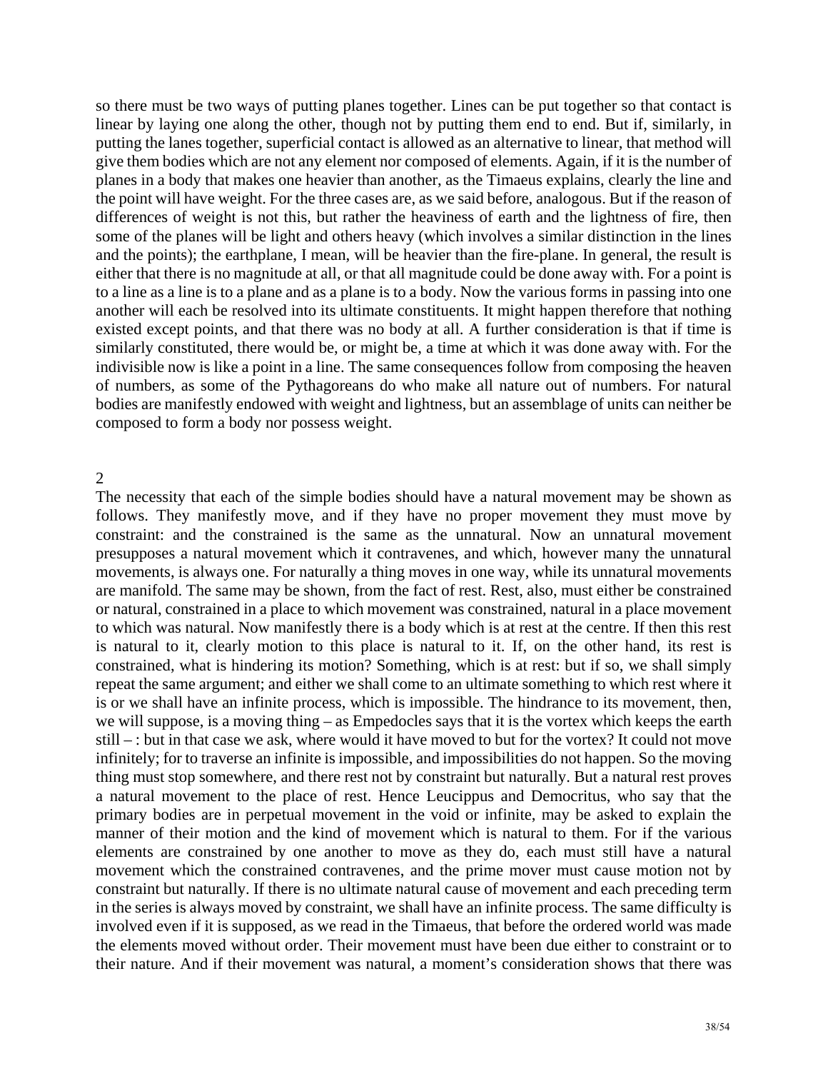so there must be two ways of putting planes together. Lines can be put together so that contact is linear by laying one along the other, though not by putting them end to end. But if, similarly, in putting the lanes together, superficial contact is allowed as an alternative to linear, that method will give them bodies which are not any element nor composed of elements. Again, if it is the number of planes in a body that makes one heavier than another, as the Timaeus explains, clearly the line and the point will have weight. For the three cases are, as we said before, analogous. But if the reason of differences of weight is not this, but rather the heaviness of earth and the lightness of fire, then some of the planes will be light and others heavy (which involves a similar distinction in the lines and the points); the earthplane, I mean, will be heavier than the fire-plane. In general, the result is either that there is no magnitude at all, or that all magnitude could be done away with. For a point is to a line as a line is to a plane and as a plane is to a body. Now the various forms in passing into one another will each be resolved into its ultimate constituents. It might happen therefore that nothing existed except points, and that there was no body at all. A further consideration is that if time is similarly constituted, there would be, or might be, a time at which it was done away with. For the indivisible now is like a point in a line. The same consequences follow from composing the heaven of numbers, as some of the Pythagoreans do who make all nature out of numbers. For natural bodies are manifestly endowed with weight and lightness, but an assemblage of units can neither be composed to form a body nor possess weight.

2

The necessity that each of the simple bodies should have a natural movement may be shown as follows. They manifestly move, and if they have no proper movement they must move by constraint: and the constrained is the same as the unnatural. Now an unnatural movement presupposes a natural movement which it contravenes, and which, however many the unnatural movements, is always one. For naturally a thing moves in one way, while its unnatural movements are manifold. The same may be shown, from the fact of rest. Rest, also, must either be constrained or natural, constrained in a place to which movement was constrained, natural in a place movement to which was natural. Now manifestly there is a body which is at rest at the centre. If then this rest is natural to it, clearly motion to this place is natural to it. If, on the other hand, its rest is constrained, what is hindering its motion? Something, which is at rest: but if so, we shall simply repeat the same argument; and either we shall come to an ultimate something to which rest where it is or we shall have an infinite process, which is impossible. The hindrance to its movement, then, we will suppose, is a moving thing – as Empedocles says that it is the vortex which keeps the earth still – : but in that case we ask, where would it have moved to but for the vortex? It could not move infinitely; for to traverse an infinite is impossible, and impossibilities do not happen. So the moving thing must stop somewhere, and there rest not by constraint but naturally. But a natural rest proves a natural movement to the place of rest. Hence Leucippus and Democritus, who say that the primary bodies are in perpetual movement in the void or infinite, may be asked to explain the manner of their motion and the kind of movement which is natural to them. For if the various elements are constrained by one another to move as they do, each must still have a natural movement which the constrained contravenes, and the prime mover must cause motion not by constraint but naturally. If there is no ultimate natural cause of movement and each preceding term in the series is always moved by constraint, we shall have an infinite process. The same difficulty is involved even if it is supposed, as we read in the Timaeus, that before the ordered world was made the elements moved without order. Their movement must have been due either to constraint or to their nature. And if their movement was natural, a moment's consideration shows that there was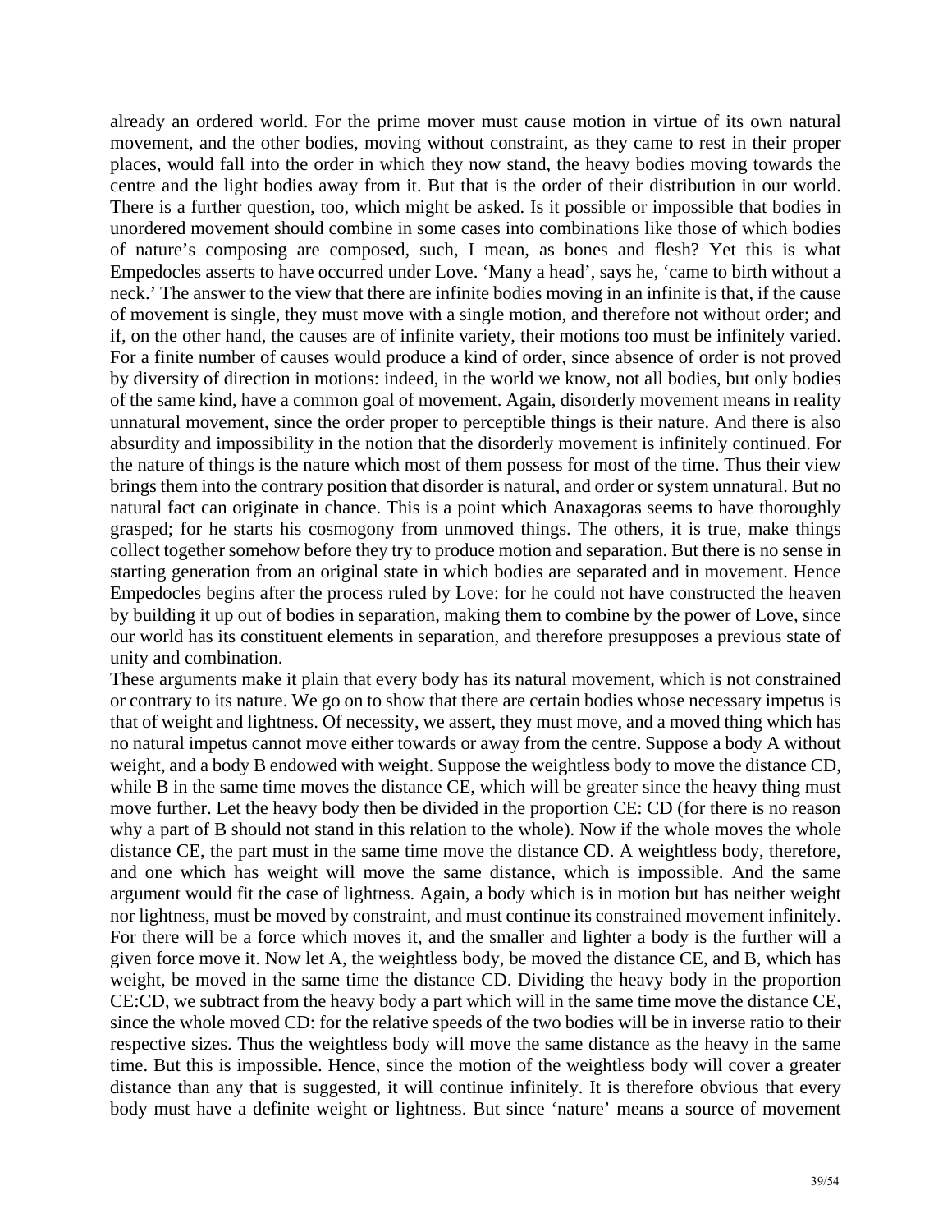already an ordered world. For the prime mover must cause motion in virtue of its own natural movement, and the other bodies, moving without constraint, as they came to rest in their proper places, would fall into the order in which they now stand, the heavy bodies moving towards the centre and the light bodies away from it. But that is the order of their distribution in our world. There is a further question, too, which might be asked. Is it possible or impossible that bodies in unordered movement should combine in some cases into combinations like those of which bodies of nature's composing are composed, such, I mean, as bones and flesh? Yet this is what Empedocles asserts to have occurred under Love. 'Many a head', says he, 'came to birth without a neck.' The answer to the view that there are infinite bodies moving in an infinite is that, if the cause of movement is single, they must move with a single motion, and therefore not without order; and if, on the other hand, the causes are of infinite variety, their motions too must be infinitely varied. For a finite number of causes would produce a kind of order, since absence of order is not proved by diversity of direction in motions: indeed, in the world we know, not all bodies, but only bodies of the same kind, have a common goal of movement. Again, disorderly movement means in reality unnatural movement, since the order proper to perceptible things is their nature. And there is also absurdity and impossibility in the notion that the disorderly movement is infinitely continued. For the nature of things is the nature which most of them possess for most of the time. Thus their view brings them into the contrary position that disorder is natural, and order or system unnatural. But no natural fact can originate in chance. This is a point which Anaxagoras seems to have thoroughly grasped; for he starts his cosmogony from unmoved things. The others, it is true, make things collect together somehow before they try to produce motion and separation. But there is no sense in starting generation from an original state in which bodies are separated and in movement. Hence Empedocles begins after the process ruled by Love: for he could not have constructed the heaven by building it up out of bodies in separation, making them to combine by the power of Love, since our world has its constituent elements in separation, and therefore presupposes a previous state of unity and combination.

These arguments make it plain that every body has its natural movement, which is not constrained or contrary to its nature. We go on to show that there are certain bodies whose necessary impetus is that of weight and lightness. Of necessity, we assert, they must move, and a moved thing which has no natural impetus cannot move either towards or away from the centre. Suppose a body A without weight, and a body B endowed with weight. Suppose the weightless body to move the distance CD, while B in the same time moves the distance CE, which will be greater since the heavy thing must move further. Let the heavy body then be divided in the proportion CE: CD (for there is no reason why a part of B should not stand in this relation to the whole). Now if the whole moves the whole distance CE, the part must in the same time move the distance CD. A weightless body, therefore, and one which has weight will move the same distance, which is impossible. And the same argument would fit the case of lightness. Again, a body which is in motion but has neither weight nor lightness, must be moved by constraint, and must continue its constrained movement infinitely. For there will be a force which moves it, and the smaller and lighter a body is the further will a given force move it. Now let A, the weightless body, be moved the distance CE, and B, which has weight, be moved in the same time the distance CD. Dividing the heavy body in the proportion CE:CD, we subtract from the heavy body a part which will in the same time move the distance CE, since the whole moved CD: for the relative speeds of the two bodies will be in inverse ratio to their respective sizes. Thus the weightless body will move the same distance as the heavy in the same time. But this is impossible. Hence, since the motion of the weightless body will cover a greater distance than any that is suggested, it will continue infinitely. It is therefore obvious that every body must have a definite weight or lightness. But since 'nature' means a source of movement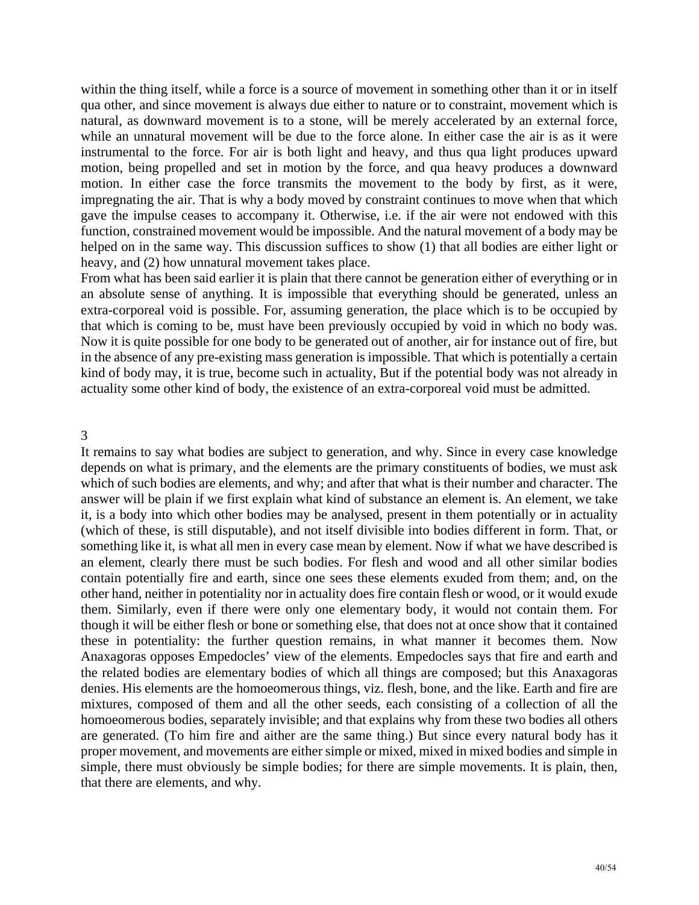within the thing itself, while a force is a source of movement in something other than it or in itself qua other, and since movement is always due either to nature or to constraint, movement which is natural, as downward movement is to a stone, will be merely accelerated by an external force, while an unnatural movement will be due to the force alone. In either case the air is as it were instrumental to the force. For air is both light and heavy, and thus qua light produces upward motion, being propelled and set in motion by the force, and qua heavy produces a downward motion. In either case the force transmits the movement to the body by first, as it were, impregnating the air. That is why a body moved by constraint continues to move when that which gave the impulse ceases to accompany it. Otherwise, i.e. if the air were not endowed with this function, constrained movement would be impossible. And the natural movement of a body may be helped on in the same way. This discussion suffices to show (1) that all bodies are either light or heavy, and (2) how unnatural movement takes place.

From what has been said earlier it is plain that there cannot be generation either of everything or in an absolute sense of anything. It is impossible that everything should be generated, unless an extra-corporeal void is possible. For, assuming generation, the place which is to be occupied by that which is coming to be, must have been previously occupied by void in which no body was. Now it is quite possible for one body to be generated out of another, air for instance out of fire, but in the absence of any pre-existing mass generation is impossible. That which is potentially a certain kind of body may, it is true, become such in actuality, But if the potential body was not already in actuality some other kind of body, the existence of an extra-corporeal void must be admitted.

## 3

It remains to say what bodies are subject to generation, and why. Since in every case knowledge depends on what is primary, and the elements are the primary constituents of bodies, we must ask which of such bodies are elements, and why; and after that what is their number and character. The answer will be plain if we first explain what kind of substance an element is. An element, we take it, is a body into which other bodies may be analysed, present in them potentially or in actuality (which of these, is still disputable), and not itself divisible into bodies different in form. That, or something like it, is what all men in every case mean by element. Now if what we have described is an element, clearly there must be such bodies. For flesh and wood and all other similar bodies contain potentially fire and earth, since one sees these elements exuded from them; and, on the other hand, neither in potentiality nor in actuality does fire contain flesh or wood, or it would exude them. Similarly, even if there were only one elementary body, it would not contain them. For though it will be either flesh or bone or something else, that does not at once show that it contained these in potentiality: the further question remains, in what manner it becomes them. Now Anaxagoras opposes Empedocles' view of the elements. Empedocles says that fire and earth and the related bodies are elementary bodies of which all things are composed; but this Anaxagoras denies. His elements are the homoeomerous things, viz. flesh, bone, and the like. Earth and fire are mixtures, composed of them and all the other seeds, each consisting of a collection of all the homoeomerous bodies, separately invisible; and that explains why from these two bodies all others are generated. (To him fire and aither are the same thing.) But since every natural body has it proper movement, and movements are either simple or mixed, mixed in mixed bodies and simple in simple, there must obviously be simple bodies; for there are simple movements. It is plain, then, that there are elements, and why.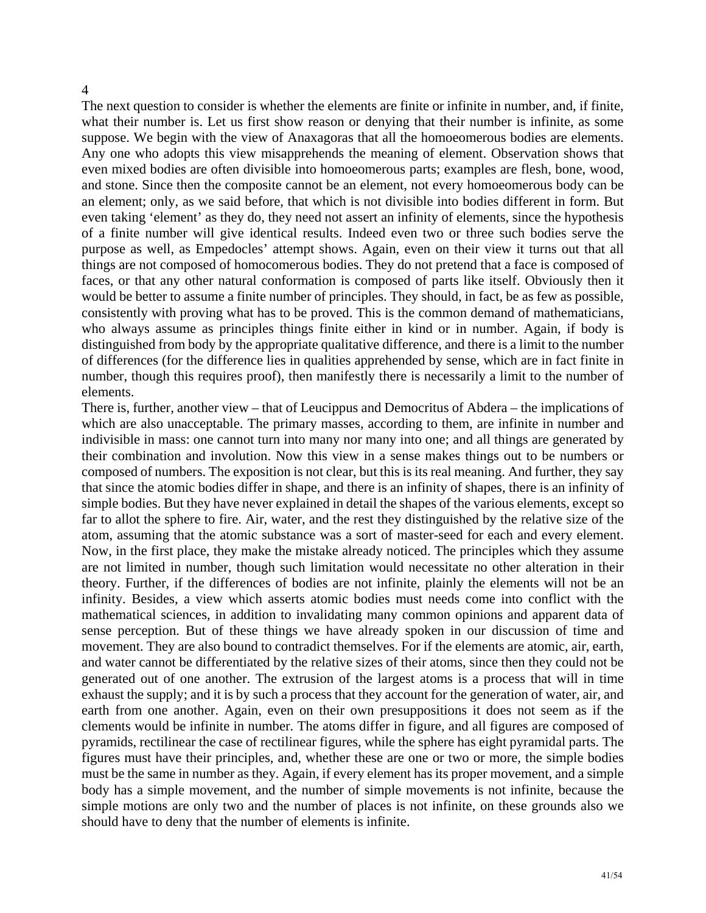4

The next question to consider is whether the elements are finite or infinite in number, and, if finite, what their number is. Let us first show reason or denying that their number is infinite, as some suppose. We begin with the view of Anaxagoras that all the homoeomerous bodies are elements. Any one who adopts this view misapprehends the meaning of element. Observation shows that even mixed bodies are often divisible into homoeomerous parts; examples are flesh, bone, wood, and stone. Since then the composite cannot be an element, not every homoeomerous body can be an element; only, as we said before, that which is not divisible into bodies different in form. But even taking 'element' as they do, they need not assert an infinity of elements, since the hypothesis of a finite number will give identical results. Indeed even two or three such bodies serve the purpose as well, as Empedocles' attempt shows. Again, even on their view it turns out that all things are not composed of homocomerous bodies. They do not pretend that a face is composed of faces, or that any other natural conformation is composed of parts like itself. Obviously then it would be better to assume a finite number of principles. They should, in fact, be as few as possible, consistently with proving what has to be proved. This is the common demand of mathematicians, who always assume as principles things finite either in kind or in number. Again, if body is distinguished from body by the appropriate qualitative difference, and there is a limit to the number of differences (for the difference lies in qualities apprehended by sense, which are in fact finite in number, though this requires proof), then manifestly there is necessarily a limit to the number of elements.

There is, further, another view – that of Leucippus and Democritus of Abdera – the implications of which are also unacceptable. The primary masses, according to them, are infinite in number and indivisible in mass: one cannot turn into many nor many into one; and all things are generated by their combination and involution. Now this view in a sense makes things out to be numbers or composed of numbers. The exposition is not clear, but this is its real meaning. And further, they say that since the atomic bodies differ in shape, and there is an infinity of shapes, there is an infinity of simple bodies. But they have never explained in detail the shapes of the various elements, except so far to allot the sphere to fire. Air, water, and the rest they distinguished by the relative size of the atom, assuming that the atomic substance was a sort of master-seed for each and every element. Now, in the first place, they make the mistake already noticed. The principles which they assume are not limited in number, though such limitation would necessitate no other alteration in their theory. Further, if the differences of bodies are not infinite, plainly the elements will not be an infinity. Besides, a view which asserts atomic bodies must needs come into conflict with the mathematical sciences, in addition to invalidating many common opinions and apparent data of sense perception. But of these things we have already spoken in our discussion of time and movement. They are also bound to contradict themselves. For if the elements are atomic, air, earth, and water cannot be differentiated by the relative sizes of their atoms, since then they could not be generated out of one another. The extrusion of the largest atoms is a process that will in time exhaust the supply; and it is by such a process that they account for the generation of water, air, and earth from one another. Again, even on their own presuppositions it does not seem as if the clements would be infinite in number. The atoms differ in figure, and all figures are composed of pyramids, rectilinear the case of rectilinear figures, while the sphere has eight pyramidal parts. The figures must have their principles, and, whether these are one or two or more, the simple bodies must be the same in number as they. Again, if every element has its proper movement, and a simple body has a simple movement, and the number of simple movements is not infinite, because the simple motions are only two and the number of places is not infinite, on these grounds also we should have to deny that the number of elements is infinite.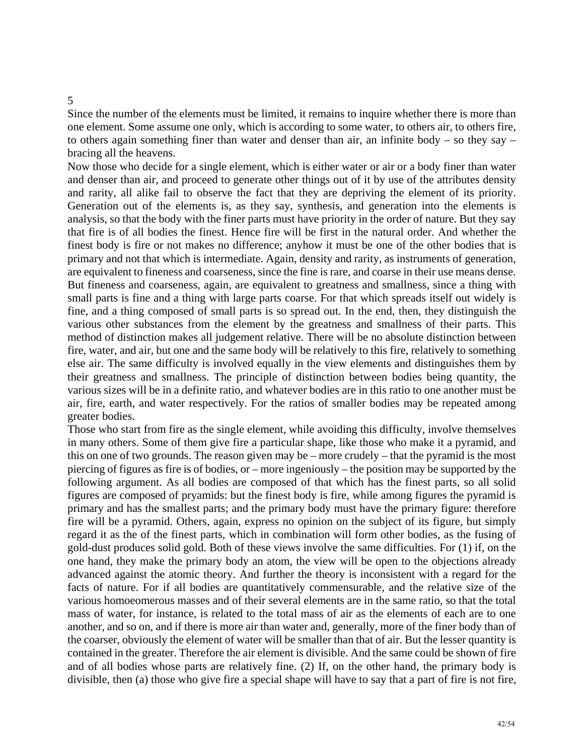## 5

Since the number of the elements must be limited, it remains to inquire whether there is more than one element. Some assume one only, which is according to some water, to others air, to others fire, to others again something finer than water and denser than air, an infinite body – so they say – bracing all the heavens.

Now those who decide for a single element, which is either water or air or a body finer than water and denser than air, and proceed to generate other things out of it by use of the attributes density and rarity, all alike fail to observe the fact that they are depriving the element of its priority. Generation out of the elements is, as they say, synthesis, and generation into the elements is analysis, so that the body with the finer parts must have priority in the order of nature. But they say that fire is of all bodies the finest. Hence fire will be first in the natural order. And whether the finest body is fire or not makes no difference; anyhow it must be one of the other bodies that is primary and not that which is intermediate. Again, density and rarity, as instruments of generation, are equivalent to fineness and coarseness, since the fine is rare, and coarse in their use means dense. But fineness and coarseness, again, are equivalent to greatness and smallness, since a thing with small parts is fine and a thing with large parts coarse. For that which spreads itself out widely is fine, and a thing composed of small parts is so spread out. In the end, then, they distinguish the various other substances from the element by the greatness and smallness of their parts. This method of distinction makes all judgement relative. There will be no absolute distinction between fire, water, and air, but one and the same body will be relatively to this fire, relatively to something else air. The same difficulty is involved equally in the view elements and distinguishes them by their greatness and smallness. The principle of distinction between bodies being quantity, the various sizes will be in a definite ratio, and whatever bodies are in this ratio to one another must be air, fire, earth, and water respectively. For the ratios of smaller bodies may be repeated among greater bodies.

Those who start from fire as the single element, while avoiding this difficulty, involve themselves in many others. Some of them give fire a particular shape, like those who make it a pyramid, and this on one of two grounds. The reason given may be – more crudely – that the pyramid is the most piercing of figures as fire is of bodies, or – more ingeniously – the position may be supported by the following argument. As all bodies are composed of that which has the finest parts, so all solid figures are composed of pryamids: but the finest body is fire, while among figures the pyramid is primary and has the smallest parts; and the primary body must have the primary figure: therefore fire will be a pyramid. Others, again, express no opinion on the subject of its figure, but simply regard it as the of the finest parts, which in combination will form other bodies, as the fusing of gold-dust produces solid gold. Both of these views involve the same difficulties. For (1) if, on the one hand, they make the primary body an atom, the view will be open to the objections already advanced against the atomic theory. And further the theory is inconsistent with a regard for the facts of nature. For if all bodies are quantitatively commensurable, and the relative size of the various homoeomerous masses and of their several elements are in the same ratio, so that the total mass of water, for instance, is related to the total mass of air as the elements of each are to one another, and so on, and if there is more air than water and, generally, more of the finer body than of the coarser, obviously the element of water will be smaller than that of air. But the lesser quantity is contained in the greater. Therefore the air element is divisible. And the same could be shown of fire and of all bodies whose parts are relatively fine. (2) If, on the other hand, the primary body is divisible, then (a) those who give fire a special shape will have to say that a part of fire is not fire,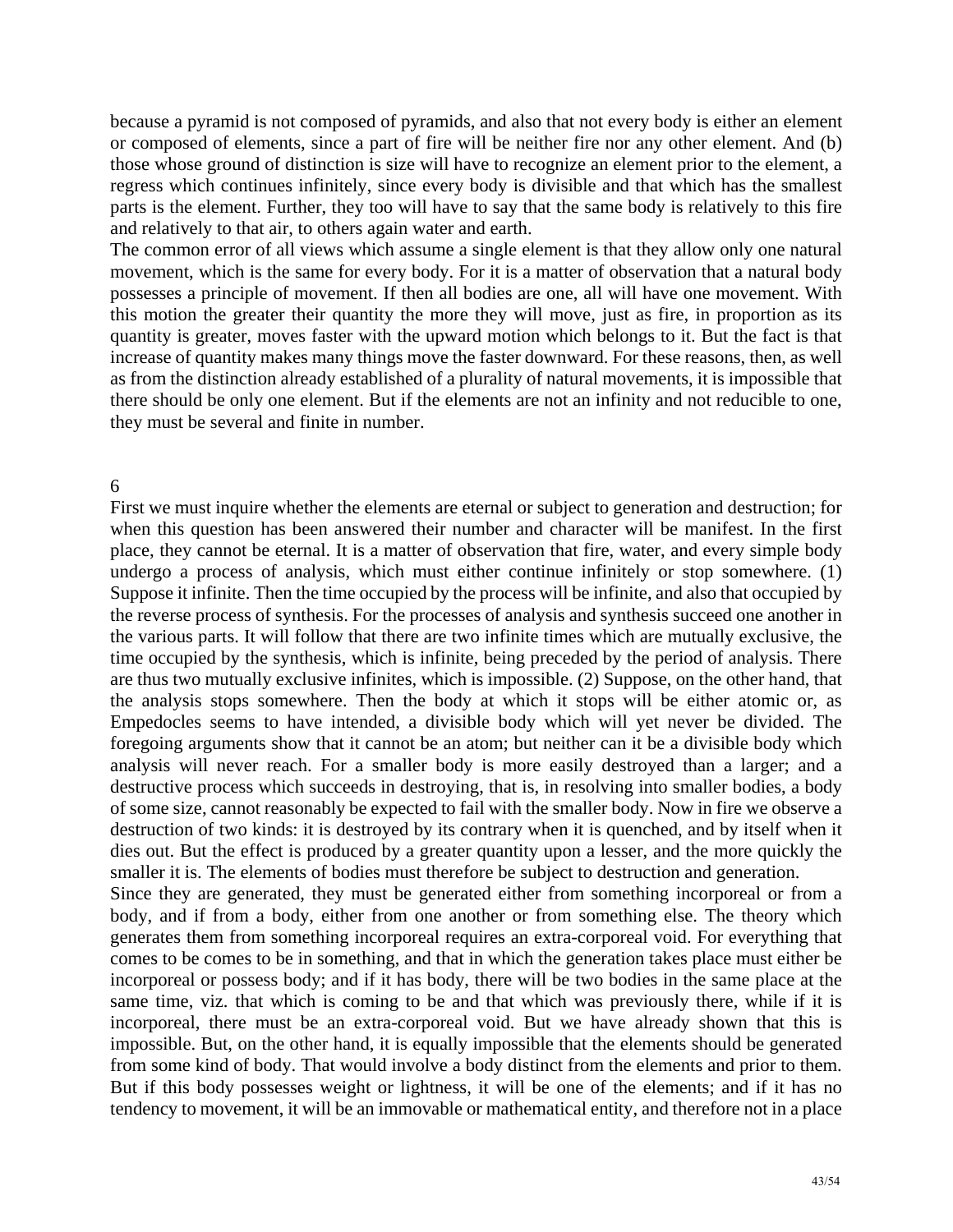because a pyramid is not composed of pyramids, and also that not every body is either an element or composed of elements, since a part of fire will be neither fire nor any other element. And (b) those whose ground of distinction is size will have to recognize an element prior to the element, a regress which continues infinitely, since every body is divisible and that which has the smallest parts is the element. Further, they too will have to say that the same body is relatively to this fire and relatively to that air, to others again water and earth.

The common error of all views which assume a single element is that they allow only one natural movement, which is the same for every body. For it is a matter of observation that a natural body possesses a principle of movement. If then all bodies are one, all will have one movement. With this motion the greater their quantity the more they will move, just as fire, in proportion as its quantity is greater, moves faster with the upward motion which belongs to it. But the fact is that increase of quantity makes many things move the faster downward. For these reasons, then, as well as from the distinction already established of a plurality of natural movements, it is impossible that there should be only one element. But if the elements are not an infinity and not reducible to one, they must be several and finite in number.

## 6

First we must inquire whether the elements are eternal or subject to generation and destruction; for when this question has been answered their number and character will be manifest. In the first place, they cannot be eternal. It is a matter of observation that fire, water, and every simple body undergo a process of analysis, which must either continue infinitely or stop somewhere. (1) Suppose it infinite. Then the time occupied by the process will be infinite, and also that occupied by the reverse process of synthesis. For the processes of analysis and synthesis succeed one another in the various parts. It will follow that there are two infinite times which are mutually exclusive, the time occupied by the synthesis, which is infinite, being preceded by the period of analysis. There are thus two mutually exclusive infinites, which is impossible. (2) Suppose, on the other hand, that the analysis stops somewhere. Then the body at which it stops will be either atomic or, as Empedocles seems to have intended, a divisible body which will yet never be divided. The foregoing arguments show that it cannot be an atom; but neither can it be a divisible body which analysis will never reach. For a smaller body is more easily destroyed than a larger; and a destructive process which succeeds in destroying, that is, in resolving into smaller bodies, a body of some size, cannot reasonably be expected to fail with the smaller body. Now in fire we observe a destruction of two kinds: it is destroyed by its contrary when it is quenched, and by itself when it dies out. But the effect is produced by a greater quantity upon a lesser, and the more quickly the smaller it is. The elements of bodies must therefore be subject to destruction and generation.

Since they are generated, they must be generated either from something incorporeal or from a body, and if from a body, either from one another or from something else. The theory which generates them from something incorporeal requires an extra-corporeal void. For everything that comes to be comes to be in something, and that in which the generation takes place must either be incorporeal or possess body; and if it has body, there will be two bodies in the same place at the same time, viz. that which is coming to be and that which was previously there, while if it is incorporeal, there must be an extra-corporeal void. But we have already shown that this is impossible. But, on the other hand, it is equally impossible that the elements should be generated from some kind of body. That would involve a body distinct from the elements and prior to them. But if this body possesses weight or lightness, it will be one of the elements; and if it has no tendency to movement, it will be an immovable or mathematical entity, and therefore not in a place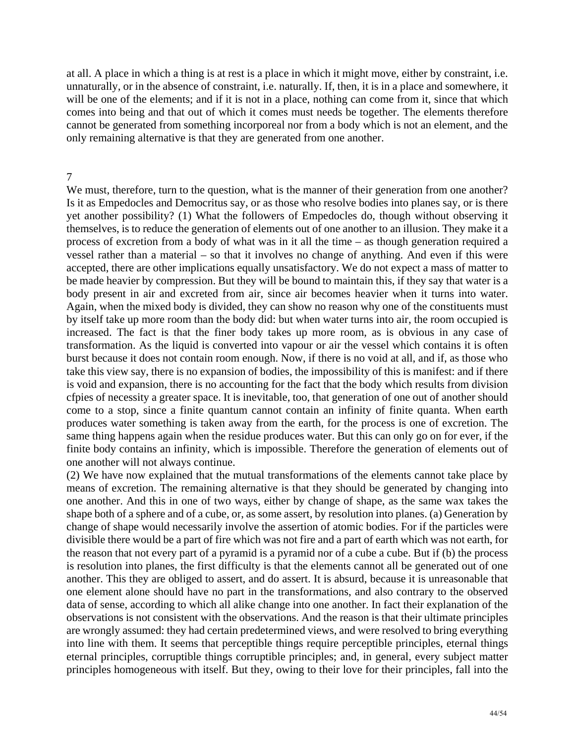at all. A place in which a thing is at rest is a place in which it might move, either by constraint, i.e. unnaturally, or in the absence of constraint, i.e. naturally. If, then, it is in a place and somewhere, it will be one of the elements; and if it is not in a place, nothing can come from it, since that which comes into being and that out of which it comes must needs be together. The elements therefore cannot be generated from something incorporeal nor from a body which is not an element, and the only remaining alternative is that they are generated from one another.

## 7

We must, therefore, turn to the question, what is the manner of their generation from one another? Is it as Empedocles and Democritus say, or as those who resolve bodies into planes say, or is there yet another possibility? (1) What the followers of Empedocles do, though without observing it themselves, is to reduce the generation of elements out of one another to an illusion. They make it a process of excretion from a body of what was in it all the time – as though generation required a vessel rather than a material – so that it involves no change of anything. And even if this were accepted, there are other implications equally unsatisfactory. We do not expect a mass of matter to be made heavier by compression. But they will be bound to maintain this, if they say that water is a body present in air and excreted from air, since air becomes heavier when it turns into water. Again, when the mixed body is divided, they can show no reason why one of the constituents must by itself take up more room than the body did: but when water turns into air, the room occupied is increased. The fact is that the finer body takes up more room, as is obvious in any case of transformation. As the liquid is converted into vapour or air the vessel which contains it is often burst because it does not contain room enough. Now, if there is no void at all, and if, as those who take this view say, there is no expansion of bodies, the impossibility of this is manifest: and if there is void and expansion, there is no accounting for the fact that the body which results from division cfpies of necessity a greater space. It is inevitable, too, that generation of one out of another should come to a stop, since a finite quantum cannot contain an infinity of finite quanta. When earth produces water something is taken away from the earth, for the process is one of excretion. The same thing happens again when the residue produces water. But this can only go on for ever, if the finite body contains an infinity, which is impossible. Therefore the generation of elements out of one another will not always continue.

(2) We have now explained that the mutual transformations of the elements cannot take place by means of excretion. The remaining alternative is that they should be generated by changing into one another. And this in one of two ways, either by change of shape, as the same wax takes the shape both of a sphere and of a cube, or, as some assert, by resolution into planes. (a) Generation by change of shape would necessarily involve the assertion of atomic bodies. For if the particles were divisible there would be a part of fire which was not fire and a part of earth which was not earth, for the reason that not every part of a pyramid is a pyramid nor of a cube a cube. But if (b) the process is resolution into planes, the first difficulty is that the elements cannot all be generated out of one another. This they are obliged to assert, and do assert. It is absurd, because it is unreasonable that one element alone should have no part in the transformations, and also contrary to the observed data of sense, according to which all alike change into one another. In fact their explanation of the observations is not consistent with the observations. And the reason is that their ultimate principles are wrongly assumed: they had certain predetermined views, and were resolved to bring everything into line with them. It seems that perceptible things require perceptible principles, eternal things eternal principles, corruptible things corruptible principles; and, in general, every subject matter principles homogeneous with itself. But they, owing to their love for their principles, fall into the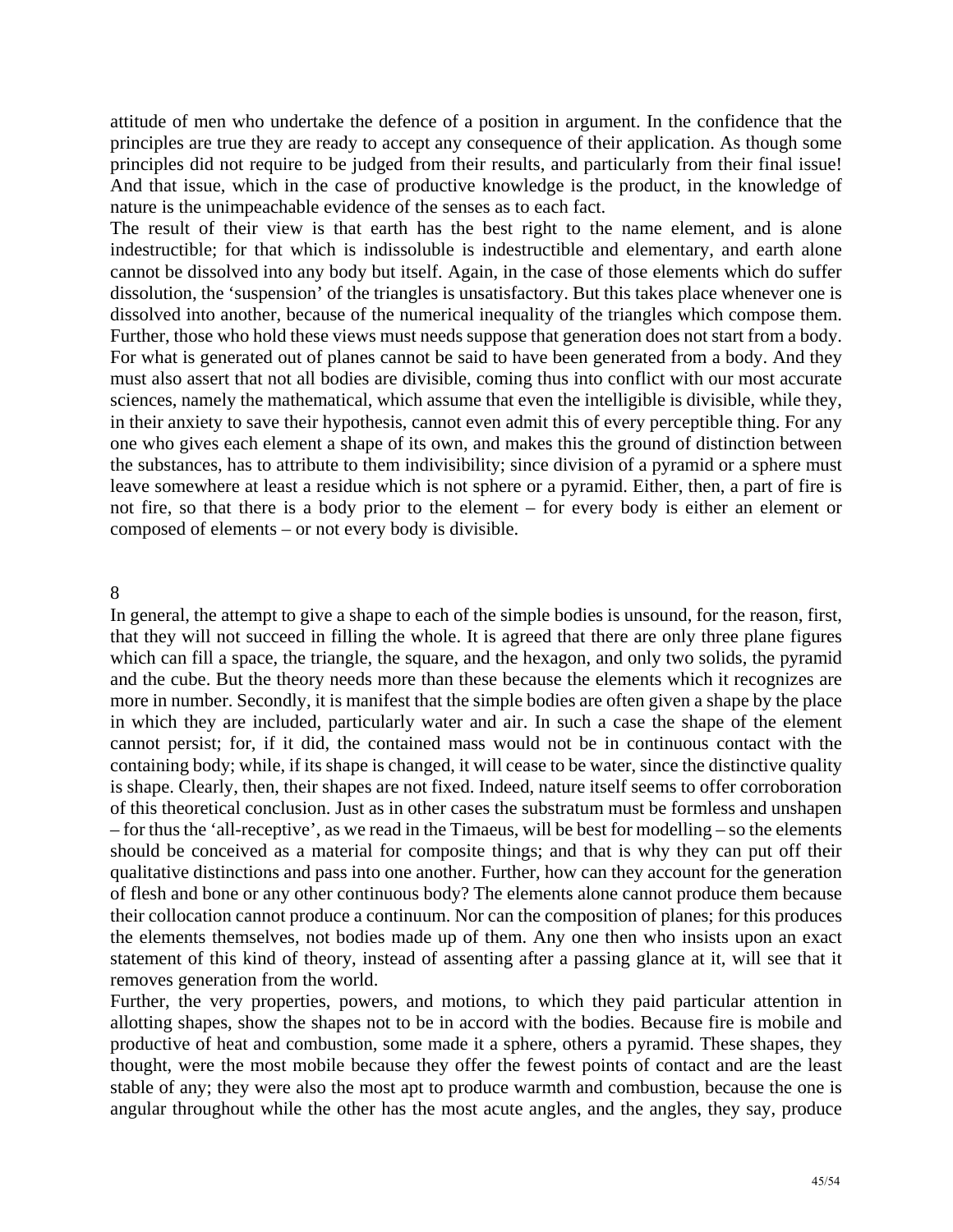attitude of men who undertake the defence of a position in argument. In the confidence that the principles are true they are ready to accept any consequence of their application. As though some principles did not require to be judged from their results, and particularly from their final issue! And that issue, which in the case of productive knowledge is the product, in the knowledge of nature is the unimpeachable evidence of the senses as to each fact.

The result of their view is that earth has the best right to the name element, and is alone indestructible; for that which is indissoluble is indestructible and elementary, and earth alone cannot be dissolved into any body but itself. Again, in the case of those elements which do suffer dissolution, the 'suspension' of the triangles is unsatisfactory. But this takes place whenever one is dissolved into another, because of the numerical inequality of the triangles which compose them. Further, those who hold these views must needs suppose that generation does not start from a body. For what is generated out of planes cannot be said to have been generated from a body. And they must also assert that not all bodies are divisible, coming thus into conflict with our most accurate sciences, namely the mathematical, which assume that even the intelligible is divisible, while they, in their anxiety to save their hypothesis, cannot even admit this of every perceptible thing. For any one who gives each element a shape of its own, and makes this the ground of distinction between the substances, has to attribute to them indivisibility; since division of a pyramid or a sphere must leave somewhere at least a residue which is not sphere or a pyramid. Either, then, a part of fire is not fire, so that there is a body prior to the element – for every body is either an element or composed of elements – or not every body is divisible.

## 8

In general, the attempt to give a shape to each of the simple bodies is unsound, for the reason, first, that they will not succeed in filling the whole. It is agreed that there are only three plane figures which can fill a space, the triangle, the square, and the hexagon, and only two solids, the pyramid and the cube. But the theory needs more than these because the elements which it recognizes are more in number. Secondly, it is manifest that the simple bodies are often given a shape by the place in which they are included, particularly water and air. In such a case the shape of the element cannot persist; for, if it did, the contained mass would not be in continuous contact with the containing body; while, if its shape is changed, it will cease to be water, since the distinctive quality is shape. Clearly, then, their shapes are not fixed. Indeed, nature itself seems to offer corroboration of this theoretical conclusion. Just as in other cases the substratum must be formless and unshapen – for thus the 'all-receptive', as we read in the Timaeus, will be best for modelling – so the elements should be conceived as a material for composite things; and that is why they can put off their qualitative distinctions and pass into one another. Further, how can they account for the generation of flesh and bone or any other continuous body? The elements alone cannot produce them because their collocation cannot produce a continuum. Nor can the composition of planes; for this produces the elements themselves, not bodies made up of them. Any one then who insists upon an exact statement of this kind of theory, instead of assenting after a passing glance at it, will see that it removes generation from the world.

Further, the very properties, powers, and motions, to which they paid particular attention in allotting shapes, show the shapes not to be in accord with the bodies. Because fire is mobile and productive of heat and combustion, some made it a sphere, others a pyramid. These shapes, they thought, were the most mobile because they offer the fewest points of contact and are the least stable of any; they were also the most apt to produce warmth and combustion, because the one is angular throughout while the other has the most acute angles, and the angles, they say, produce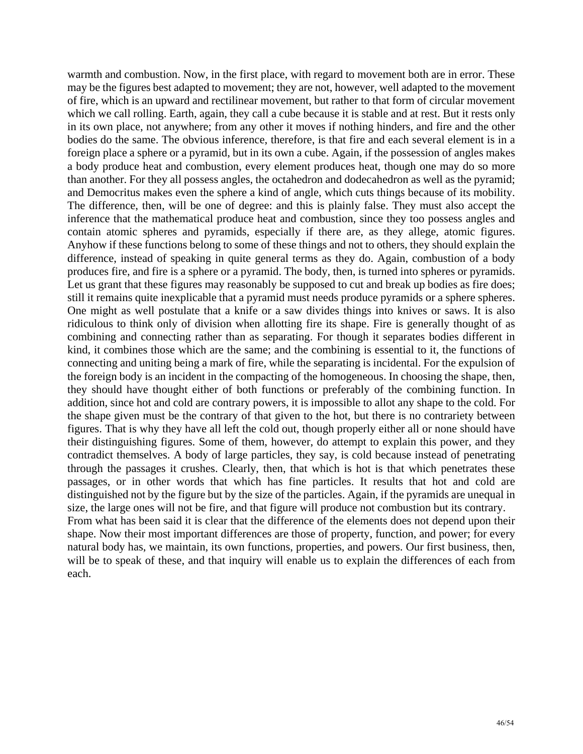warmth and combustion. Now, in the first place, with regard to movement both are in error. These may be the figures best adapted to movement; they are not, however, well adapted to the movement of fire, which is an upward and rectilinear movement, but rather to that form of circular movement which we call rolling. Earth, again, they call a cube because it is stable and at rest. But it rests only in its own place, not anywhere; from any other it moves if nothing hinders, and fire and the other bodies do the same. The obvious inference, therefore, is that fire and each several element is in a foreign place a sphere or a pyramid, but in its own a cube. Again, if the possession of angles makes a body produce heat and combustion, every element produces heat, though one may do so more than another. For they all possess angles, the octahedron and dodecahedron as well as the pyramid; and Democritus makes even the sphere a kind of angle, which cuts things because of its mobility. The difference, then, will be one of degree: and this is plainly false. They must also accept the inference that the mathematical produce heat and combustion, since they too possess angles and contain atomic spheres and pyramids, especially if there are, as they allege, atomic figures. Anyhow if these functions belong to some of these things and not to others, they should explain the difference, instead of speaking in quite general terms as they do. Again, combustion of a body produces fire, and fire is a sphere or a pyramid. The body, then, is turned into spheres or pyramids. Let us grant that these figures may reasonably be supposed to cut and break up bodies as fire does; still it remains quite inexplicable that a pyramid must needs produce pyramids or a sphere spheres. One might as well postulate that a knife or a saw divides things into knives or saws. It is also ridiculous to think only of division when allotting fire its shape. Fire is generally thought of as combining and connecting rather than as separating. For though it separates bodies different in kind, it combines those which are the same; and the combining is essential to it, the functions of connecting and uniting being a mark of fire, while the separating is incidental. For the expulsion of the foreign body is an incident in the compacting of the homogeneous. In choosing the shape, then, they should have thought either of both functions or preferably of the combining function. In addition, since hot and cold are contrary powers, it is impossible to allot any shape to the cold. For the shape given must be the contrary of that given to the hot, but there is no contrariety between figures. That is why they have all left the cold out, though properly either all or none should have their distinguishing figures. Some of them, however, do attempt to explain this power, and they contradict themselves. A body of large particles, they say, is cold because instead of penetrating through the passages it crushes. Clearly, then, that which is hot is that which penetrates these passages, or in other words that which has fine particles. It results that hot and cold are distinguished not by the figure but by the size of the particles. Again, if the pyramids are unequal in size, the large ones will not be fire, and that figure will produce not combustion but its contrary.

From what has been said it is clear that the difference of the elements does not depend upon their shape. Now their most important differences are those of property, function, and power; for every natural body has, we maintain, its own functions, properties, and powers. Our first business, then, will be to speak of these, and that inquiry will enable us to explain the differences of each from each.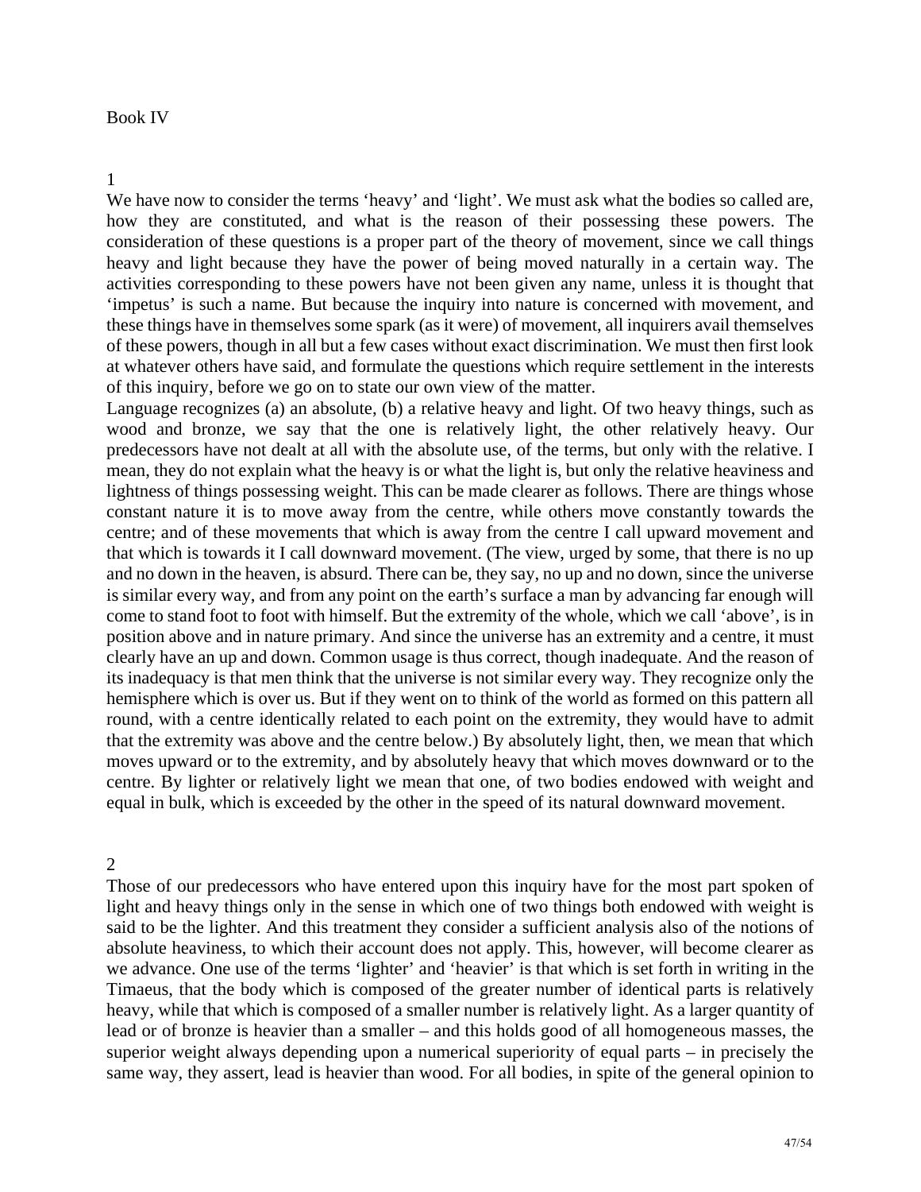## Book IV

### 1

We have now to consider the terms 'heavy' and 'light'. We must ask what the bodies so called are, how they are constituted, and what is the reason of their possessing these powers. The consideration of these questions is a proper part of the theory of movement, since we call things heavy and light because they have the power of being moved naturally in a certain way. The activities corresponding to these powers have not been given any name, unless it is thought that 'impetus' is such a name. But because the inquiry into nature is concerned with movement, and these things have in themselves some spark (as it were) of movement, all inquirers avail themselves of these powers, though in all but a few cases without exact discrimination. We must then first look at whatever others have said, and formulate the questions which require settlement in the interests of this inquiry, before we go on to state our own view of the matter.

Language recognizes (a) an absolute, (b) a relative heavy and light. Of two heavy things, such as wood and bronze, we say that the one is relatively light, the other relatively heavy. Our predecessors have not dealt at all with the absolute use, of the terms, but only with the relative. I mean, they do not explain what the heavy is or what the light is, but only the relative heaviness and lightness of things possessing weight. This can be made clearer as follows. There are things whose constant nature it is to move away from the centre, while others move constantly towards the centre; and of these movements that which is away from the centre I call upward movement and that which is towards it I call downward movement. (The view, urged by some, that there is no up and no down in the heaven, is absurd. There can be, they say, no up and no down, since the universe is similar every way, and from any point on the earth's surface a man by advancing far enough will come to stand foot to foot with himself. But the extremity of the whole, which we call 'above', is in position above and in nature primary. And since the universe has an extremity and a centre, it must clearly have an up and down. Common usage is thus correct, though inadequate. And the reason of its inadequacy is that men think that the universe is not similar every way. They recognize only the hemisphere which is over us. But if they went on to think of the world as formed on this pattern all round, with a centre identically related to each point on the extremity, they would have to admit that the extremity was above and the centre below.) By absolutely light, then, we mean that which moves upward or to the extremity, and by absolutely heavy that which moves downward or to the centre. By lighter or relatively light we mean that one, of two bodies endowed with weight and equal in bulk, which is exceeded by the other in the speed of its natural downward movement.

### 2

Those of our predecessors who have entered upon this inquiry have for the most part spoken of light and heavy things only in the sense in which one of two things both endowed with weight is said to be the lighter. And this treatment they consider a sufficient analysis also of the notions of absolute heaviness, to which their account does not apply. This, however, will become clearer as we advance. One use of the terms 'lighter' and 'heavier' is that which is set forth in writing in the Timaeus, that the body which is composed of the greater number of identical parts is relatively heavy, while that which is composed of a smaller number is relatively light. As a larger quantity of lead or of bronze is heavier than a smaller – and this holds good of all homogeneous masses, the superior weight always depending upon a numerical superiority of equal parts – in precisely the same way, they assert, lead is heavier than wood. For all bodies, in spite of the general opinion to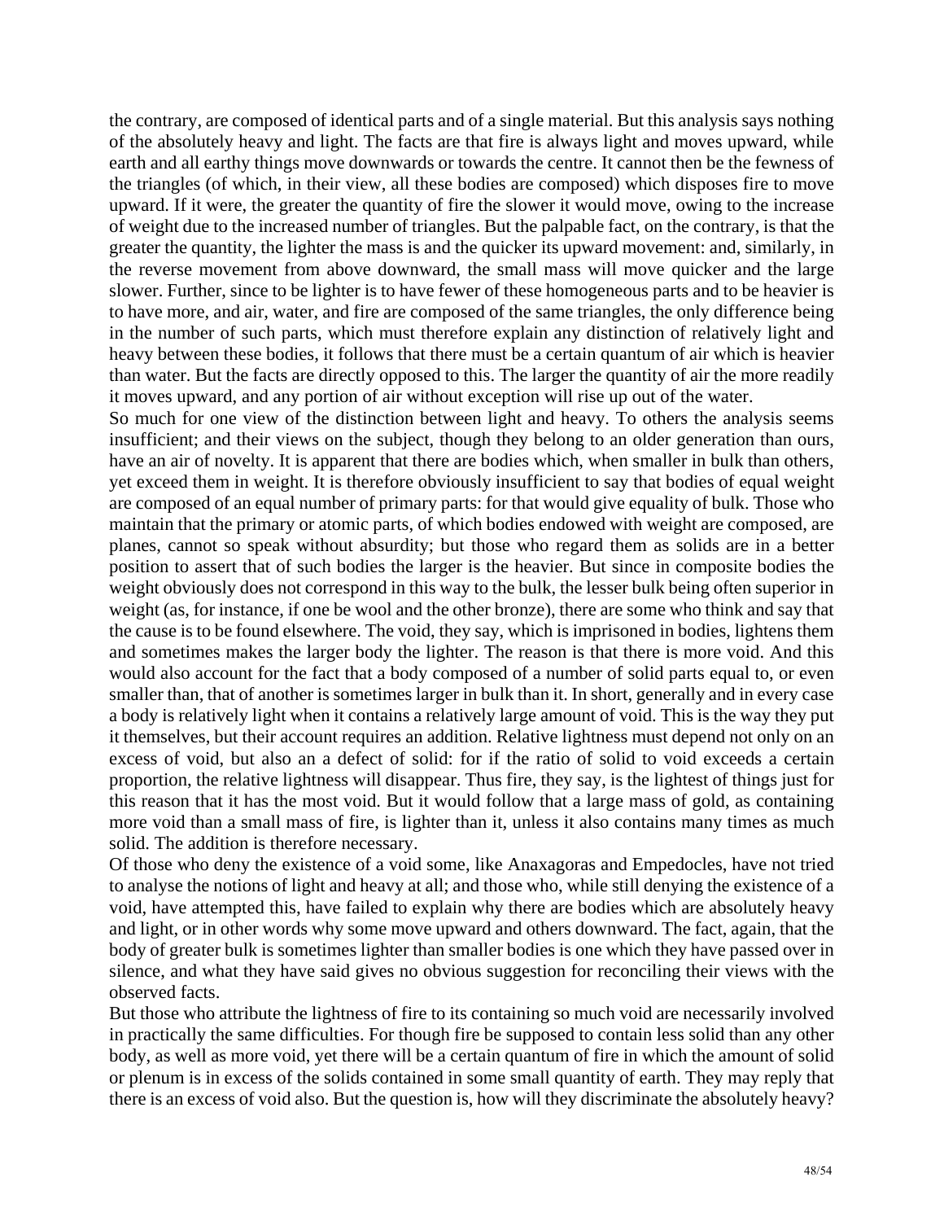the contrary, are composed of identical parts and of a single material. But this analysis says nothing of the absolutely heavy and light. The facts are that fire is always light and moves upward, while earth and all earthy things move downwards or towards the centre. It cannot then be the fewness of the triangles (of which, in their view, all these bodies are composed) which disposes fire to move upward. If it were, the greater the quantity of fire the slower it would move, owing to the increase of weight due to the increased number of triangles. But the palpable fact, on the contrary, is that the greater the quantity, the lighter the mass is and the quicker its upward movement: and, similarly, in the reverse movement from above downward, the small mass will move quicker and the large slower. Further, since to be lighter is to have fewer of these homogeneous parts and to be heavier is to have more, and air, water, and fire are composed of the same triangles, the only difference being in the number of such parts, which must therefore explain any distinction of relatively light and heavy between these bodies, it follows that there must be a certain quantum of air which is heavier than water. But the facts are directly opposed to this. The larger the quantity of air the more readily it moves upward, and any portion of air without exception will rise up out of the water.

So much for one view of the distinction between light and heavy. To others the analysis seems insufficient; and their views on the subject, though they belong to an older generation than ours, have an air of novelty. It is apparent that there are bodies which, when smaller in bulk than others, yet exceed them in weight. It is therefore obviously insufficient to say that bodies of equal weight are composed of an equal number of primary parts: for that would give equality of bulk. Those who maintain that the primary or atomic parts, of which bodies endowed with weight are composed, are planes, cannot so speak without absurdity; but those who regard them as solids are in a better position to assert that of such bodies the larger is the heavier. But since in composite bodies the weight obviously does not correspond in this way to the bulk, the lesser bulk being often superior in weight (as, for instance, if one be wool and the other bronze), there are some who think and say that the cause is to be found elsewhere. The void, they say, which is imprisoned in bodies, lightens them and sometimes makes the larger body the lighter. The reason is that there is more void. And this would also account for the fact that a body composed of a number of solid parts equal to, or even smaller than, that of another is sometimes larger in bulk than it. In short, generally and in every case a body is relatively light when it contains a relatively large amount of void. This is the way they put it themselves, but their account requires an addition. Relative lightness must depend not only on an excess of void, but also an a defect of solid: for if the ratio of solid to void exceeds a certain proportion, the relative lightness will disappear. Thus fire, they say, is the lightest of things just for this reason that it has the most void. But it would follow that a large mass of gold, as containing more void than a small mass of fire, is lighter than it, unless it also contains many times as much solid. The addition is therefore necessary.

Of those who deny the existence of a void some, like Anaxagoras and Empedocles, have not tried to analyse the notions of light and heavy at all; and those who, while still denying the existence of a void, have attempted this, have failed to explain why there are bodies which are absolutely heavy and light, or in other words why some move upward and others downward. The fact, again, that the body of greater bulk is sometimes lighter than smaller bodies is one which they have passed over in silence, and what they have said gives no obvious suggestion for reconciling their views with the observed facts.

But those who attribute the lightness of fire to its containing so much void are necessarily involved in practically the same difficulties. For though fire be supposed to contain less solid than any other body, as well as more void, yet there will be a certain quantum of fire in which the amount of solid or plenum is in excess of the solids contained in some small quantity of earth. They may reply that there is an excess of void also. But the question is, how will they discriminate the absolutely heavy?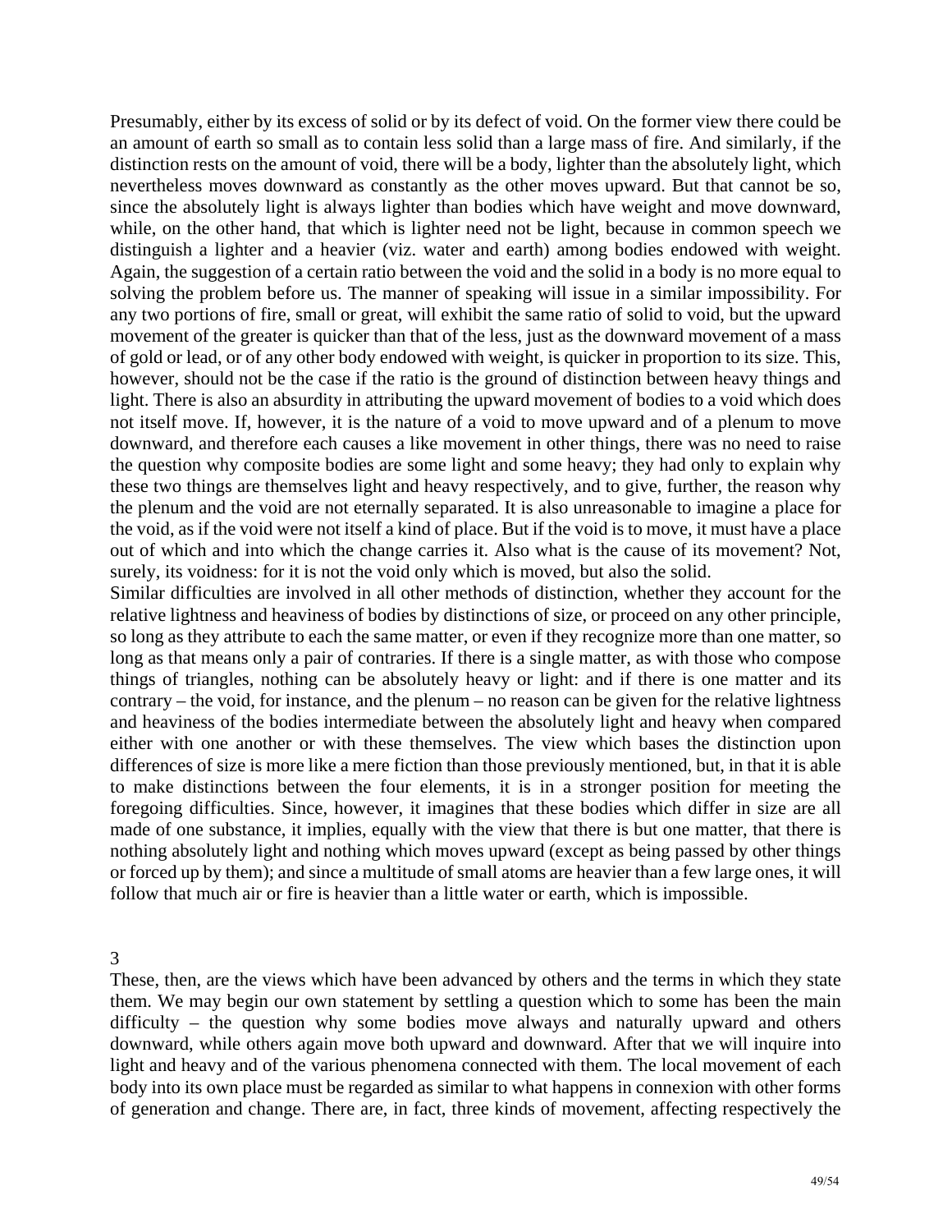Presumably, either by its excess of solid or by its defect of void. On the former view there could be an amount of earth so small as to contain less solid than a large mass of fire. And similarly, if the distinction rests on the amount of void, there will be a body, lighter than the absolutely light, which nevertheless moves downward as constantly as the other moves upward. But that cannot be so, since the absolutely light is always lighter than bodies which have weight and move downward, while, on the other hand, that which is lighter need not be light, because in common speech we distinguish a lighter and a heavier (viz. water and earth) among bodies endowed with weight. Again, the suggestion of a certain ratio between the void and the solid in a body is no more equal to solving the problem before us. The manner of speaking will issue in a similar impossibility. For any two portions of fire, small or great, will exhibit the same ratio of solid to void, but the upward movement of the greater is quicker than that of the less, just as the downward movement of a mass of gold or lead, or of any other body endowed with weight, is quicker in proportion to its size. This, however, should not be the case if the ratio is the ground of distinction between heavy things and light. There is also an absurdity in attributing the upward movement of bodies to a void which does not itself move. If, however, it is the nature of a void to move upward and of a plenum to move downward, and therefore each causes a like movement in other things, there was no need to raise the question why composite bodies are some light and some heavy; they had only to explain why these two things are themselves light and heavy respectively, and to give, further, the reason why the plenum and the void are not eternally separated. It is also unreasonable to imagine a place for the void, as if the void were not itself a kind of place. But if the void is to move, it must have a place out of which and into which the change carries it. Also what is the cause of its movement? Not, surely, its voidness: for it is not the void only which is moved, but also the solid.

Similar difficulties are involved in all other methods of distinction, whether they account for the relative lightness and heaviness of bodies by distinctions of size, or proceed on any other principle, so long as they attribute to each the same matter, or even if they recognize more than one matter, so long as that means only a pair of contraries. If there is a single matter, as with those who compose things of triangles, nothing can be absolutely heavy or light: and if there is one matter and its contrary – the void, for instance, and the plenum – no reason can be given for the relative lightness and heaviness of the bodies intermediate between the absolutely light and heavy when compared either with one another or with these themselves. The view which bases the distinction upon differences of size is more like a mere fiction than those previously mentioned, but, in that it is able to make distinctions between the four elements, it is in a stronger position for meeting the foregoing difficulties. Since, however, it imagines that these bodies which differ in size are all made of one substance, it implies, equally with the view that there is but one matter, that there is nothing absolutely light and nothing which moves upward (except as being passed by other things or forced up by them); and since a multitude of small atoms are heavier than a few large ones, it will follow that much air or fire is heavier than a little water or earth, which is impossible.

## 3

These, then, are the views which have been advanced by others and the terms in which they state them. We may begin our own statement by settling a question which to some has been the main difficulty – the question why some bodies move always and naturally upward and others downward, while others again move both upward and downward. After that we will inquire into light and heavy and of the various phenomena connected with them. The local movement of each body into its own place must be regarded as similar to what happens in connexion with other forms of generation and change. There are, in fact, three kinds of movement, affecting respectively the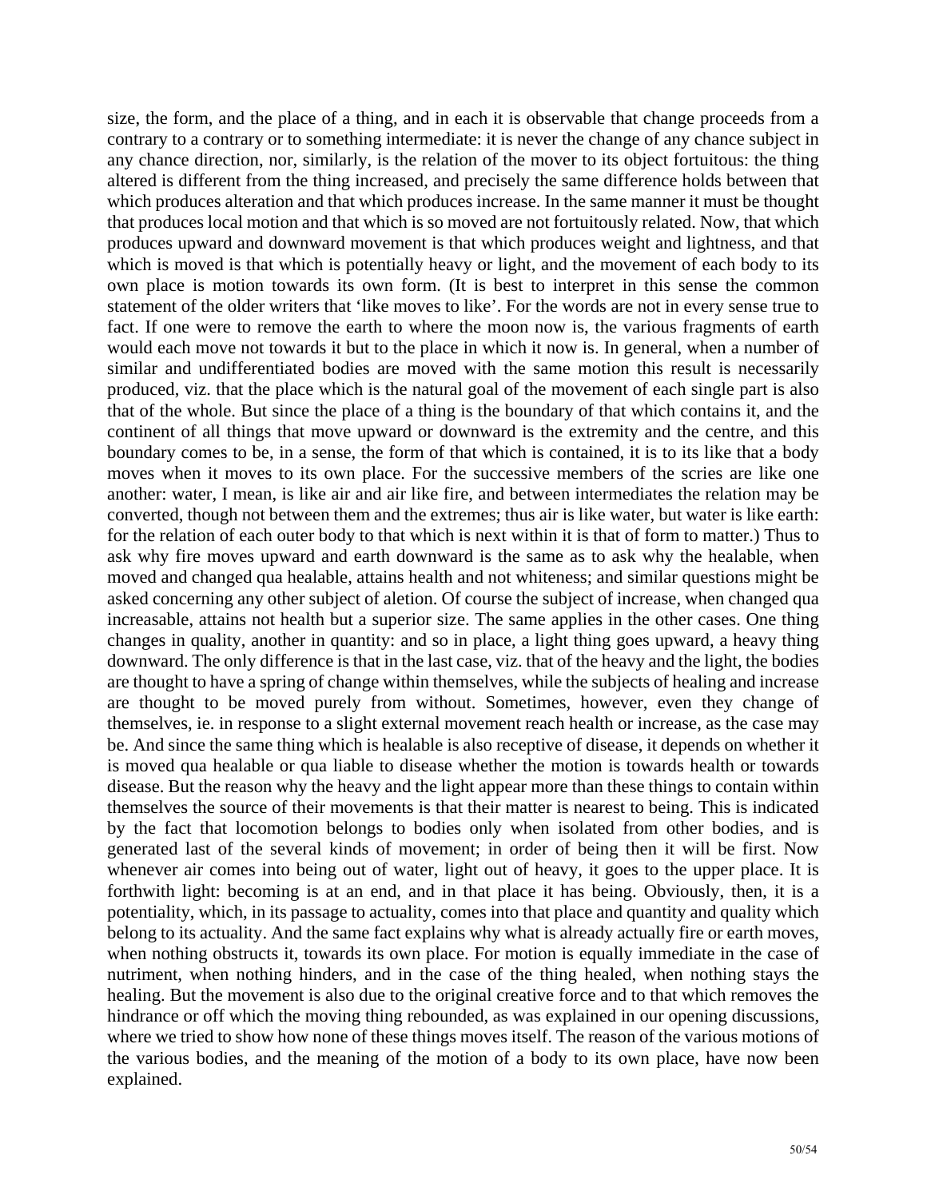size, the form, and the place of a thing, and in each it is observable that change proceeds from a contrary to a contrary or to something intermediate: it is never the change of any chance subject in any chance direction, nor, similarly, is the relation of the mover to its object fortuitous: the thing altered is different from the thing increased, and precisely the same difference holds between that which produces alteration and that which produces increase. In the same manner it must be thought that produces local motion and that which is so moved are not fortuitously related. Now, that which produces upward and downward movement is that which produces weight and lightness, and that which is moved is that which is potentially heavy or light, and the movement of each body to its own place is motion towards its own form. (It is best to interpret in this sense the common statement of the older writers that 'like moves to like'. For the words are not in every sense true to fact. If one were to remove the earth to where the moon now is, the various fragments of earth would each move not towards it but to the place in which it now is. In general, when a number of similar and undifferentiated bodies are moved with the same motion this result is necessarily produced, viz. that the place which is the natural goal of the movement of each single part is also that of the whole. But since the place of a thing is the boundary of that which contains it, and the continent of all things that move upward or downward is the extremity and the centre, and this boundary comes to be, in a sense, the form of that which is contained, it is to its like that a body moves when it moves to its own place. For the successive members of the scries are like one another: water, I mean, is like air and air like fire, and between intermediates the relation may be converted, though not between them and the extremes; thus air is like water, but water is like earth: for the relation of each outer body to that which is next within it is that of form to matter.) Thus to ask why fire moves upward and earth downward is the same as to ask why the healable, when moved and changed qua healable, attains health and not whiteness; and similar questions might be asked concerning any other subject of aletion. Of course the subject of increase, when changed qua increasable, attains not health but a superior size. The same applies in the other cases. One thing changes in quality, another in quantity: and so in place, a light thing goes upward, a heavy thing downward. The only difference is that in the last case, viz. that of the heavy and the light, the bodies are thought to have a spring of change within themselves, while the subjects of healing and increase are thought to be moved purely from without. Sometimes, however, even they change of themselves, ie. in response to a slight external movement reach health or increase, as the case may be. And since the same thing which is healable is also receptive of disease, it depends on whether it is moved qua healable or qua liable to disease whether the motion is towards health or towards disease. But the reason why the heavy and the light appear more than these things to contain within themselves the source of their movements is that their matter is nearest to being. This is indicated by the fact that locomotion belongs to bodies only when isolated from other bodies, and is generated last of the several kinds of movement; in order of being then it will be first. Now whenever air comes into being out of water, light out of heavy, it goes to the upper place. It is forthwith light: becoming is at an end, and in that place it has being. Obviously, then, it is a potentiality, which, in its passage to actuality, comes into that place and quantity and quality which belong to its actuality. And the same fact explains why what is already actually fire or earth moves, when nothing obstructs it, towards its own place. For motion is equally immediate in the case of nutriment, when nothing hinders, and in the case of the thing healed, when nothing stays the healing. But the movement is also due to the original creative force and to that which removes the hindrance or off which the moving thing rebounded, as was explained in our opening discussions, where we tried to show how none of these things moves itself. The reason of the various motions of the various bodies, and the meaning of the motion of a body to its own place, have now been explained.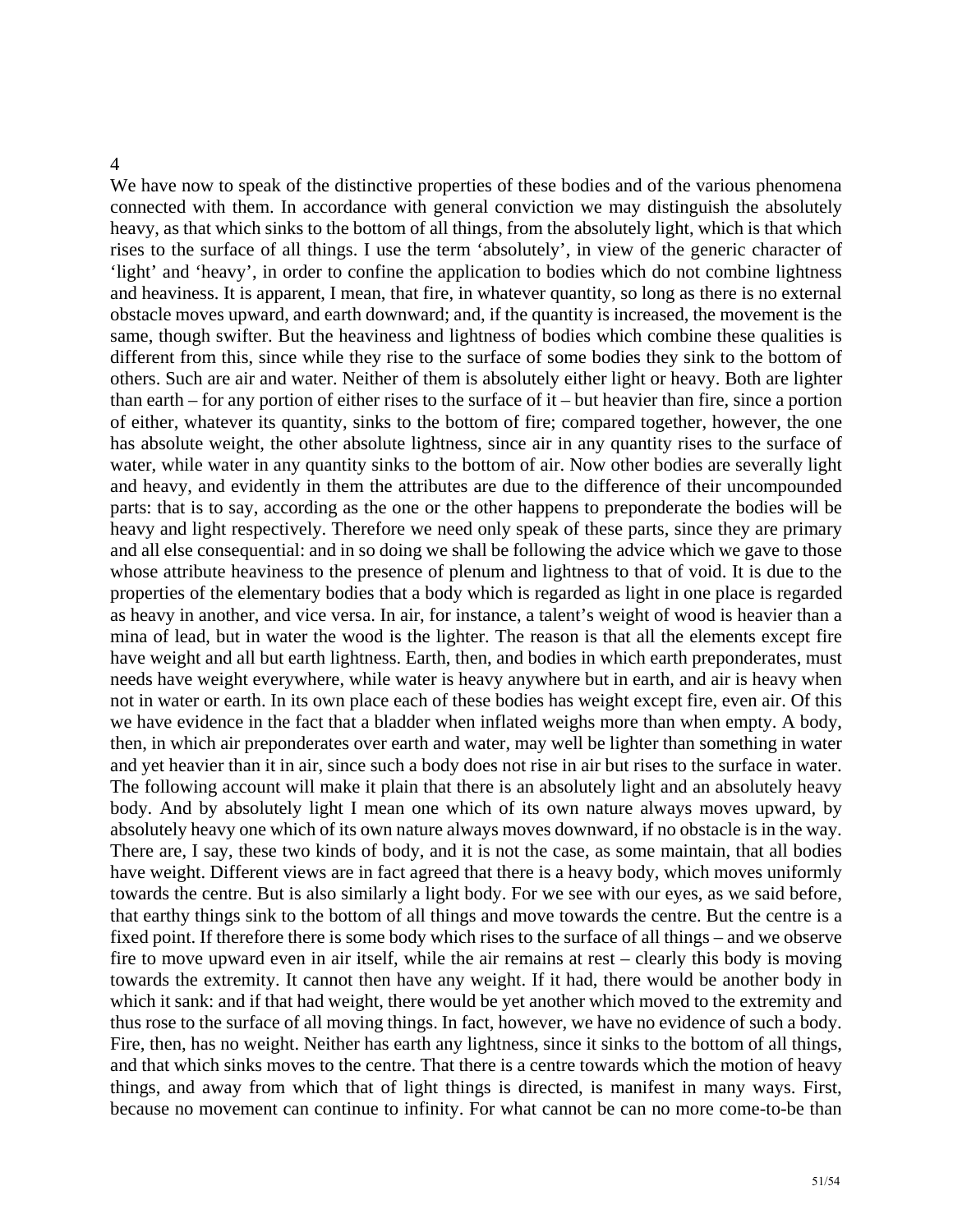## 4

We have now to speak of the distinctive properties of these bodies and of the various phenomena connected with them. In accordance with general conviction we may distinguish the absolutely heavy, as that which sinks to the bottom of all things, from the absolutely light, which is that which rises to the surface of all things. I use the term 'absolutely', in view of the generic character of 'light' and 'heavy', in order to confine the application to bodies which do not combine lightness and heaviness. It is apparent, I mean, that fire, in whatever quantity, so long as there is no external obstacle moves upward, and earth downward; and, if the quantity is increased, the movement is the same, though swifter. But the heaviness and lightness of bodies which combine these qualities is different from this, since while they rise to the surface of some bodies they sink to the bottom of others. Such are air and water. Neither of them is absolutely either light or heavy. Both are lighter than earth – for any portion of either rises to the surface of it – but heavier than fire, since a portion of either, whatever its quantity, sinks to the bottom of fire; compared together, however, the one has absolute weight, the other absolute lightness, since air in any quantity rises to the surface of water, while water in any quantity sinks to the bottom of air. Now other bodies are severally light and heavy, and evidently in them the attributes are due to the difference of their uncompounded parts: that is to say, according as the one or the other happens to preponderate the bodies will be heavy and light respectively. Therefore we need only speak of these parts, since they are primary and all else consequential: and in so doing we shall be following the advice which we gave to those whose attribute heaviness to the presence of plenum and lightness to that of void. It is due to the properties of the elementary bodies that a body which is regarded as light in one place is regarded as heavy in another, and vice versa. In air, for instance, a talent's weight of wood is heavier than a mina of lead, but in water the wood is the lighter. The reason is that all the elements except fire have weight and all but earth lightness. Earth, then, and bodies in which earth preponderates, must needs have weight everywhere, while water is heavy anywhere but in earth, and air is heavy when not in water or earth. In its own place each of these bodies has weight except fire, even air. Of this we have evidence in the fact that a bladder when inflated weighs more than when empty. A body, then, in which air preponderates over earth and water, may well be lighter than something in water and yet heavier than it in air, since such a body does not rise in air but rises to the surface in water. The following account will make it plain that there is an absolutely light and an absolutely heavy body. And by absolutely light I mean one which of its own nature always moves upward, by absolutely heavy one which of its own nature always moves downward, if no obstacle is in the way. There are, I say, these two kinds of body, and it is not the case, as some maintain, that all bodies have weight. Different views are in fact agreed that there is a heavy body, which moves uniformly towards the centre. But is also similarly a light body. For we see with our eyes, as we said before, that earthy things sink to the bottom of all things and move towards the centre. But the centre is a fixed point. If therefore there is some body which rises to the surface of all things – and we observe fire to move upward even in air itself, while the air remains at rest – clearly this body is moving towards the extremity. It cannot then have any weight. If it had, there would be another body in which it sank: and if that had weight, there would be yet another which moved to the extremity and thus rose to the surface of all moving things. In fact, however, we have no evidence of such a body. Fire, then, has no weight. Neither has earth any lightness, since it sinks to the bottom of all things, and that which sinks moves to the centre. That there is a centre towards which the motion of heavy things, and away from which that of light things is directed, is manifest in many ways. First, because no movement can continue to infinity. For what cannot be can no more come-to-be than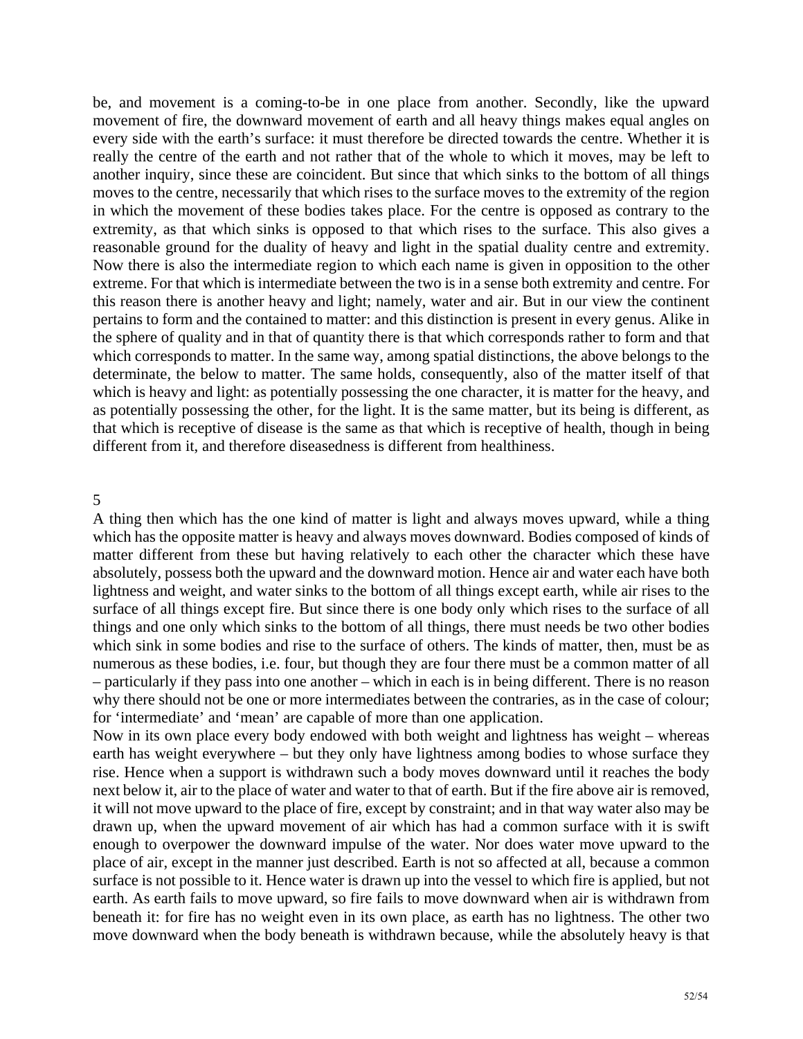be, and movement is a coming-to-be in one place from another. Secondly, like the upward movement of fire, the downward movement of earth and all heavy things makes equal angles on every side with the earth's surface: it must therefore be directed towards the centre. Whether it is really the centre of the earth and not rather that of the whole to which it moves, may be left to another inquiry, since these are coincident. But since that which sinks to the bottom of all things moves to the centre, necessarily that which rises to the surface moves to the extremity of the region in which the movement of these bodies takes place. For the centre is opposed as contrary to the extremity, as that which sinks is opposed to that which rises to the surface. This also gives a reasonable ground for the duality of heavy and light in the spatial duality centre and extremity. Now there is also the intermediate region to which each name is given in opposition to the other extreme. For that which is intermediate between the two is in a sense both extremity and centre. For this reason there is another heavy and light; namely, water and air. But in our view the continent pertains to form and the contained to matter: and this distinction is present in every genus. Alike in the sphere of quality and in that of quantity there is that which corresponds rather to form and that which corresponds to matter. In the same way, among spatial distinctions, the above belongs to the determinate, the below to matter. The same holds, consequently, also of the matter itself of that which is heavy and light: as potentially possessing the one character, it is matter for the heavy, and as potentially possessing the other, for the light. It is the same matter, but its being is different, as that which is receptive of disease is the same as that which is receptive of health, though in being different from it, and therefore diseasedness is different from healthiness.

## 5

A thing then which has the one kind of matter is light and always moves upward, while a thing which has the opposite matter is heavy and always moves downward. Bodies composed of kinds of matter different from these but having relatively to each other the character which these have absolutely, possess both the upward and the downward motion. Hence air and water each have both lightness and weight, and water sinks to the bottom of all things except earth, while air rises to the surface of all things except fire. But since there is one body only which rises to the surface of all things and one only which sinks to the bottom of all things, there must needs be two other bodies which sink in some bodies and rise to the surface of others. The kinds of matter, then, must be as numerous as these bodies, i.e. four, but though they are four there must be a common matter of all – particularly if they pass into one another – which in each is in being different. There is no reason why there should not be one or more intermediates between the contraries, as in the case of colour; for 'intermediate' and 'mean' are capable of more than one application.

Now in its own place every body endowed with both weight and lightness has weight – whereas earth has weight everywhere – but they only have lightness among bodies to whose surface they rise. Hence when a support is withdrawn such a body moves downward until it reaches the body next below it, air to the place of water and water to that of earth. But if the fire above air is removed, it will not move upward to the place of fire, except by constraint; and in that way water also may be drawn up, when the upward movement of air which has had a common surface with it is swift enough to overpower the downward impulse of the water. Nor does water move upward to the place of air, except in the manner just described. Earth is not so affected at all, because a common surface is not possible to it. Hence water is drawn up into the vessel to which fire is applied, but not earth. As earth fails to move upward, so fire fails to move downward when air is withdrawn from beneath it: for fire has no weight even in its own place, as earth has no lightness. The other two move downward when the body beneath is withdrawn because, while the absolutely heavy is that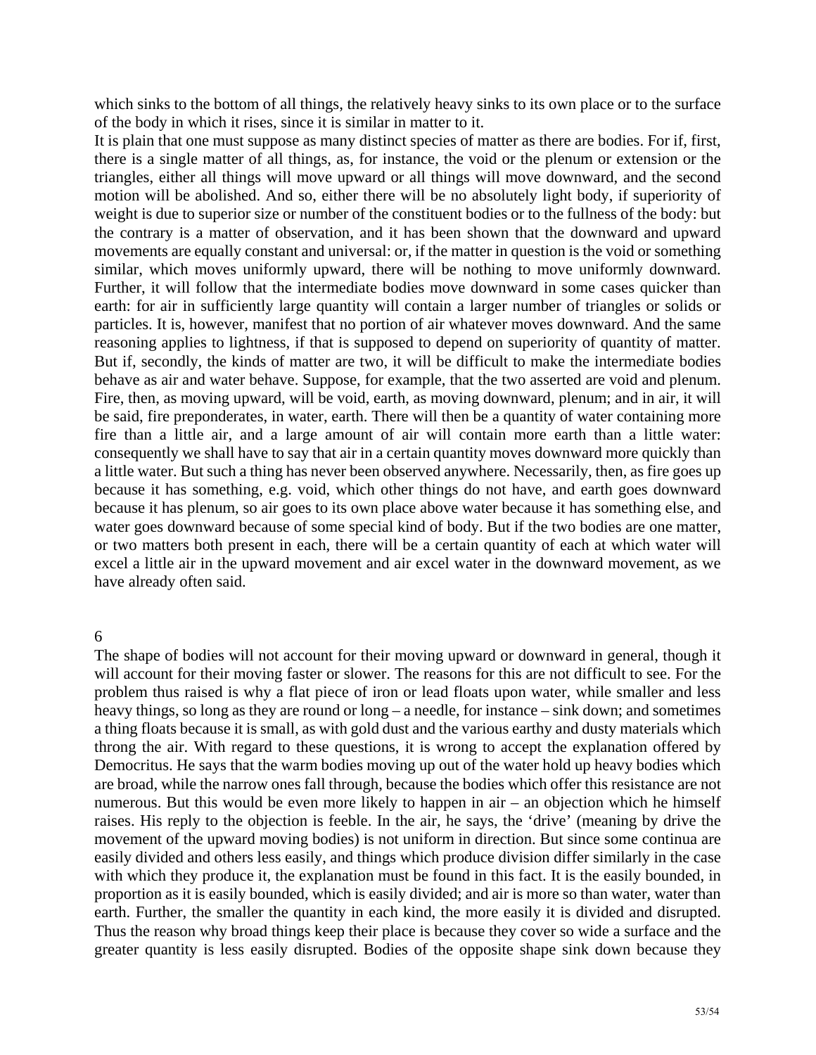which sinks to the bottom of all things, the relatively heavy sinks to its own place or to the surface of the body in which it rises, since it is similar in matter to it.

It is plain that one must suppose as many distinct species of matter as there are bodies. For if, first, there is a single matter of all things, as, for instance, the void or the plenum or extension or the triangles, either all things will move upward or all things will move downward, and the second motion will be abolished. And so, either there will be no absolutely light body, if superiority of weight is due to superior size or number of the constituent bodies or to the fullness of the body: but the contrary is a matter of observation, and it has been shown that the downward and upward movements are equally constant and universal: or, if the matter in question is the void or something similar, which moves uniformly upward, there will be nothing to move uniformly downward. Further, it will follow that the intermediate bodies move downward in some cases quicker than earth: for air in sufficiently large quantity will contain a larger number of triangles or solids or particles. It is, however, manifest that no portion of air whatever moves downward. And the same reasoning applies to lightness, if that is supposed to depend on superiority of quantity of matter. But if, secondly, the kinds of matter are two, it will be difficult to make the intermediate bodies behave as air and water behave. Suppose, for example, that the two asserted are void and plenum. Fire, then, as moving upward, will be void, earth, as moving downward, plenum; and in air, it will be said, fire preponderates, in water, earth. There will then be a quantity of water containing more fire than a little air, and a large amount of air will contain more earth than a little water: consequently we shall have to say that air in a certain quantity moves downward more quickly than a little water. But such a thing has never been observed anywhere. Necessarily, then, as fire goes up because it has something, e.g. void, which other things do not have, and earth goes downward because it has plenum, so air goes to its own place above water because it has something else, and water goes downward because of some special kind of body. But if the two bodies are one matter, or two matters both present in each, there will be a certain quantity of each at which water will excel a little air in the upward movement and air excel water in the downward movement, as we have already often said.

## 6

The shape of bodies will not account for their moving upward or downward in general, though it will account for their moving faster or slower. The reasons for this are not difficult to see. For the problem thus raised is why a flat piece of iron or lead floats upon water, while smaller and less heavy things, so long as they are round or long – a needle, for instance – sink down; and sometimes a thing floats because it is small, as with gold dust and the various earthy and dusty materials which throng the air. With regard to these questions, it is wrong to accept the explanation offered by Democritus. He says that the warm bodies moving up out of the water hold up heavy bodies which are broad, while the narrow ones fall through, because the bodies which offer this resistance are not numerous. But this would be even more likely to happen in air – an objection which he himself raises. His reply to the objection is feeble. In the air, he says, the 'drive' (meaning by drive the movement of the upward moving bodies) is not uniform in direction. But since some continua are easily divided and others less easily, and things which produce division differ similarly in the case with which they produce it, the explanation must be found in this fact. It is the easily bounded, in proportion as it is easily bounded, which is easily divided; and air is more so than water, water than earth. Further, the smaller the quantity in each kind, the more easily it is divided and disrupted. Thus the reason why broad things keep their place is because they cover so wide a surface and the greater quantity is less easily disrupted. Bodies of the opposite shape sink down because they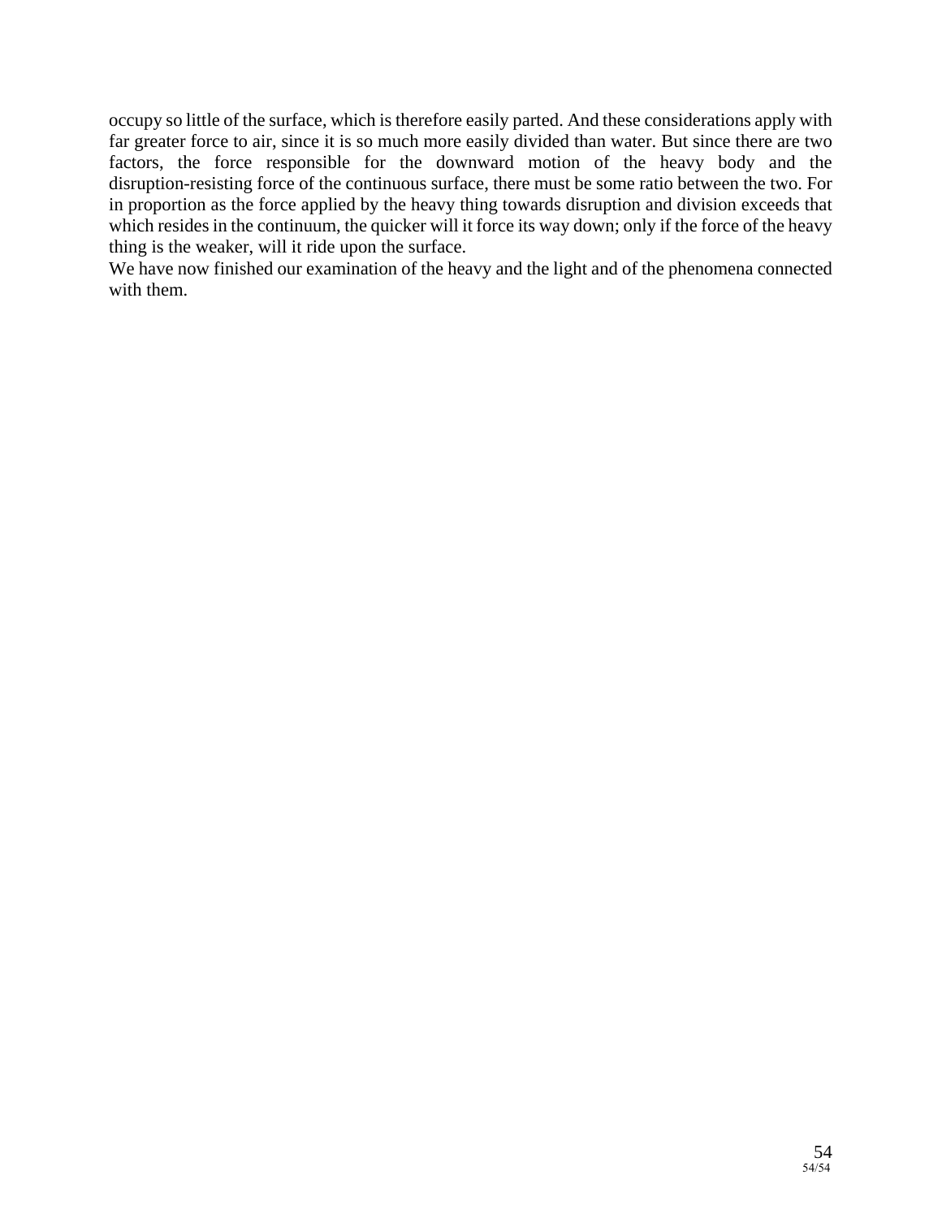occupy so little of the surface, which is therefore easily parted. And these considerations apply with far greater force to air, since it is so much more easily divided than water. But since there are two factors, the force responsible for the downward motion of the heavy body and the disruption-resisting force of the continuous surface, there must be some ratio between the two. For in proportion as the force applied by the heavy thing towards disruption and division exceeds that which resides in the continuum, the quicker will it force its way down; only if the force of the heavy thing is the weaker, will it ride upon the surface.

We have now finished our examination of the heavy and the light and of the phenomena connected with them.